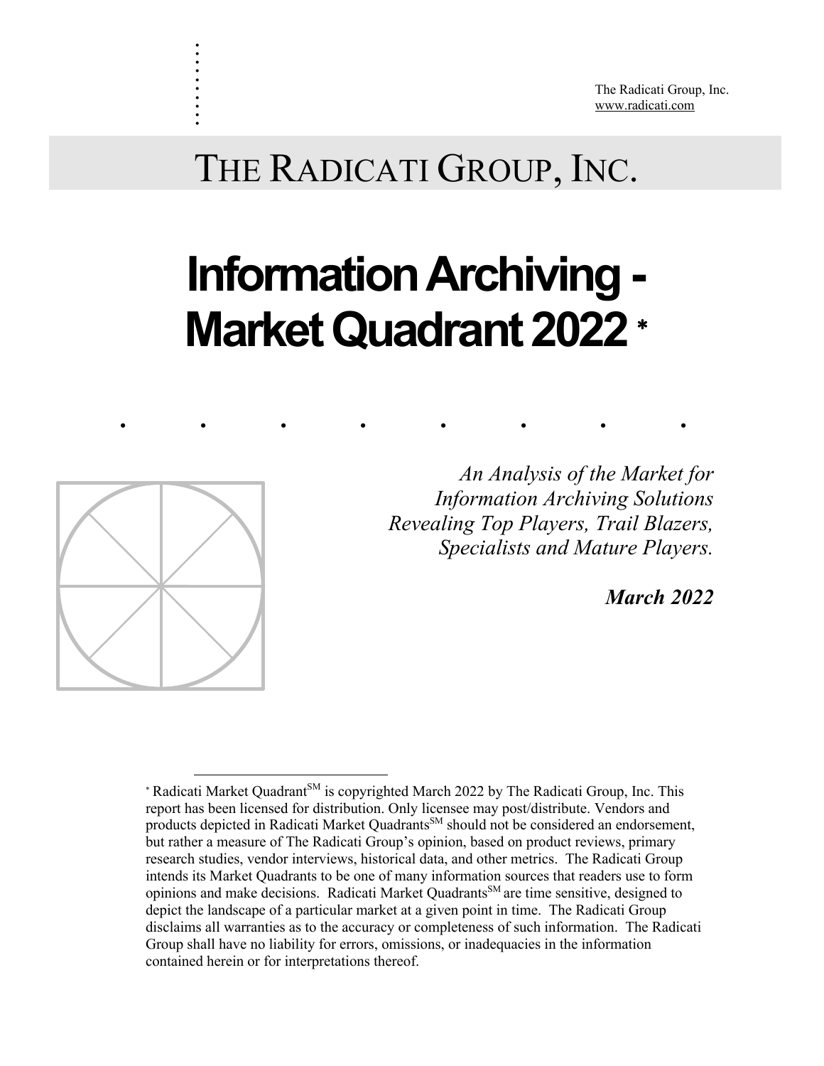The Radicati Group, Inc.
www.radicati.com

# THE RADICATI GROUP, INC.

# Information Archiving - Market Quadrant 2022 *

*An Analysis of the Market for Information Archiving Solutions Revealing Top Players, Trail Blazers, Specialists and Mature Players.*

***March 2022***

* Radicati Market Quadrant[SM] is copyrighted March 2022 by The Radicati Group, Inc. This report has been licensed for distribution. Only licensee may post/distribute. Vendors and products depicted in Radicati Market Quadrants[SM] should not be considered an endorsement, but rather a measure of The Radicati Group's opinion, based on product reviews, primary research studies, vendor interviews, historical data, and other metrics. The Radicati Group intends its Market Quadrants to be one of many information sources that readers use to form opinions and make decisions. Radicati Market Quadrants[SM] are time sensitive, designed to depict the landscape of a particular market at a given point in time. The Radicati Group disclaims all warranties as to the accuracy or completeness of such information. The Radicati Group shall have no liability for errors, omissions, or inadequacies in the information contained herein or for interpretations thereof.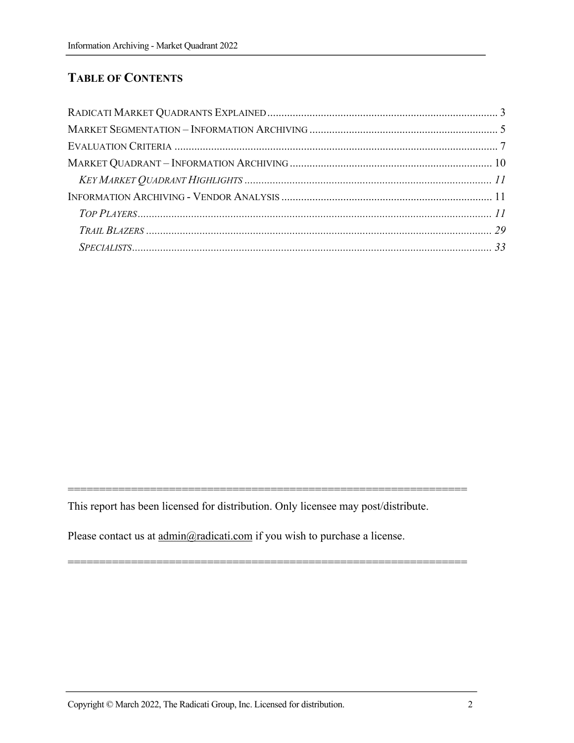# TABLE OF CONTENTS

RADICATI MARKET QUADRANTS EXPLAINED ................................................................................. 3

MARKET SEGMENTATION – INFORMATION ARCHIVING .................................................................... 5

EVALUATION CRITERIA ................................................................................................................... 7

MARKET QUADRANT – INFORMATION ARCHIVING ....................................................................... 10

*KEY MARKET QUADRANT HIGHLIGHTS ....................................................................................... 11*

INFORMATION ARCHIVING - VENDOR ANALYSIS ........................................................................... 11

*TOP PLAYERS ............................................................................................................................ 11*

*TRAIL BLAZERS ......................................................................................................................... 29*

*SPECIALISTS .............................................................................................................................. 33*

=================================================================

This report has been licensed for distribution. Only licensee may post/distribute.

Please contact us at admin@radicati.com if you wish to purchase a license.

=================================================================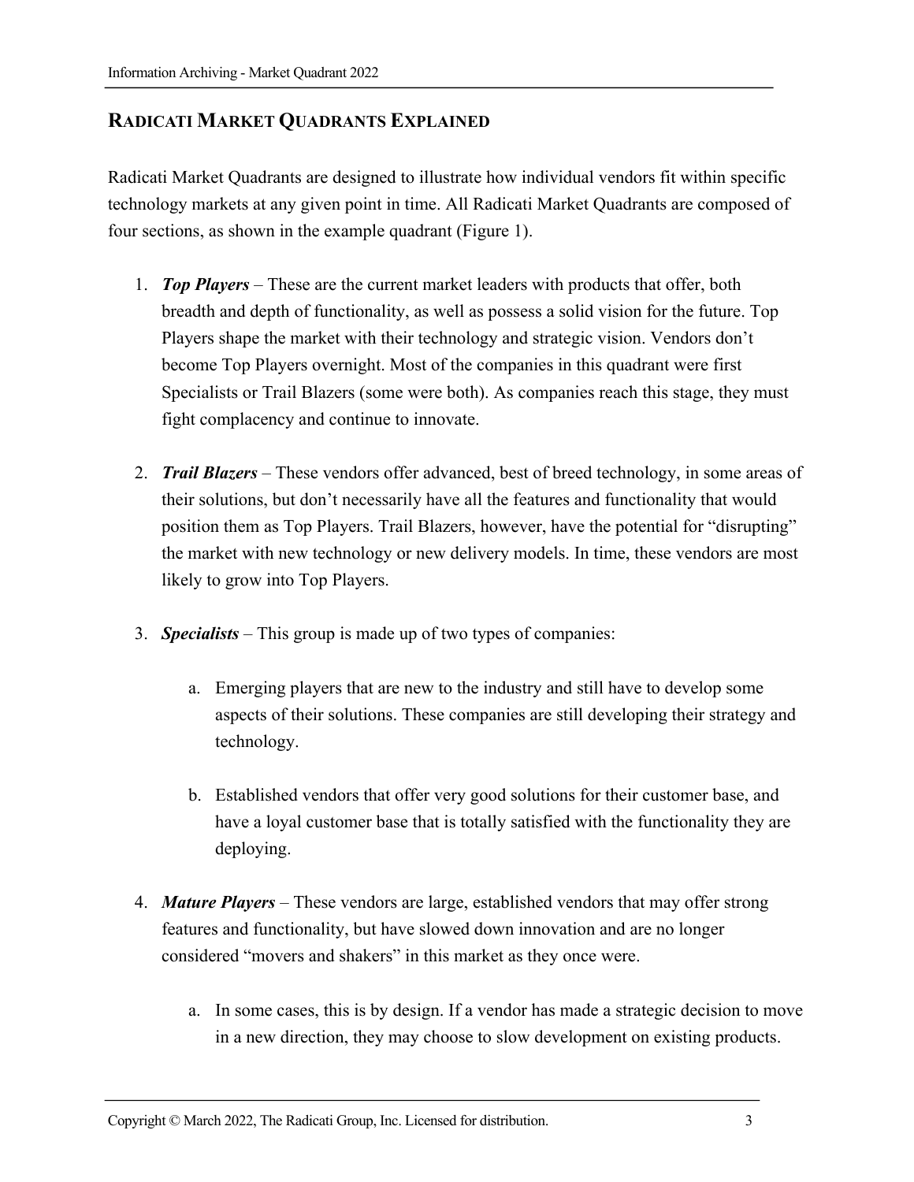## RADICATI MARKET QUADRANTS EXPLAINED

Radicati Market Quadrants are designed to illustrate how individual vendors fit within specific technology markets at any given point in time. All Radicati Market Quadrants are composed of four sections, as shown in the example quadrant (Figure 1).

1. ***Top Players*** – These are the current market leaders with products that offer, both breadth and depth of functionality, as well as possess a solid vision for the future. Top Players shape the market with their technology and strategic vision. Vendors don't become Top Players overnight. Most of the companies in this quadrant were first Specialists or Trail Blazers (some were both). As companies reach this stage, they must fight complacency and continue to innovate.

2. ***Trail Blazers*** – These vendors offer advanced, best of breed technology, in some areas of their solutions, but don't necessarily have all the features and functionality that would position them as Top Players. Trail Blazers, however, have the potential for "disrupting" the market with new technology or new delivery models. In time, these vendors are most likely to grow into Top Players.

3. ***Specialists*** – This group is made up of two types of companies:

   a. Emerging players that are new to the industry and still have to develop some aspects of their solutions. These companies are still developing their strategy and technology.

   b. Established vendors that offer very good solutions for their customer base, and have a loyal customer base that is totally satisfied with the functionality they are deploying.

4. ***Mature Players*** – These vendors are large, established vendors that may offer strong features and functionality, but have slowed down innovation and are no longer considered "movers and shakers" in this market as they once were.

   a. In some cases, this is by design. If a vendor has made a strategic decision to move in a new direction, they may choose to slow development on existing products.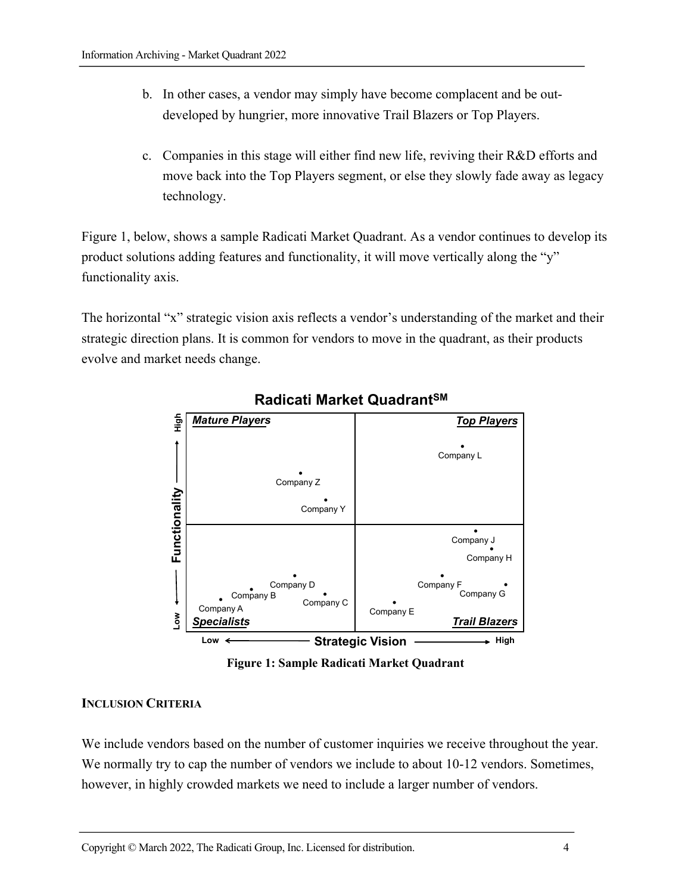b. In other cases, a vendor may simply have become complacent and be out-developed by hungrier, more innovative Trail Blazers or Top Players.

c. Companies in this stage will either find new life, reviving their R&D efforts and move back into the Top Players segment, or else they slowly fade away as legacy technology.

Figure 1, below, shows a sample Radicati Market Quadrant. As a vendor continues to develop its product solutions adding features and functionality, it will move vertically along the "y" functionality axis.

The horizontal "x" strategic vision axis reflects a vendor's understanding of the market and their strategic direction plans. It is common for vendors to move in the quadrant, as their products evolve and market needs change.

**Figure 1: Sample Radicati Market Quadrant**

## INCLUSION CRITERIA

We include vendors based on the number of customer inquiries we receive throughout the year. We normally try to cap the number of vendors we include to about 10-12 vendors. Sometimes, however, in highly crowded markets we need to include a larger number of vendors.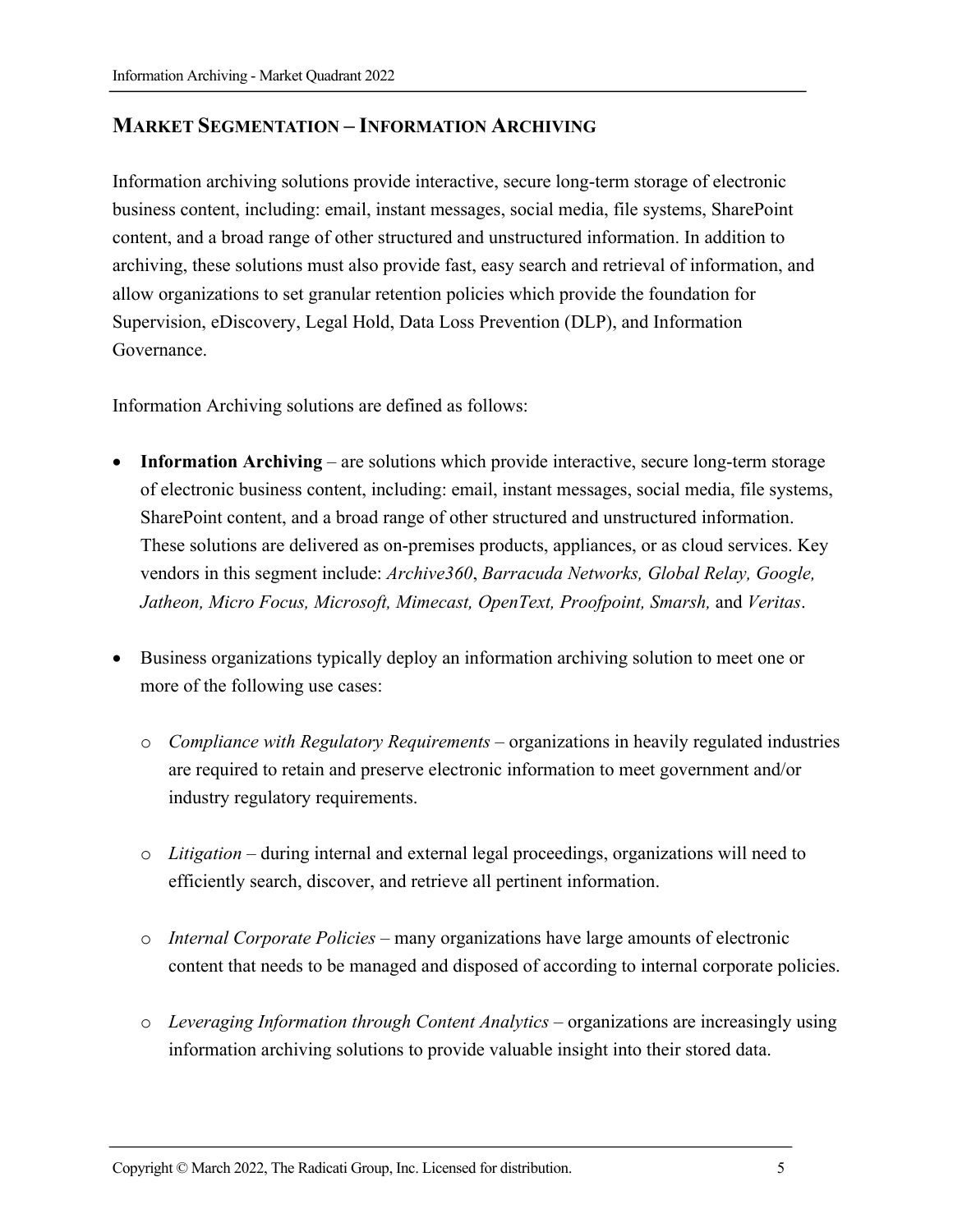## MARKET SEGMENTATION – INFORMATION ARCHIVING

Information archiving solutions provide interactive, secure long-term storage of electronic business content, including: email, instant messages, social media, file systems, SharePoint content, and a broad range of other structured and unstructured information. In addition to archiving, these solutions must also provide fast, easy search and retrieval of information, and allow organizations to set granular retention policies which provide the foundation for Supervision, eDiscovery, Legal Hold, Data Loss Prevention (DLP), and Information Governance.

Information Archiving solutions are defined as follows:

- **Information Archiving** – are solutions which provide interactive, secure long-term storage of electronic business content, including: email, instant messages, social media, file systems, SharePoint content, and a broad range of other structured and unstructured information. These solutions are delivered as on-premises products, appliances, or as cloud services. Key vendors in this segment include: *Archive360*, *Barracuda Networks, Global Relay, Google, Jatheon, Micro Focus, Microsoft, Mimecast, OpenText, Proofpoint, Smarsh,* and *Veritas*.

- Business organizations typically deploy an information archiving solution to meet one or more of the following use cases:

    - *Compliance with Regulatory Requirements* – organizations in heavily regulated industries are required to retain and preserve electronic information to meet government and/or industry regulatory requirements.

    - *Litigation* – during internal and external legal proceedings, organizations will need to efficiently search, discover, and retrieve all pertinent information.

    - *Internal Corporate Policies* – many organizations have large amounts of electronic content that needs to be managed and disposed of according to internal corporate policies.

    - *Leveraging Information through Content Analytics* – organizations are increasingly using information archiving solutions to provide valuable insight into their stored data.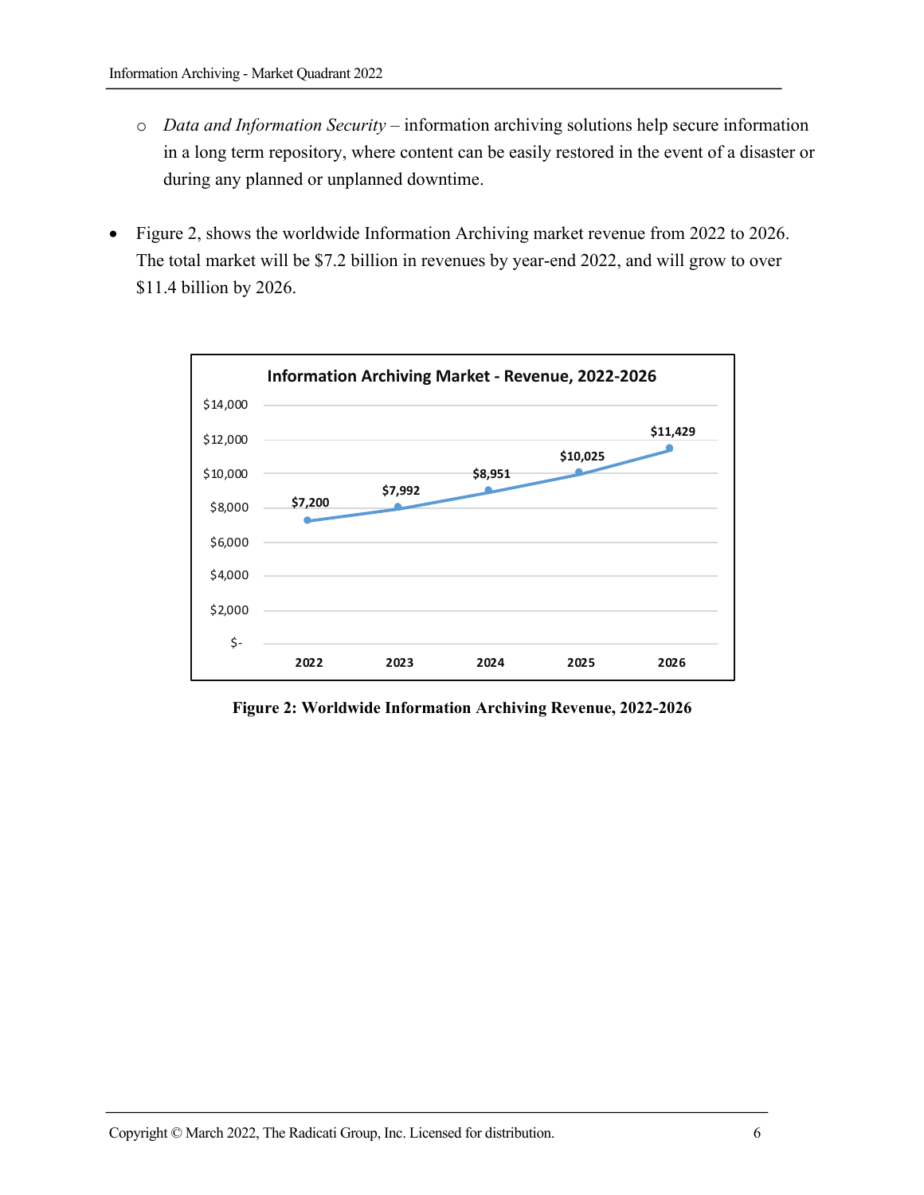- *Data and Information Security* – information archiving solutions help secure information in a long term repository, where content can be easily restored in the event of a disaster or during any planned or unplanned downtime.

- Figure 2, shows the worldwide Information Archiving market revenue from 2022 to 2026. The total market will be $7.2 billion in revenues by year-end 2022, and will grow to over $11.4 billion by 2026.

**Information Archiving Market - Revenue, 2022-2026**

| Year | Revenue |
|---|---|
| 2022 | $7,200 |
| 2023 | $7,992 |
| 2024 | $8,951 |
| 2025 | $10,025 |
| 2026 | $11,429 |

**Figure 2: Worldwide Information Archiving Revenue, 2022-2026**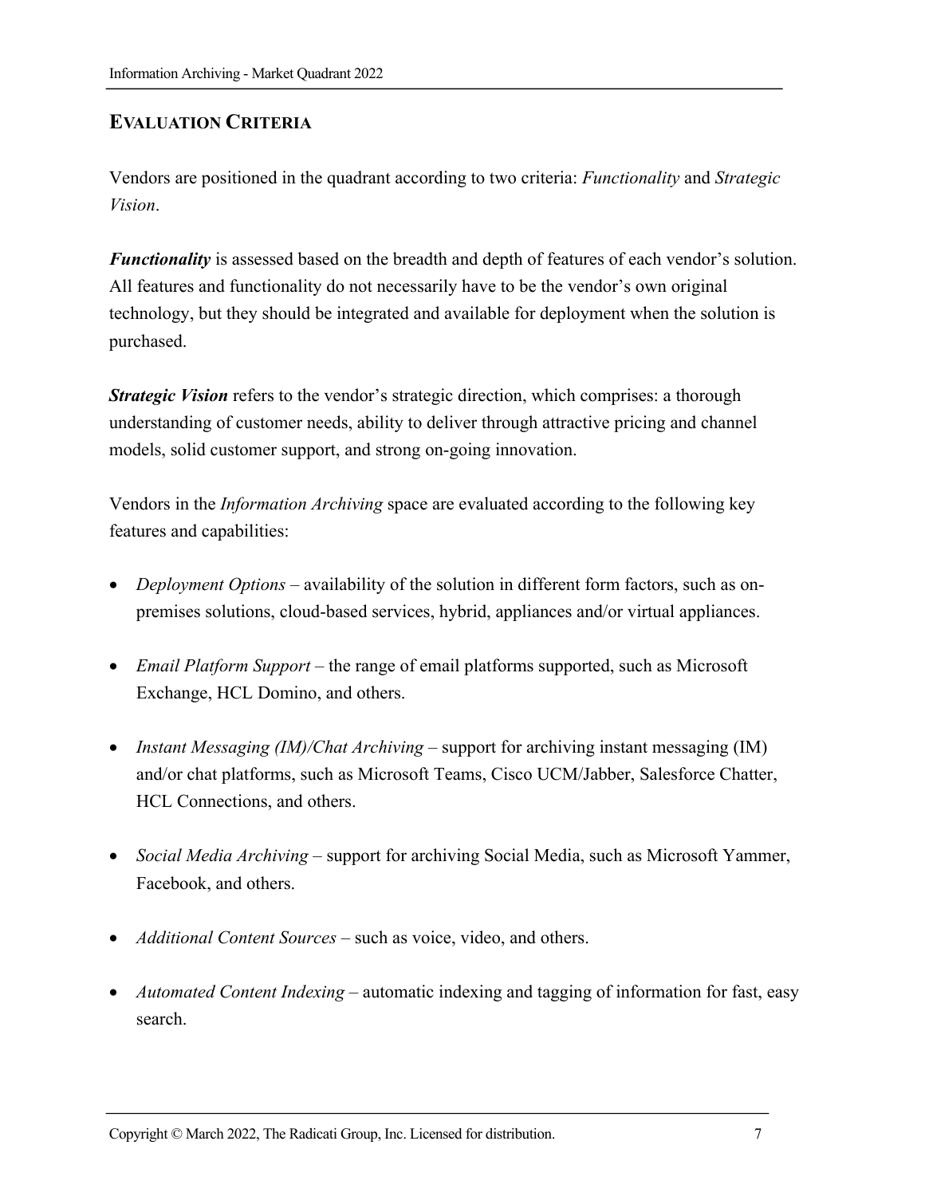## Evaluation Criteria

Vendors are positioned in the quadrant according to two criteria: *Functionality* and *Strategic Vision*.

***Functionality*** is assessed based on the breadth and depth of features of each vendor's solution. All features and functionality do not necessarily have to be the vendor's own original technology, but they should be integrated and available for deployment when the solution is purchased.

***Strategic Vision*** refers to the vendor's strategic direction, which comprises: a thorough understanding of customer needs, ability to deliver through attractive pricing and channel models, solid customer support, and strong on-going innovation.

Vendors in the *Information Archiving* space are evaluated according to the following key features and capabilities:

- *Deployment Options* – availability of the solution in different form factors, such as on-premises solutions, cloud-based services, hybrid, appliances and/or virtual appliances.
- *Email Platform Support* – the range of email platforms supported, such as Microsoft Exchange, HCL Domino, and others.
- *Instant Messaging (IM)/Chat Archiving* – support for archiving instant messaging (IM) and/or chat platforms, such as Microsoft Teams, Cisco UCM/Jabber, Salesforce Chatter, HCL Connections, and others.
- *Social Media Archiving* – support for archiving Social Media, such as Microsoft Yammer, Facebook, and others.
- *Additional Content Sources* – such as voice, video, and others.
- *Automated Content Indexing* – automatic indexing and tagging of information for fast, easy search.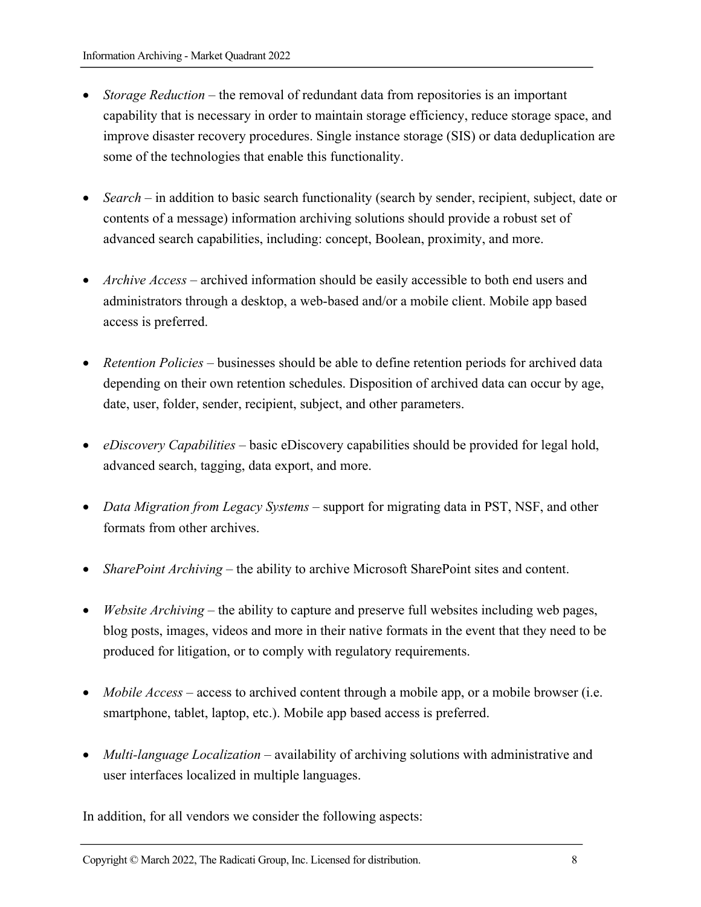- *Storage Reduction* – the removal of redundant data from repositories is an important capability that is necessary in order to maintain storage efficiency, reduce storage space, and improve disaster recovery procedures. Single instance storage (SIS) or data deduplication are some of the technologies that enable this functionality.

- *Search* – in addition to basic search functionality (search by sender, recipient, subject, date or contents of a message) information archiving solutions should provide a robust set of advanced search capabilities, including: concept, Boolean, proximity, and more.

- *Archive Access* – archived information should be easily accessible to both end users and administrators through a desktop, a web-based and/or a mobile client. Mobile app based access is preferred.

- *Retention Policies* – businesses should be able to define retention periods for archived data depending on their own retention schedules. Disposition of archived data can occur by age, date, user, folder, sender, recipient, subject, and other parameters.

- *eDiscovery Capabilities* – basic eDiscovery capabilities should be provided for legal hold, advanced search, tagging, data export, and more.

- *Data Migration from Legacy Systems* – support for migrating data in PST, NSF, and other formats from other archives.

- *SharePoint Archiving* – the ability to archive Microsoft SharePoint sites and content.

- *Website Archiving* – the ability to capture and preserve full websites including web pages, blog posts, images, videos and more in their native formats in the event that they need to be produced for litigation, or to comply with regulatory requirements.

- *Mobile Access* – access to archived content through a mobile app, or a mobile browser (i.e. smartphone, tablet, laptop, etc.). Mobile app based access is preferred.

- *Multi-language Localization* – availability of archiving solutions with administrative and user interfaces localized in multiple languages.

In addition, for all vendors we consider the following aspects: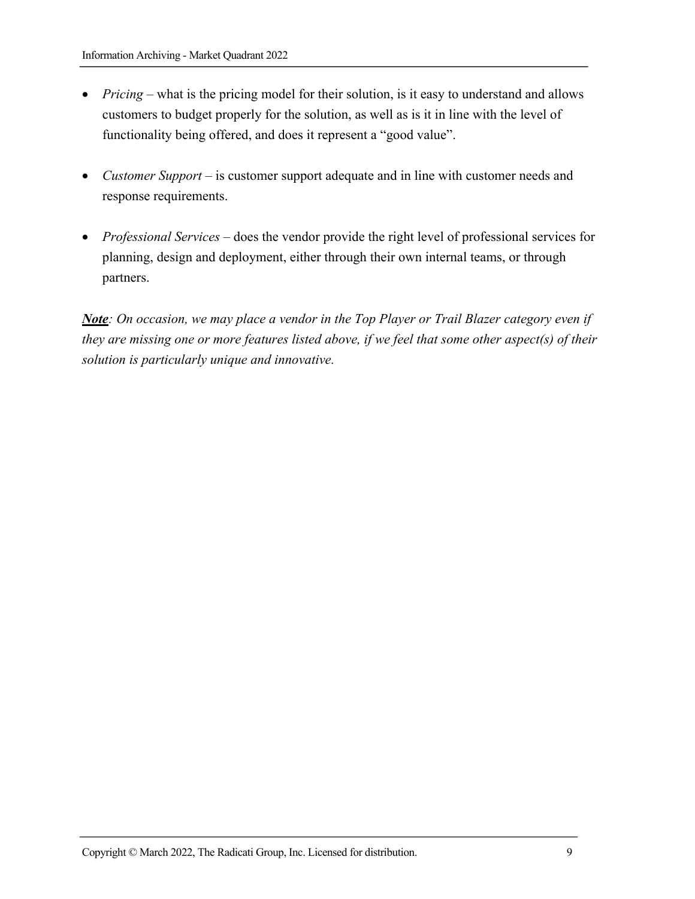- *Pricing* – what is the pricing model for their solution, is it easy to understand and allows customers to budget properly for the solution, as well as is it in line with the level of functionality being offered, and does it represent a "good value".

- *Customer Support* – is customer support adequate and in line with customer needs and response requirements.

- *Professional Services* – does the vendor provide the right level of professional services for planning, design and deployment, either through their own internal teams, or through partners.

***Note****: On occasion, we may place a vendor in the Top Player or Trail Blazer category even if they are missing one or more features listed above, if we feel that some other aspect(s) of their solution is particularly unique and innovative.*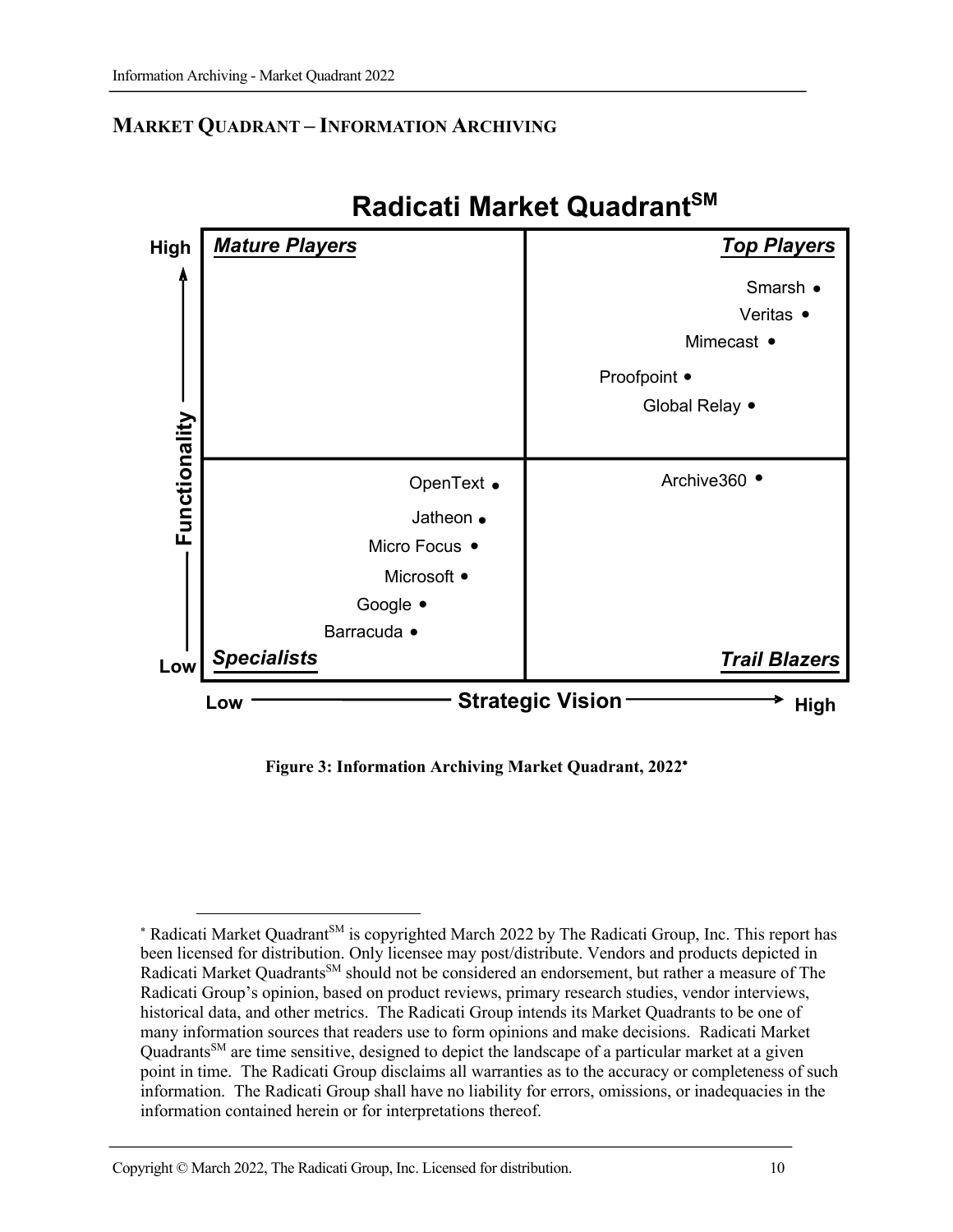## Market Quadrant – Information Archiving

**Radicati Market Quadrant℠**

| | Low Strategic Vision | High Strategic Vision |
|---|---|---|
| **High Functionality** | ***Mature Players*** | ***Top Players***: Smarsh, Veritas, Mimecast, Proofpoint, Global Relay |
| **Low Functionality** | ***Specialists***: OpenText, Jatheon, Micro Focus, Microsoft, Google, Barracuda | ***Trail Blazers***: Archive360 |

Functionality (Low → High); Strategic Vision (Low → High)

**Figure 3: Information Archiving Market Quadrant, 2022***

---

\* Radicati Market Quadrant℠ is copyrighted March 2022 by The Radicati Group, Inc. This report has been licensed for distribution. Only licensee may post/distribute. Vendors and products depicted in Radicati Market Quadrants℠ should not be considered an endorsement, but rather a measure of The Radicati Group's opinion, based on product reviews, primary research studies, vendor interviews, historical data, and other metrics. The Radicati Group intends its Market Quadrants to be one of many information sources that readers use to form opinions and make decisions. Radicati Market Quadrants℠ are time sensitive, designed to depict the landscape of a particular market at a given point in time. The Radicati Group disclaims all warranties as to the accuracy or completeness of such information. The Radicati Group shall have no liability for errors, omissions, or inadequacies in the information contained herein or for interpretations thereof.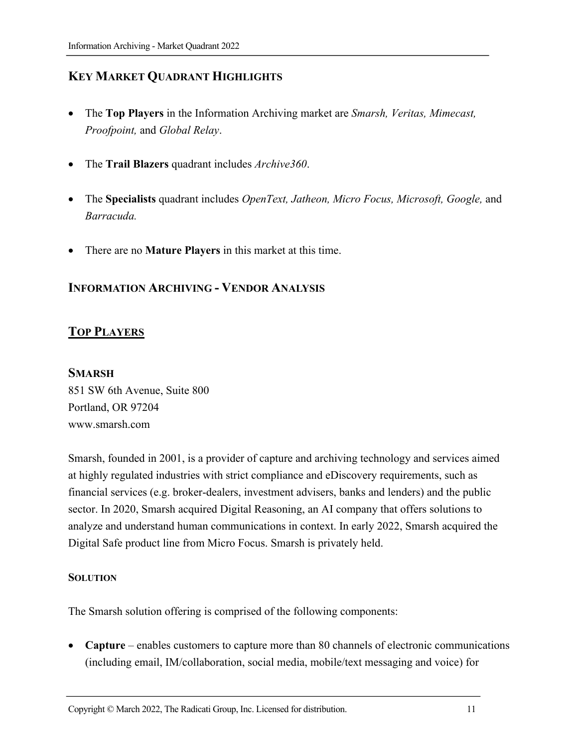## Key Market Quadrant Highlights

- The **Top Players** in the Information Archiving market are *Smarsh, Veritas, Mimecast, Proofpoint,* and *Global Relay*.
- The **Trail Blazers** quadrant includes *Archive360*.
- The **Specialists** quadrant includes *OpenText, Jatheon, Micro Focus, Microsoft, Google,* and *Barracuda.*
- There are no **Mature Players** in this market at this time.

## Information Archiving - Vendor Analysis

## Top Players

### Smarsh

851 SW 6th Avenue, Suite 800
Portland, OR 97204
www.smarsh.com

Smarsh, founded in 2001, is a provider of capture and archiving technology and services aimed at highly regulated industries with strict compliance and eDiscovery requirements, such as financial services (e.g. broker-dealers, investment advisers, banks and lenders) and the public sector. In 2020, Smarsh acquired Digital Reasoning, an AI company that offers solutions to analyze and understand human communications in context. In early 2022, Smarsh acquired the Digital Safe product line from Micro Focus. Smarsh is privately held.

#### Solution

The Smarsh solution offering is comprised of the following components:

- **Capture** – enables customers to capture more than 80 channels of electronic communications (including email, IM/collaboration, social media, mobile/text messaging and voice) for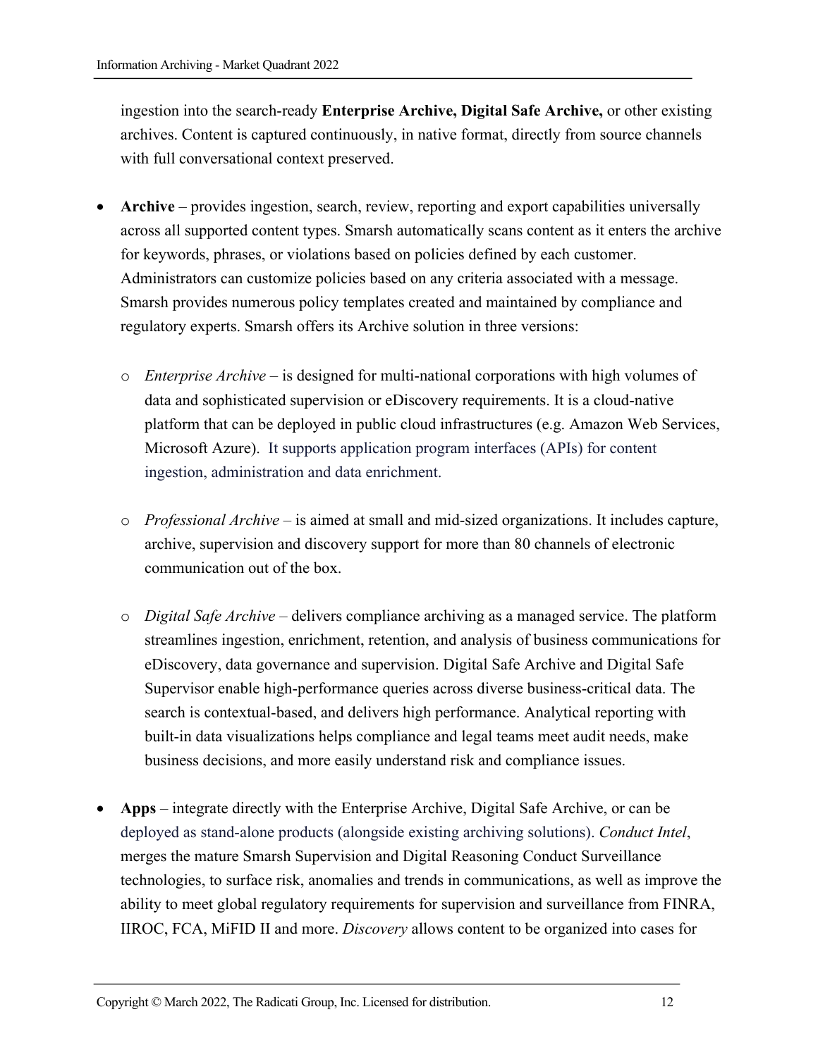ingestion into the search-ready **Enterprise Archive, Digital Safe Archive,** or other existing archives. Content is captured continuously, in native format, directly from source channels with full conversational context preserved.

- **Archive** – provides ingestion, search, review, reporting and export capabilities universally across all supported content types. Smarsh automatically scans content as it enters the archive for keywords, phrases, or violations based on policies defined by each customer. Administrators can customize policies based on any criteria associated with a message. Smarsh provides numerous policy templates created and maintained by compliance and regulatory experts. Smarsh offers its Archive solution in three versions:

    - *Enterprise Archive* – is designed for multi-national corporations with high volumes of data and sophisticated supervision or eDiscovery requirements. It is a cloud-native platform that can be deployed in public cloud infrastructures (e.g. Amazon Web Services, Microsoft Azure). It supports application program interfaces (APIs) for content ingestion, administration and data enrichment.

    - *Professional Archive* – is aimed at small and mid-sized organizations. It includes capture, archive, supervision and discovery support for more than 80 channels of electronic communication out of the box.

    - *Digital Safe Archive* – delivers compliance archiving as a managed service. The platform streamlines ingestion, enrichment, retention, and analysis of business communications for eDiscovery, data governance and supervision. Digital Safe Archive and Digital Safe Supervisor enable high-performance queries across diverse business-critical data. The search is contextual-based, and delivers high performance. Analytical reporting with built-in data visualizations helps compliance and legal teams meet audit needs, make business decisions, and more easily understand risk and compliance issues.

- **Apps** – integrate directly with the Enterprise Archive, Digital Safe Archive, or can be deployed as stand-alone products (alongside existing archiving solutions). *Conduct Intel*, merges the mature Smarsh Supervision and Digital Reasoning Conduct Surveillance technologies, to surface risk, anomalies and trends in communications, as well as improve the ability to meet global regulatory requirements for supervision and surveillance from FINRA, IIROC, FCA, MiFID II and more. *Discovery* allows content to be organized into cases for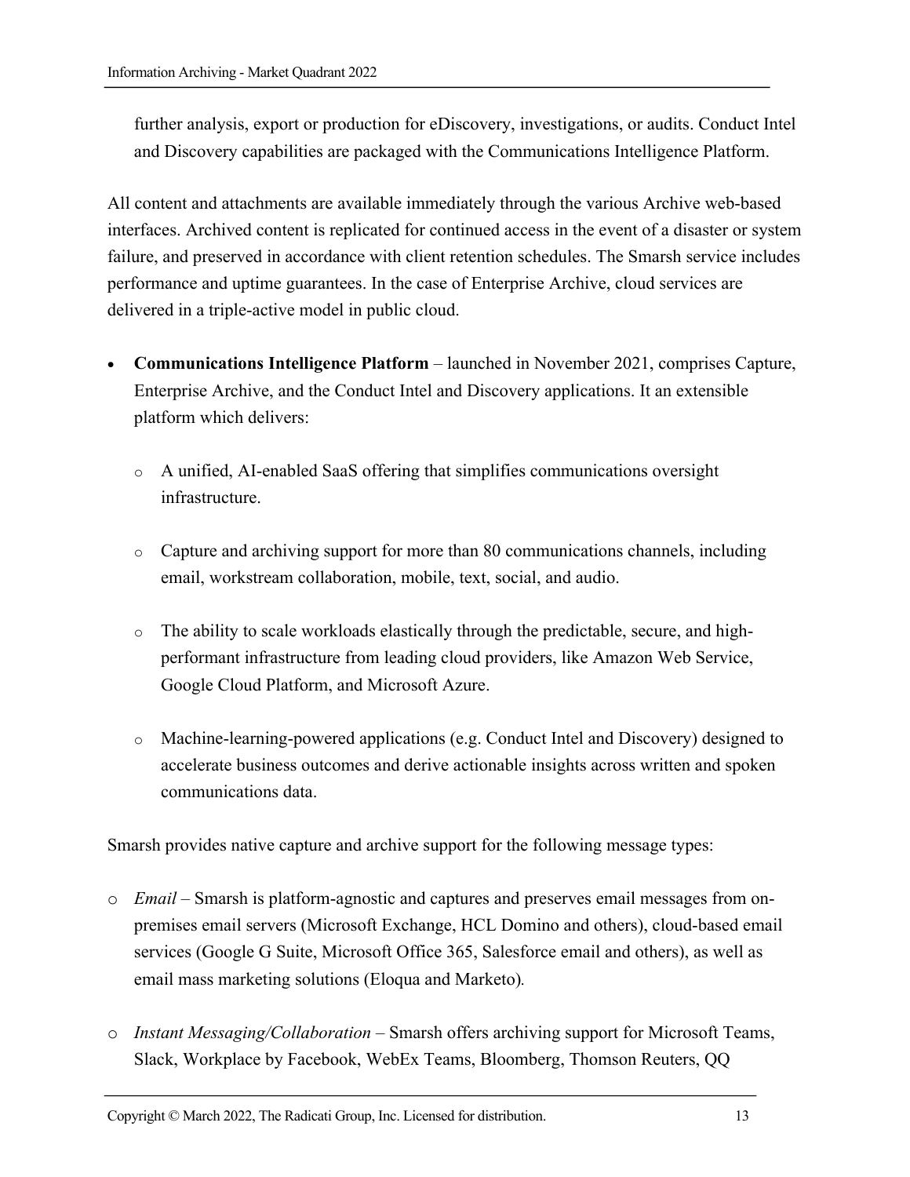further analysis, export or production for eDiscovery, investigations, or audits. Conduct Intel and Discovery capabilities are packaged with the Communications Intelligence Platform.

All content and attachments are available immediately through the various Archive web-based interfaces. Archived content is replicated for continued access in the event of a disaster or system failure, and preserved in accordance with client retention schedules. The Smarsh service includes performance and uptime guarantees. In the case of Enterprise Archive, cloud services are delivered in a triple-active model in public cloud.

- **Communications Intelligence Platform** – launched in November 2021, comprises Capture, Enterprise Archive, and the Conduct Intel and Discovery applications. It an extensible platform which delivers:
    - A unified, AI-enabled SaaS offering that simplifies communications oversight infrastructure.
    - Capture and archiving support for more than 80 communications channels, including email, workstream collaboration, mobile, text, social, and audio.
    - The ability to scale workloads elastically through the predictable, secure, and high-performant infrastructure from leading cloud providers, like Amazon Web Service, Google Cloud Platform, and Microsoft Azure.
    - Machine-learning-powered applications (e.g. Conduct Intel and Discovery) designed to accelerate business outcomes and derive actionable insights across written and spoken communications data.

Smarsh provides native capture and archive support for the following message types:

- *Email* – Smarsh is platform-agnostic and captures and preserves email messages from on-premises email servers (Microsoft Exchange, HCL Domino and others), cloud-based email services (Google G Suite, Microsoft Office 365, Salesforce email and others), as well as email mass marketing solutions (Eloqua and Marketo).
- *Instant Messaging/Collaboration* – Smarsh offers archiving support for Microsoft Teams, Slack, Workplace by Facebook, WebEx Teams, Bloomberg, Thomson Reuters, QQ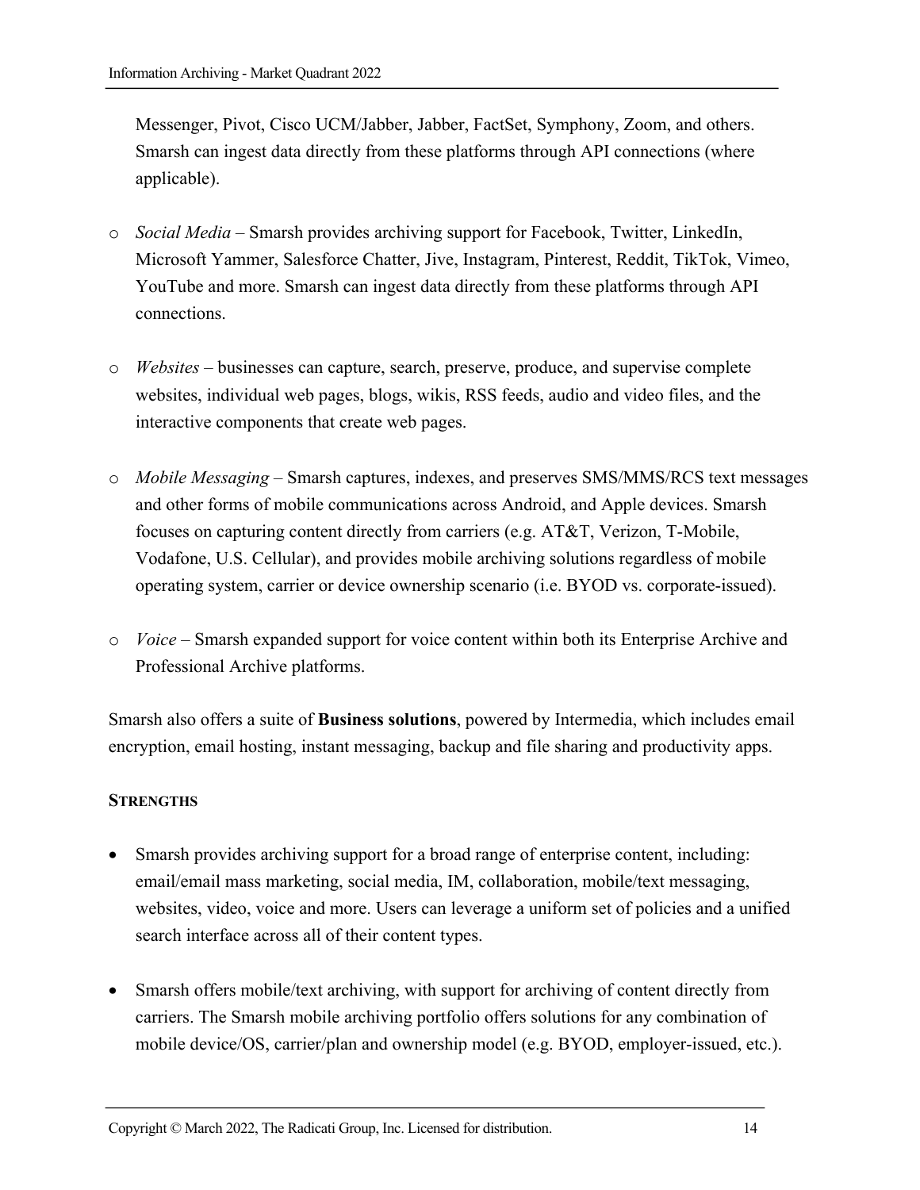Messenger, Pivot, Cisco UCM/Jabber, Jabber, FactSet, Symphony, Zoom, and others. Smarsh can ingest data directly from these platforms through API connections (where applicable).

- *Social Media* – Smarsh provides archiving support for Facebook, Twitter, LinkedIn, Microsoft Yammer, Salesforce Chatter, Jive, Instagram, Pinterest, Reddit, TikTok, Vimeo, YouTube and more. Smarsh can ingest data directly from these platforms through API connections.

- *Websites* – businesses can capture, search, preserve, produce, and supervise complete websites, individual web pages, blogs, wikis, RSS feeds, audio and video files, and the interactive components that create web pages.

- *Mobile Messaging* – Smarsh captures, indexes, and preserves SMS/MMS/RCS text messages and other forms of mobile communications across Android, and Apple devices. Smarsh focuses on capturing content directly from carriers (e.g. AT&T, Verizon, T-Mobile, Vodafone, U.S. Cellular), and provides mobile archiving solutions regardless of mobile operating system, carrier or device ownership scenario (i.e. BYOD vs. corporate-issued).

- *Voice* – Smarsh expanded support for voice content within both its Enterprise Archive and Professional Archive platforms.

Smarsh also offers a suite of **Business solutions**, powered by Intermedia, which includes email encryption, email hosting, instant messaging, backup and file sharing and productivity apps.

**STRENGTHS**

- Smarsh provides archiving support for a broad range of enterprise content, including: email/email mass marketing, social media, IM, collaboration, mobile/text messaging, websites, video, voice and more. Users can leverage a uniform set of policies and a unified search interface across all of their content types.

- Smarsh offers mobile/text archiving, with support for archiving of content directly from carriers. The Smarsh mobile archiving portfolio offers solutions for any combination of mobile device/OS, carrier/plan and ownership model (e.g. BYOD, employer-issued, etc.).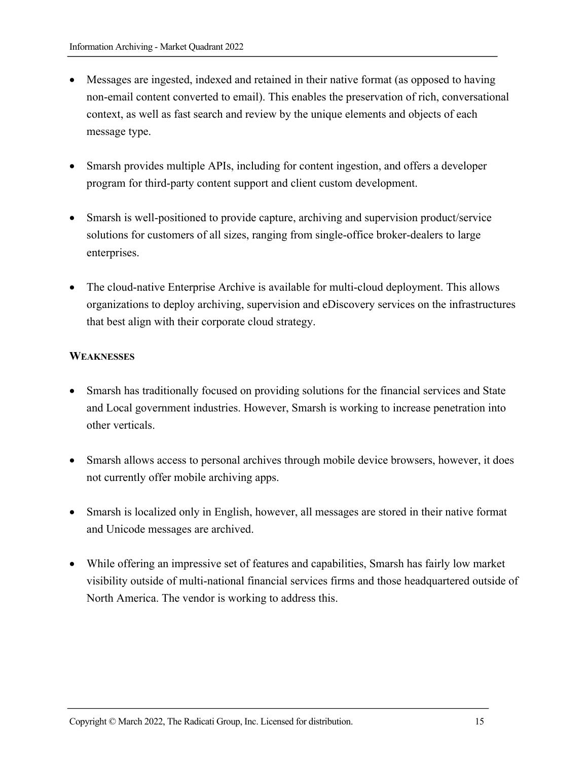- Messages are ingested, indexed and retained in their native format (as opposed to having non-email content converted to email). This enables the preservation of rich, conversational context, as well as fast search and review by the unique elements and objects of each message type.

- Smarsh provides multiple APIs, including for content ingestion, and offers a developer program for third-party content support and client custom development.

- Smarsh is well-positioned to provide capture, archiving and supervision product/service solutions for customers of all sizes, ranging from single-office broker-dealers to large enterprises.

- The cloud-native Enterprise Archive is available for multi-cloud deployment. This allows organizations to deploy archiving, supervision and eDiscovery services on the infrastructures that best align with their corporate cloud strategy.

**WEAKNESSES**

- Smarsh has traditionally focused on providing solutions for the financial services and State and Local government industries. However, Smarsh is working to increase penetration into other verticals.

- Smarsh allows access to personal archives through mobile device browsers, however, it does not currently offer mobile archiving apps.

- Smarsh is localized only in English, however, all messages are stored in their native format and Unicode messages are archived.

- While offering an impressive set of features and capabilities, Smarsh has fairly low market visibility outside of multi-national financial services firms and those headquartered outside of North America. The vendor is working to address this.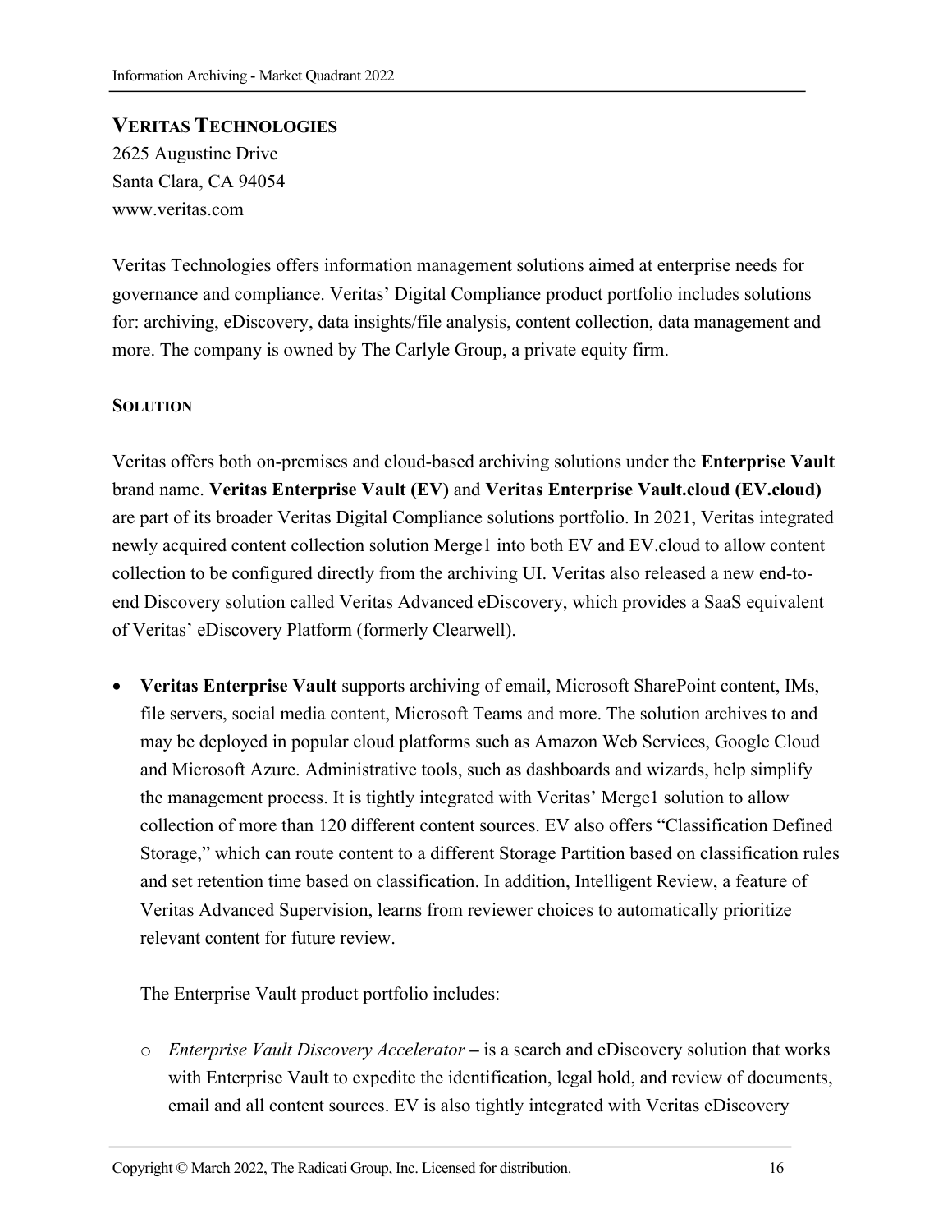## VERITAS TECHNOLOGIES

2625 Augustine Drive
Santa Clara, CA 94054
www.veritas.com

Veritas Technologies offers information management solutions aimed at enterprise needs for governance and compliance. Veritas' Digital Compliance product portfolio includes solutions for: archiving, eDiscovery, data insights/file analysis, content collection, data management and more. The company is owned by The Carlyle Group, a private equity firm.

### SOLUTION

Veritas offers both on-premises and cloud-based archiving solutions under the **Enterprise Vault** brand name. **Veritas Enterprise Vault (EV)** and **Veritas Enterprise Vault.cloud (EV.cloud)** are part of its broader Veritas Digital Compliance solutions portfolio. In 2021, Veritas integrated newly acquired content collection solution Merge1 into both EV and EV.cloud to allow content collection to be configured directly from the archiving UI. Veritas also released a new end-to-end Discovery solution called Veritas Advanced eDiscovery, which provides a SaaS equivalent of Veritas' eDiscovery Platform (formerly Clearwell).

- **Veritas Enterprise Vault** supports archiving of email, Microsoft SharePoint content, IMs, file servers, social media content, Microsoft Teams and more. The solution archives to and may be deployed in popular cloud platforms such as Amazon Web Services, Google Cloud and Microsoft Azure. Administrative tools, such as dashboards and wizards, help simplify the management process. It is tightly integrated with Veritas' Merge1 solution to allow collection of more than 120 different content sources. EV also offers "Classification Defined Storage," which can route content to a different Storage Partition based on classification rules and set retention time based on classification. In addition, Intelligent Review, a feature of Veritas Advanced Supervision, learns from reviewer choices to automatically prioritize relevant content for future review.

  The Enterprise Vault product portfolio includes:

  - *Enterprise Vault Discovery Accelerator* **–** is a search and eDiscovery solution that works with Enterprise Vault to expedite the identification, legal hold, and review of documents, email and all content sources. EV is also tightly integrated with Veritas eDiscovery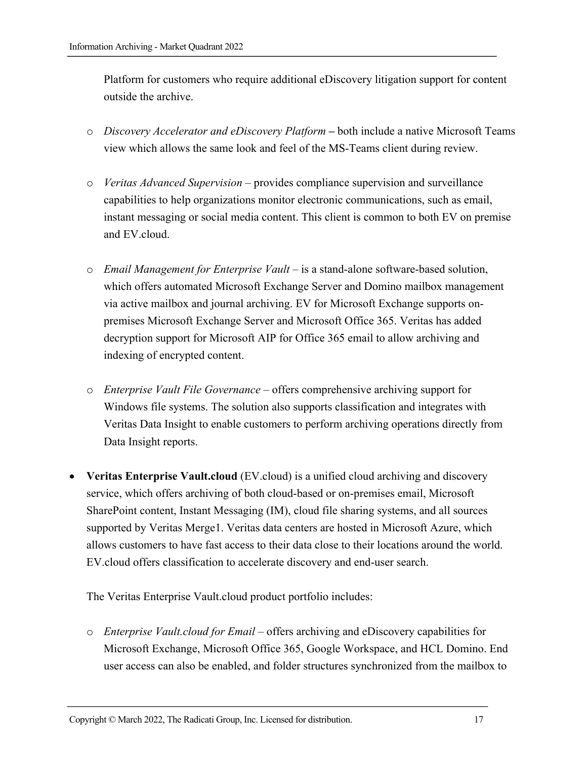Platform for customers who require additional eDiscovery litigation support for content outside the archive.

- *Discovery Accelerator and eDiscovery Platform* **–** both include a native Microsoft Teams view which allows the same look and feel of the MS-Teams client during review.

- *Veritas Advanced Supervision* – provides compliance supervision and surveillance capabilities to help organizations monitor electronic communications, such as email, instant messaging or social media content. This client is common to both EV on premise and EV.cloud.

- *Email Management for Enterprise Vault* – is a stand-alone software-based solution, which offers automated Microsoft Exchange Server and Domino mailbox management via active mailbox and journal archiving. EV for Microsoft Exchange supports on-premises Microsoft Exchange Server and Microsoft Office 365. Veritas has added decryption support for Microsoft AIP for Office 365 email to allow archiving and indexing of encrypted content.

- *Enterprise Vault File Governance* – offers comprehensive archiving support for Windows file systems. The solution also supports classification and integrates with Veritas Data Insight to enable customers to perform archiving operations directly from Data Insight reports.

- **Veritas Enterprise Vault.cloud** (EV.cloud) is a unified cloud archiving and discovery service, which offers archiving of both cloud-based or on-premises email, Microsoft SharePoint content, Instant Messaging (IM), cloud file sharing systems, and all sources supported by Veritas Merge1. Veritas data centers are hosted in Microsoft Azure, which allows customers to have fast access to their data close to their locations around the world. EV.cloud offers classification to accelerate discovery and end-user search.

  The Veritas Enterprise Vault.cloud product portfolio includes:

  - *Enterprise Vault.cloud for Email* – offers archiving and eDiscovery capabilities for Microsoft Exchange, Microsoft Office 365, Google Workspace, and HCL Domino. End user access can also be enabled, and folder structures synchronized from the mailbox to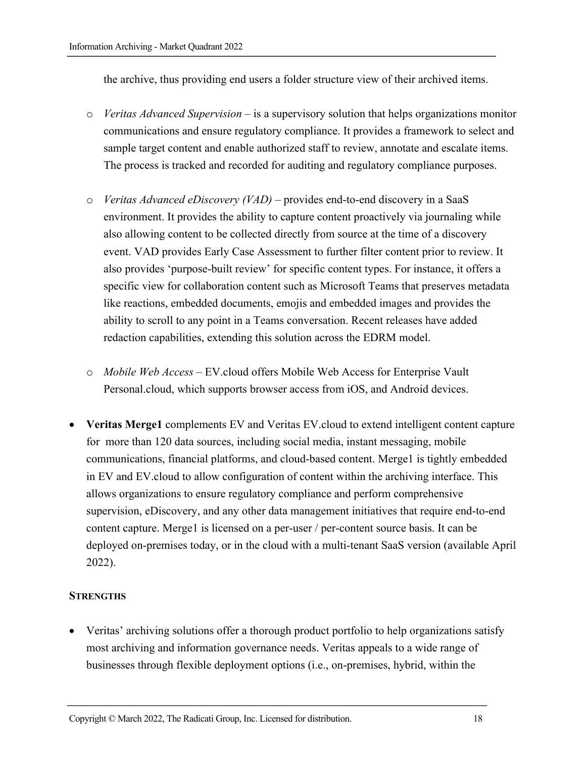the archive, thus providing end users a folder structure view of their archived items.

  - *Veritas Advanced Supervision* – is a supervisory solution that helps organizations monitor communications and ensure regulatory compliance. It provides a framework to select and sample target content and enable authorized staff to review, annotate and escalate items. The process is tracked and recorded for auditing and regulatory compliance purposes.

  - *Veritas Advanced eDiscovery (VAD)* – provides end-to-end discovery in a SaaS environment. It provides the ability to capture content proactively via journaling while also allowing content to be collected directly from source at the time of a discovery event. VAD provides Early Case Assessment to further filter content prior to review. It also provides 'purpose-built review' for specific content types. For instance, it offers a specific view for collaboration content such as Microsoft Teams that preserves metadata like reactions, embedded documents, emojis and embedded images and provides the ability to scroll to any point in a Teams conversation. Recent releases have added redaction capabilities, extending this solution across the EDRM model.

  - *Mobile Web Access* – EV.cloud offers Mobile Web Access for Enterprise Vault Personal.cloud, which supports browser access from iOS, and Android devices.

- **Veritas Merge1** complements EV and Veritas EV.cloud to extend intelligent content capture for more than 120 data sources, including social media, instant messaging, mobile communications, financial platforms, and cloud-based content. Merge1 is tightly embedded in EV and EV.cloud to allow configuration of content within the archiving interface. This allows organizations to ensure regulatory compliance and perform comprehensive supervision, eDiscovery, and any other data management initiatives that require end-to-end content capture. Merge1 is licensed on a per-user / per-content source basis. It can be deployed on-premises today, or in the cloud with a multi-tenant SaaS version (available April 2022).

**STRENGTHS**

- Veritas' archiving solutions offer a thorough product portfolio to help organizations satisfy most archiving and information governance needs. Veritas appeals to a wide range of businesses through flexible deployment options (i.e., on-premises, hybrid, within the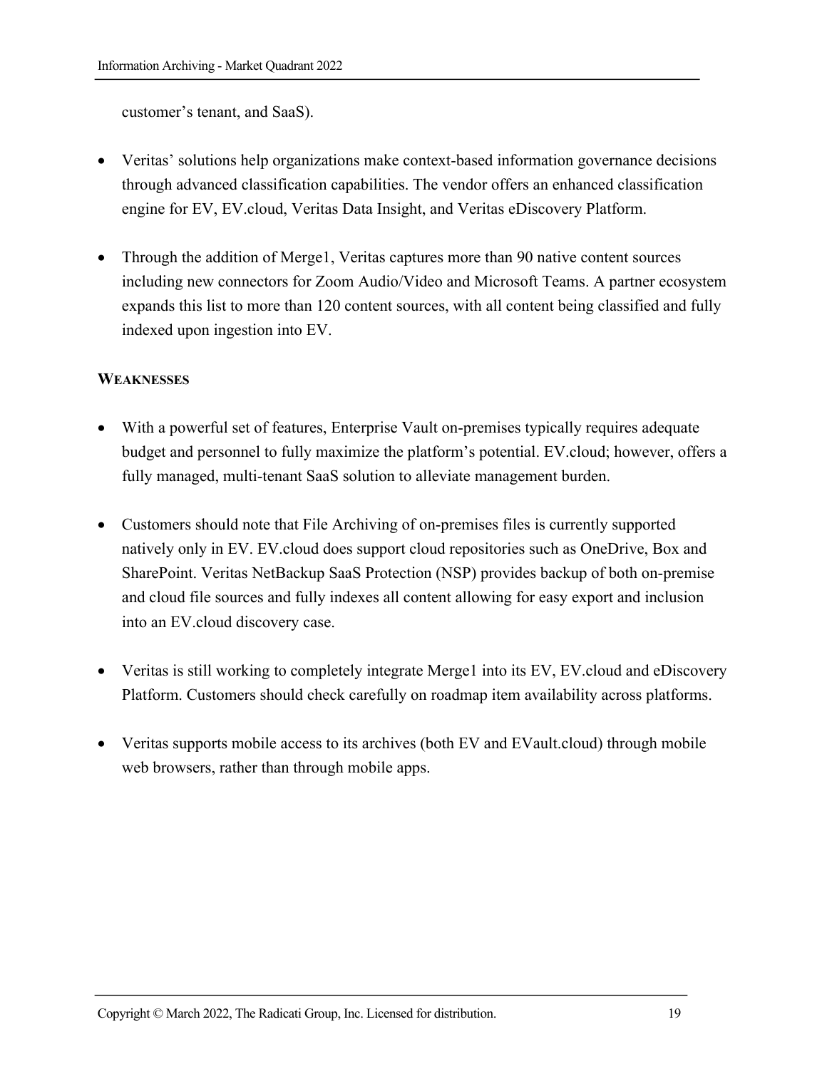customer’s tenant, and SaaS).

- Veritas’ solutions help organizations make context-based information governance decisions through advanced classification capabilities. The vendor offers an enhanced classification engine for EV, EV.cloud, Veritas Data Insight, and Veritas eDiscovery Platform.

- Through the addition of Merge1, Veritas captures more than 90 native content sources including new connectors for Zoom Audio/Video and Microsoft Teams. A partner ecosystem expands this list to more than 120 content sources, with all content being classified and fully indexed upon ingestion into EV.

**WEAKNESSES**

- With a powerful set of features, Enterprise Vault on-premises typically requires adequate budget and personnel to fully maximize the platform’s potential. EV.cloud; however, offers a fully managed, multi-tenant SaaS solution to alleviate management burden.

- Customers should note that File Archiving of on-premises files is currently supported natively only in EV. EV.cloud does support cloud repositories such as OneDrive, Box and SharePoint. Veritas NetBackup SaaS Protection (NSP) provides backup of both on-premise and cloud file sources and fully indexes all content allowing for easy export and inclusion into an EV.cloud discovery case.

- Veritas is still working to completely integrate Merge1 into its EV, EV.cloud and eDiscovery Platform. Customers should check carefully on roadmap item availability across platforms.

- Veritas supports mobile access to its archives (both EV and EVault.cloud) through mobile web browsers, rather than through mobile apps.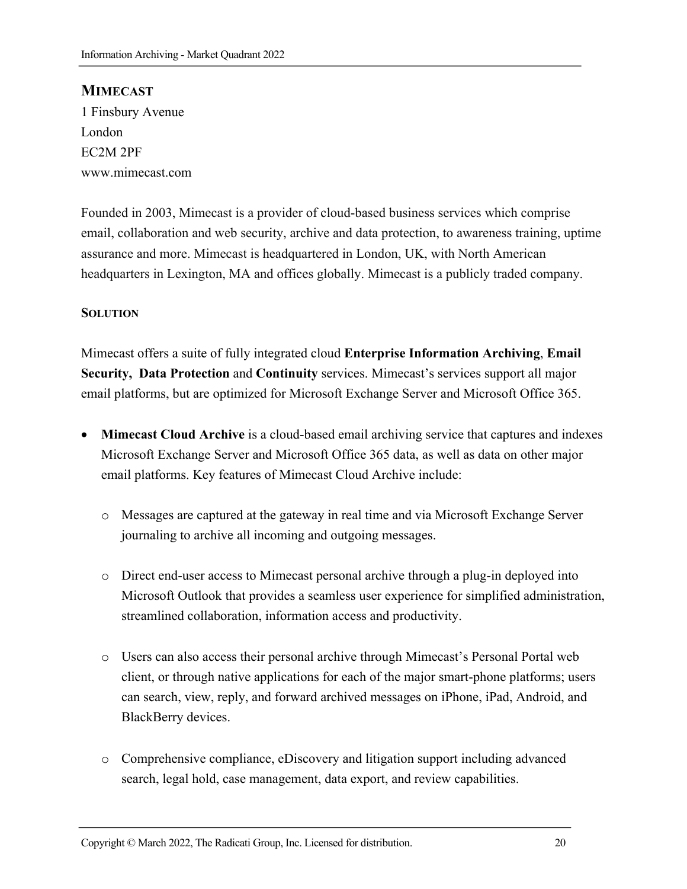## MIMECAST

1 Finsbury Avenue
London
EC2M 2PF
www.mimecast.com

Founded in 2003, Mimecast is a provider of cloud-based business services which comprise email, collaboration and web security, archive and data protection, to awareness training, uptime assurance and more. Mimecast is headquartered in London, UK, with North American headquarters in Lexington, MA and offices globally. Mimecast is a publicly traded company.

### SOLUTION

Mimecast offers a suite of fully integrated cloud **Enterprise Information Archiving**, **Email Security**, **Data Protection** and **Continuity** services. Mimecast's services support all major email platforms, but are optimized for Microsoft Exchange Server and Microsoft Office 365.

- **Mimecast Cloud Archive** is a cloud-based email archiving service that captures and indexes Microsoft Exchange Server and Microsoft Office 365 data, as well as data on other major email platforms. Key features of Mimecast Cloud Archive include:

  - Messages are captured at the gateway in real time and via Microsoft Exchange Server journaling to archive all incoming and outgoing messages.

  - Direct end-user access to Mimecast personal archive through a plug-in deployed into Microsoft Outlook that provides a seamless user experience for simplified administration, streamlined collaboration, information access and productivity.

  - Users can also access their personal archive through Mimecast's Personal Portal web client, or through native applications for each of the major smart-phone platforms; users can search, view, reply, and forward archived messages on iPhone, iPad, Android, and BlackBerry devices.

  - Comprehensive compliance, eDiscovery and litigation support including advanced search, legal hold, case management, data export, and review capabilities.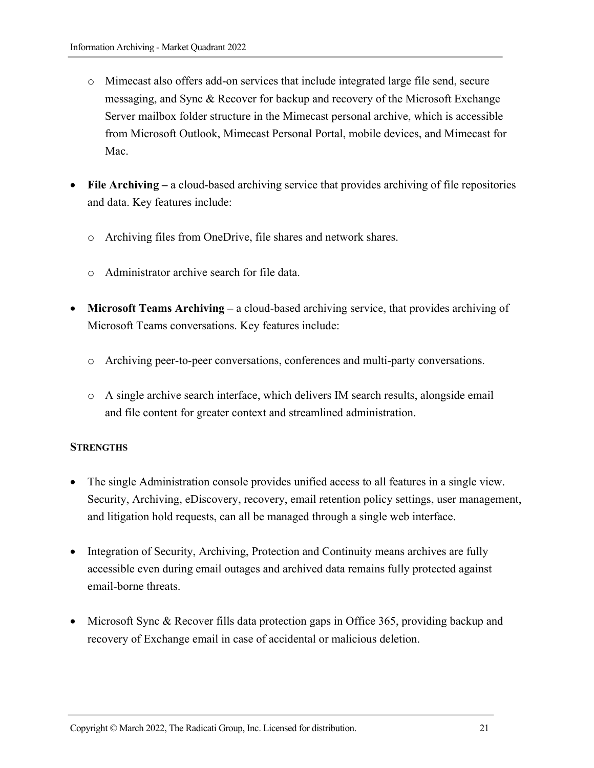- Mimecast also offers add-on services that include integrated large file send, secure messaging, and Sync & Recover for backup and recovery of the Microsoft Exchange Server mailbox folder structure in the Mimecast personal archive, which is accessible from Microsoft Outlook, Mimecast Personal Portal, mobile devices, and Mimecast for Mac.

- **File Archiving –** a cloud-based archiving service that provides archiving of file repositories and data. Key features include:

   - Archiving files from OneDrive, file shares and network shares.

   - Administrator archive search for file data.

- **Microsoft Teams Archiving –** a cloud-based archiving service, that provides archiving of Microsoft Teams conversations. Key features include:

   - Archiving peer-to-peer conversations, conferences and multi-party conversations.

   - A single archive search interface, which delivers IM search results, alongside email and file content for greater context and streamlined administration.

**STRENGTHS**

- The single Administration console provides unified access to all features in a single view. Security, Archiving, eDiscovery, recovery, email retention policy settings, user management, and litigation hold requests, can all be managed through a single web interface.

- Integration of Security, Archiving, Protection and Continuity means archives are fully accessible even during email outages and archived data remains fully protected against email-borne threats.

- Microsoft Sync & Recover fills data protection gaps in Office 365, providing backup and recovery of Exchange email in case of accidental or malicious deletion.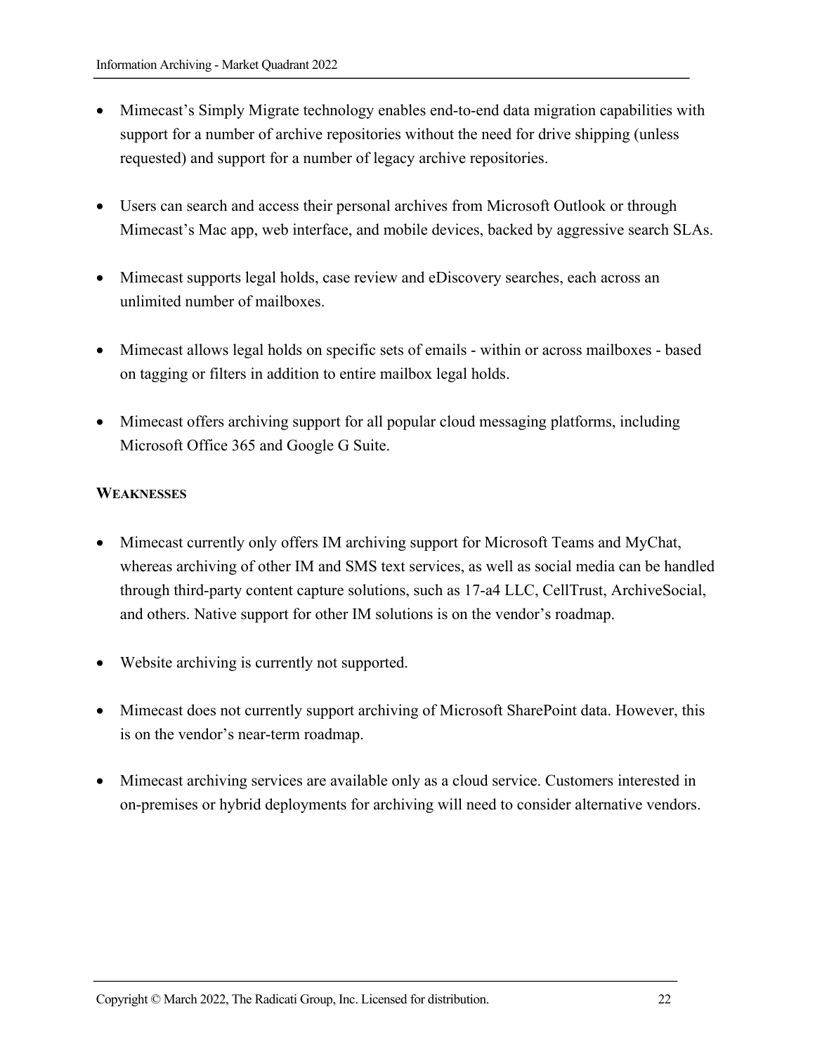- Mimecast's Simply Migrate technology enables end-to-end data migration capabilities with support for a number of archive repositories without the need for drive shipping (unless requested) and support for a number of legacy archive repositories.

- Users can search and access their personal archives from Microsoft Outlook or through Mimecast's Mac app, web interface, and mobile devices, backed by aggressive search SLAs.

- Mimecast supports legal holds, case review and eDiscovery searches, each across an unlimited number of mailboxes.

- Mimecast allows legal holds on specific sets of emails - within or across mailboxes - based on tagging or filters in addition to entire mailbox legal holds.

- Mimecast offers archiving support for all popular cloud messaging platforms, including Microsoft Office 365 and Google G Suite.

**WEAKNESSES**

- Mimecast currently only offers IM archiving support for Microsoft Teams and MyChat, whereas archiving of other IM and SMS text services, as well as social media can be handled through third-party content capture solutions, such as 17-a4 LLC, CellTrust, ArchiveSocial, and others. Native support for other IM solutions is on the vendor's roadmap.

- Website archiving is currently not supported.

- Mimecast does not currently support archiving of Microsoft SharePoint data. However, this is on the vendor's near-term roadmap.

- Mimecast archiving services are available only as a cloud service. Customers interested in on-premises or hybrid deployments for archiving will need to consider alternative vendors.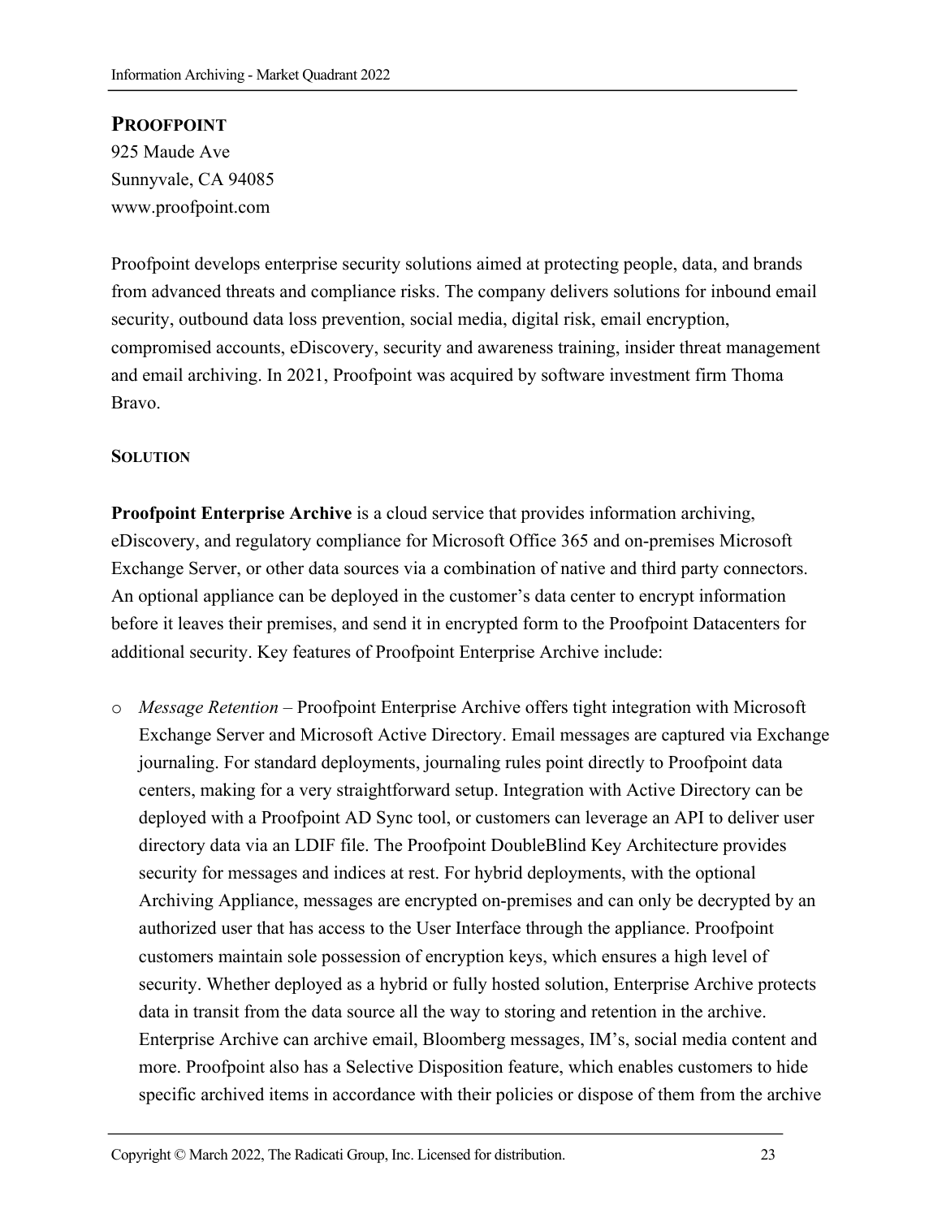## PROOFPOINT

925 Maude Ave
Sunnyvale, CA 94085
www.proofpoint.com

Proofpoint develops enterprise security solutions aimed at protecting people, data, and brands from advanced threats and compliance risks. The company delivers solutions for inbound email security, outbound data loss prevention, social media, digital risk, email encryption, compromised accounts, eDiscovery, security and awareness training, insider threat management and email archiving. In 2021, Proofpoint was acquired by software investment firm Thoma Bravo.

### SOLUTION

**Proofpoint Enterprise Archive** is a cloud service that provides information archiving, eDiscovery, and regulatory compliance for Microsoft Office 365 and on-premises Microsoft Exchange Server, or other data sources via a combination of native and third party connectors. An optional appliance can be deployed in the customer's data center to encrypt information before it leaves their premises, and send it in encrypted form to the Proofpoint Datacenters for additional security. Key features of Proofpoint Enterprise Archive include:

- *Message Retention* – Proofpoint Enterprise Archive offers tight integration with Microsoft Exchange Server and Microsoft Active Directory. Email messages are captured via Exchange journaling. For standard deployments, journaling rules point directly to Proofpoint data centers, making for a very straightforward setup. Integration with Active Directory can be deployed with a Proofpoint AD Sync tool, or customers can leverage an API to deliver user directory data via an LDIF file. The Proofpoint DoubleBlind Key Architecture provides security for messages and indices at rest. For hybrid deployments, with the optional Archiving Appliance, messages are encrypted on-premises and can only be decrypted by an authorized user that has access to the User Interface through the appliance. Proofpoint customers maintain sole possession of encryption keys, which ensures a high level of security. Whether deployed as a hybrid or fully hosted solution, Enterprise Archive protects data in transit from the data source all the way to storing and retention in the archive. Enterprise Archive can archive email, Bloomberg messages, IM's, social media content and more. Proofpoint also has a Selective Disposition feature, which enables customers to hide specific archived items in accordance with their policies or dispose of them from the archive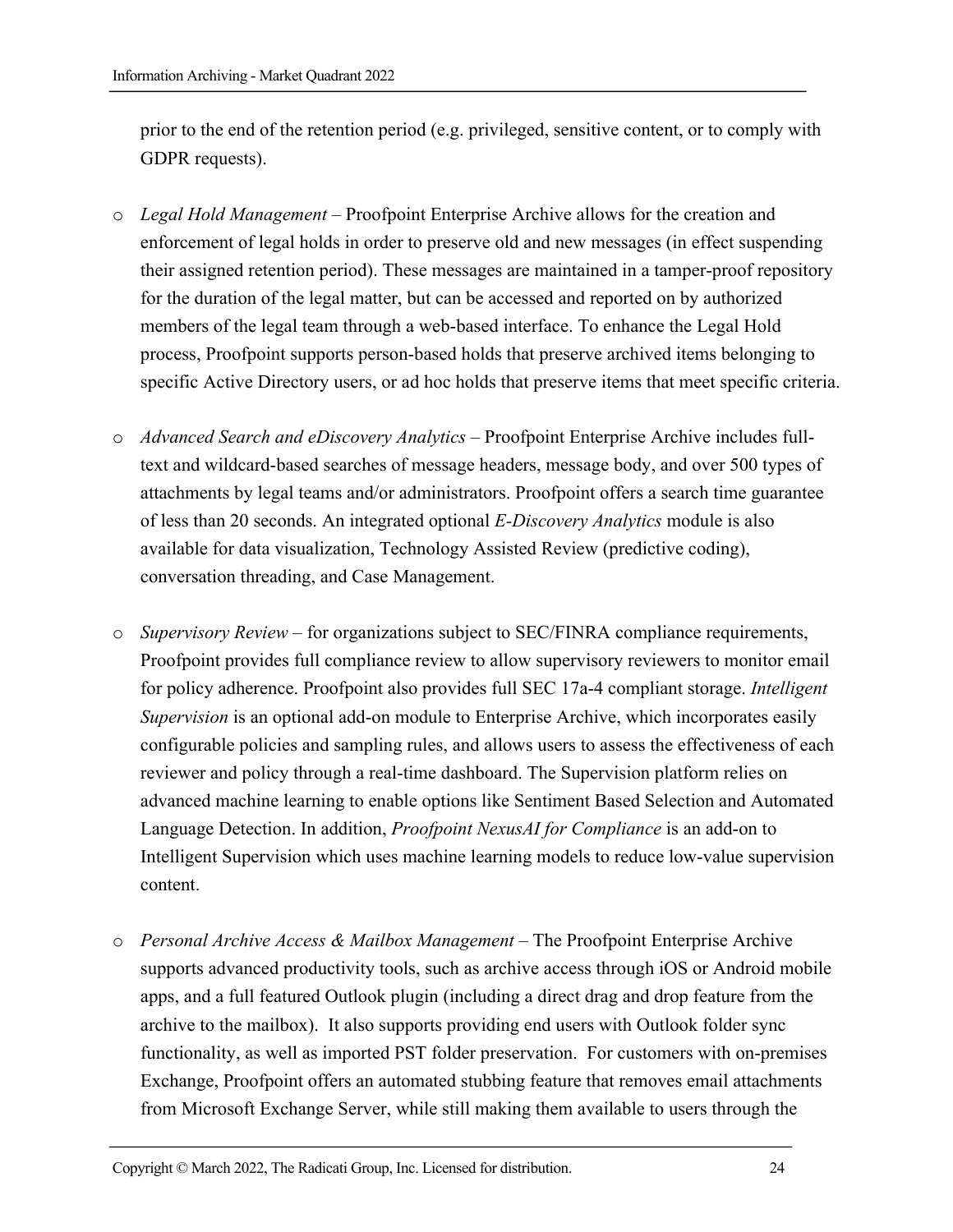prior to the end of the retention period (e.g. privileged, sensitive content, or to comply with GDPR requests).

- *Legal Hold Management* – Proofpoint Enterprise Archive allows for the creation and enforcement of legal holds in order to preserve old and new messages (in effect suspending their assigned retention period). These messages are maintained in a tamper-proof repository for the duration of the legal matter, but can be accessed and reported on by authorized members of the legal team through a web-based interface. To enhance the Legal Hold process, Proofpoint supports person-based holds that preserve archived items belonging to specific Active Directory users, or ad hoc holds that preserve items that meet specific criteria.

- *Advanced Search and eDiscovery Analytics* – Proofpoint Enterprise Archive includes full-text and wildcard-based searches of message headers, message body, and over 500 types of attachments by legal teams and/or administrators. Proofpoint offers a search time guarantee of less than 20 seconds. An integrated optional *E-Discovery Analytics* module is also available for data visualization, Technology Assisted Review (predictive coding), conversation threading, and Case Management.

- *Supervisory Review* – for organizations subject to SEC/FINRA compliance requirements, Proofpoint provides full compliance review to allow supervisory reviewers to monitor email for policy adherence. Proofpoint also provides full SEC 17a-4 compliant storage. *Intelligent Supervision* is an optional add-on module to Enterprise Archive, which incorporates easily configurable policies and sampling rules, and allows users to assess the effectiveness of each reviewer and policy through a real-time dashboard. The Supervision platform relies on advanced machine learning to enable options like Sentiment Based Selection and Automated Language Detection. In addition, *Proofpoint NexusAI for Compliance* is an add-on to Intelligent Supervision which uses machine learning models to reduce low-value supervision content.

- *Personal Archive Access & Mailbox Management* – The Proofpoint Enterprise Archive supports advanced productivity tools, such as archive access through iOS or Android mobile apps, and a full featured Outlook plugin (including a direct drag and drop feature from the archive to the mailbox). It also supports providing end users with Outlook folder sync functionality, as well as imported PST folder preservation. For customers with on-premises Exchange, Proofpoint offers an automated stubbing feature that removes email attachments from Microsoft Exchange Server, while still making them available to users through the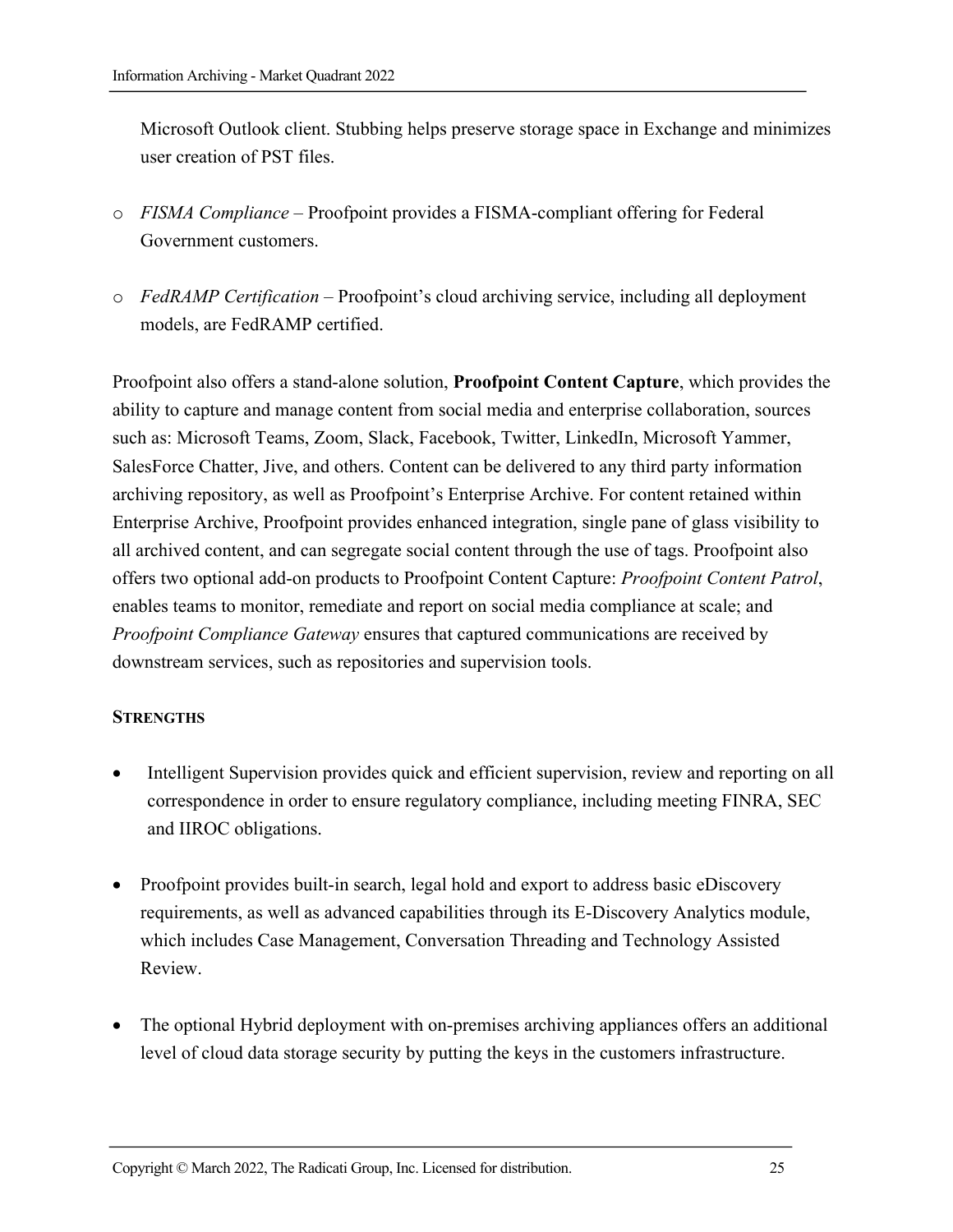Microsoft Outlook client. Stubbing helps preserve storage space in Exchange and minimizes user creation of PST files.

- *FISMA Compliance* – Proofpoint provides a FISMA-compliant offering for Federal Government customers.

- *FedRAMP Certification* – Proofpoint's cloud archiving service, including all deployment models, are FedRAMP certified.

Proofpoint also offers a stand-alone solution, **Proofpoint Content Capture**, which provides the ability to capture and manage content from social media and enterprise collaboration, sources such as: Microsoft Teams, Zoom, Slack, Facebook, Twitter, LinkedIn, Microsoft Yammer, SalesForce Chatter, Jive, and others. Content can be delivered to any third party information archiving repository, as well as Proofpoint's Enterprise Archive. For content retained within Enterprise Archive, Proofpoint provides enhanced integration, single pane of glass visibility to all archived content, and can segregate social content through the use of tags. Proofpoint also offers two optional add-on products to Proofpoint Content Capture: *Proofpoint Content Patrol*, enables teams to monitor, remediate and report on social media compliance at scale; and *Proofpoint Compliance Gateway* ensures that captured communications are received by downstream services, such as repositories and supervision tools.

**STRENGTHS**

- Intelligent Supervision provides quick and efficient supervision, review and reporting on all correspondence in order to ensure regulatory compliance, including meeting FINRA, SEC and IIROC obligations.

- Proofpoint provides built-in search, legal hold and export to address basic eDiscovery requirements, as well as advanced capabilities through its E-Discovery Analytics module, which includes Case Management, Conversation Threading and Technology Assisted Review.

- The optional Hybrid deployment with on-premises archiving appliances offers an additional level of cloud data storage security by putting the keys in the customers infrastructure.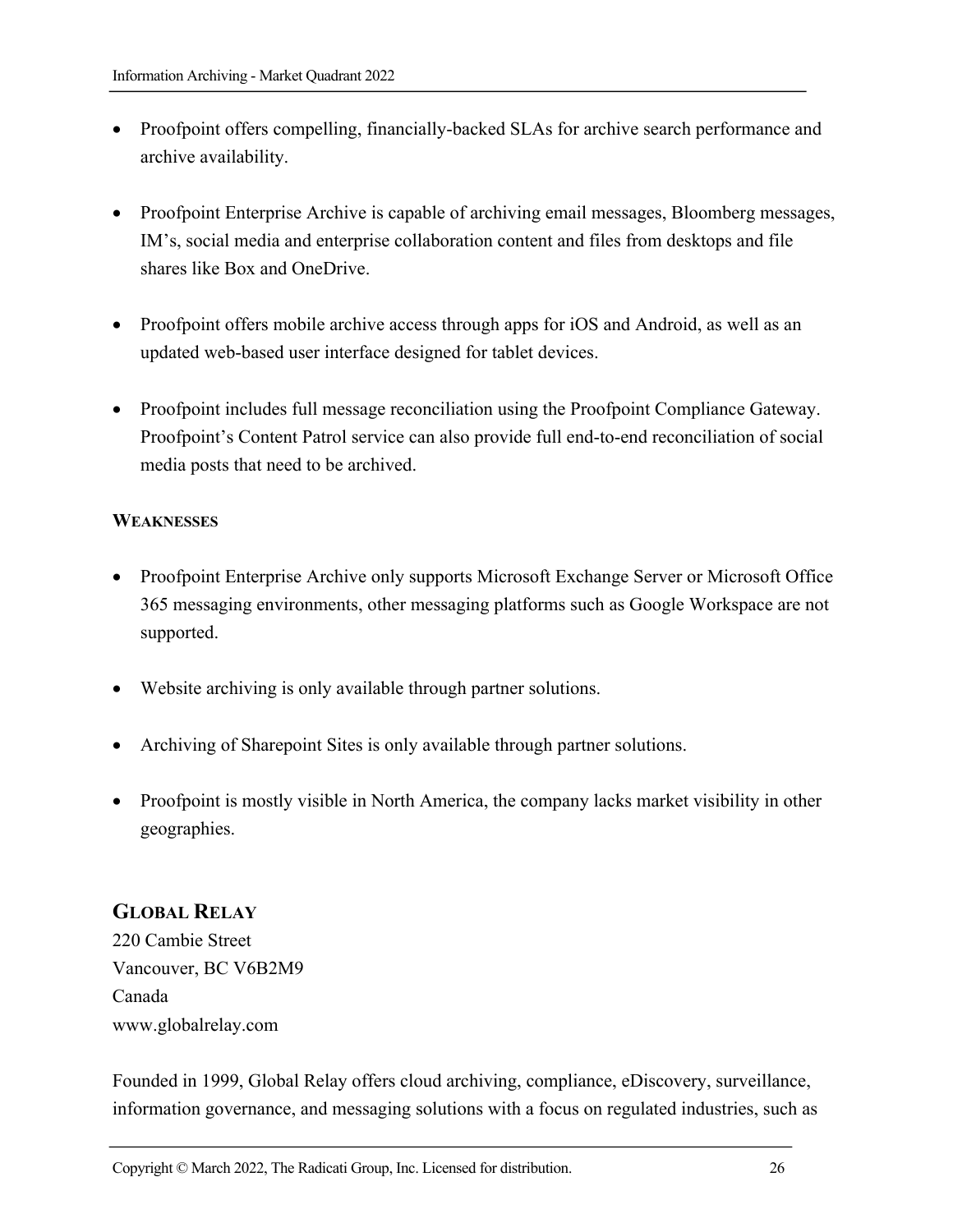- Proofpoint offers compelling, financially-backed SLAs for archive search performance and archive availability.

- Proofpoint Enterprise Archive is capable of archiving email messages, Bloomberg messages, IM's, social media and enterprise collaboration content and files from desktops and file shares like Box and OneDrive.

- Proofpoint offers mobile archive access through apps for iOS and Android, as well as an updated web-based user interface designed for tablet devices.

- Proofpoint includes full message reconciliation using the Proofpoint Compliance Gateway. Proofpoint's Content Patrol service can also provide full end-to-end reconciliation of social media posts that need to be archived.

**WEAKNESSES**

- Proofpoint Enterprise Archive only supports Microsoft Exchange Server or Microsoft Office 365 messaging environments, other messaging platforms such as Google Workspace are not supported.

- Website archiving is only available through partner solutions.

- Archiving of Sharepoint Sites is only available through partner solutions.

- Proofpoint is mostly visible in North America, the company lacks market visibility in other geographies.

## GLOBAL RELAY

220 Cambie Street
Vancouver, BC V6B2M9
Canada
www.globalrelay.com

Founded in 1999, Global Relay offers cloud archiving, compliance, eDiscovery, surveillance, information governance, and messaging solutions with a focus on regulated industries, such as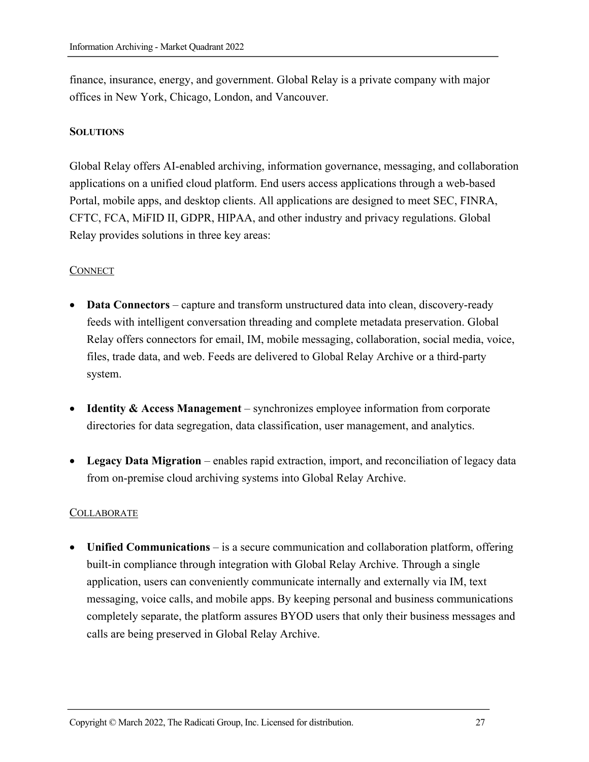finance, insurance, energy, and government. Global Relay is a private company with major offices in New York, Chicago, London, and Vancouver.

**SOLUTIONS**

Global Relay offers AI-enabled archiving, information governance, messaging, and collaboration applications on a unified cloud platform. End users access applications through a web-based Portal, mobile apps, and desktop clients. All applications are designed to meet SEC, FINRA, CFTC, FCA, MiFID II, GDPR, HIPAA, and other industry and privacy regulations. Global Relay provides solutions in three key areas:

CONNECT

- **Data Connectors** – capture and transform unstructured data into clean, discovery-ready feeds with intelligent conversation threading and complete metadata preservation. Global Relay offers connectors for email, IM, mobile messaging, collaboration, social media, voice, files, trade data, and web. Feeds are delivered to Global Relay Archive or a third-party system.
- **Identity & Access Management** – synchronizes employee information from corporate directories for data segregation, data classification, user management, and analytics.
- **Legacy Data Migration** – enables rapid extraction, import, and reconciliation of legacy data from on-premise cloud archiving systems into Global Relay Archive.

COLLABORATE

- **Unified Communications** – is a secure communication and collaboration platform, offering built-in compliance through integration with Global Relay Archive. Through a single application, users can conveniently communicate internally and externally via IM, text messaging, voice calls, and mobile apps. By keeping personal and business communications completely separate, the platform assures BYOD users that only their business messages and calls are being preserved in Global Relay Archive.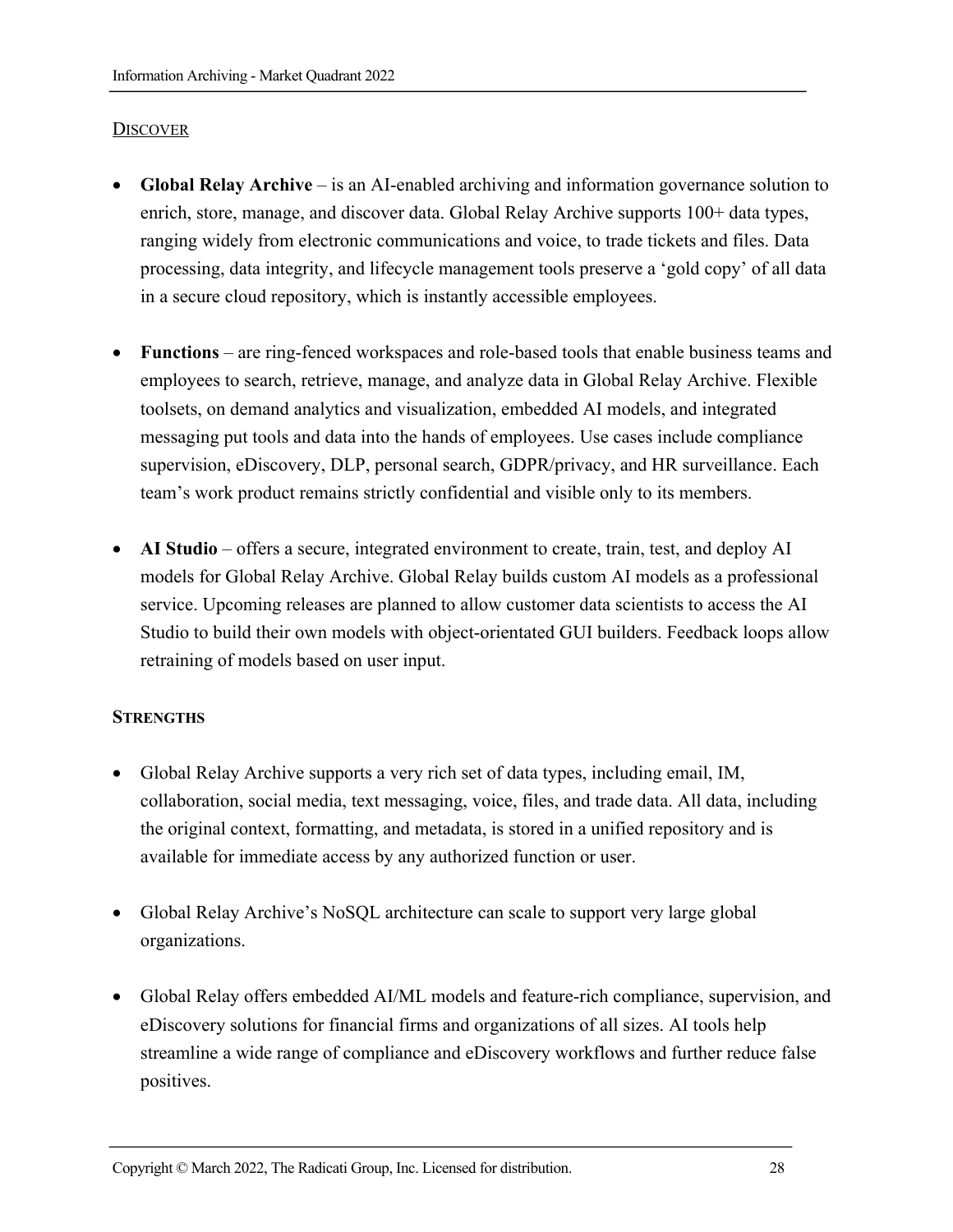DISCOVER

- **Global Relay Archive** – is an AI-enabled archiving and information governance solution to enrich, store, manage, and discover data. Global Relay Archive supports 100+ data types, ranging widely from electronic communications and voice, to trade tickets and files. Data processing, data integrity, and lifecycle management tools preserve a 'gold copy' of all data in a secure cloud repository, which is instantly accessible employees.

- **Functions** – are ring-fenced workspaces and role-based tools that enable business teams and employees to search, retrieve, manage, and analyze data in Global Relay Archive. Flexible toolsets, on demand analytics and visualization, embedded AI models, and integrated messaging put tools and data into the hands of employees. Use cases include compliance supervision, eDiscovery, DLP, personal search, GDPR/privacy, and HR surveillance. Each team's work product remains strictly confidential and visible only to its members.

- **AI Studio** – offers a secure, integrated environment to create, train, test, and deploy AI models for Global Relay Archive. Global Relay builds custom AI models as a professional service. Upcoming releases are planned to allow customer data scientists to access the AI Studio to build their own models with object-orientated GUI builders. Feedback loops allow retraining of models based on user input.

**STRENGTHS**

- Global Relay Archive supports a very rich set of data types, including email, IM, collaboration, social media, text messaging, voice, files, and trade data. All data, including the original context, formatting, and metadata, is stored in a unified repository and is available for immediate access by any authorized function or user.

- Global Relay Archive's NoSQL architecture can scale to support very large global organizations.

- Global Relay offers embedded AI/ML models and feature-rich compliance, supervision, and eDiscovery solutions for financial firms and organizations of all sizes. AI tools help streamline a wide range of compliance and eDiscovery workflows and further reduce false positives.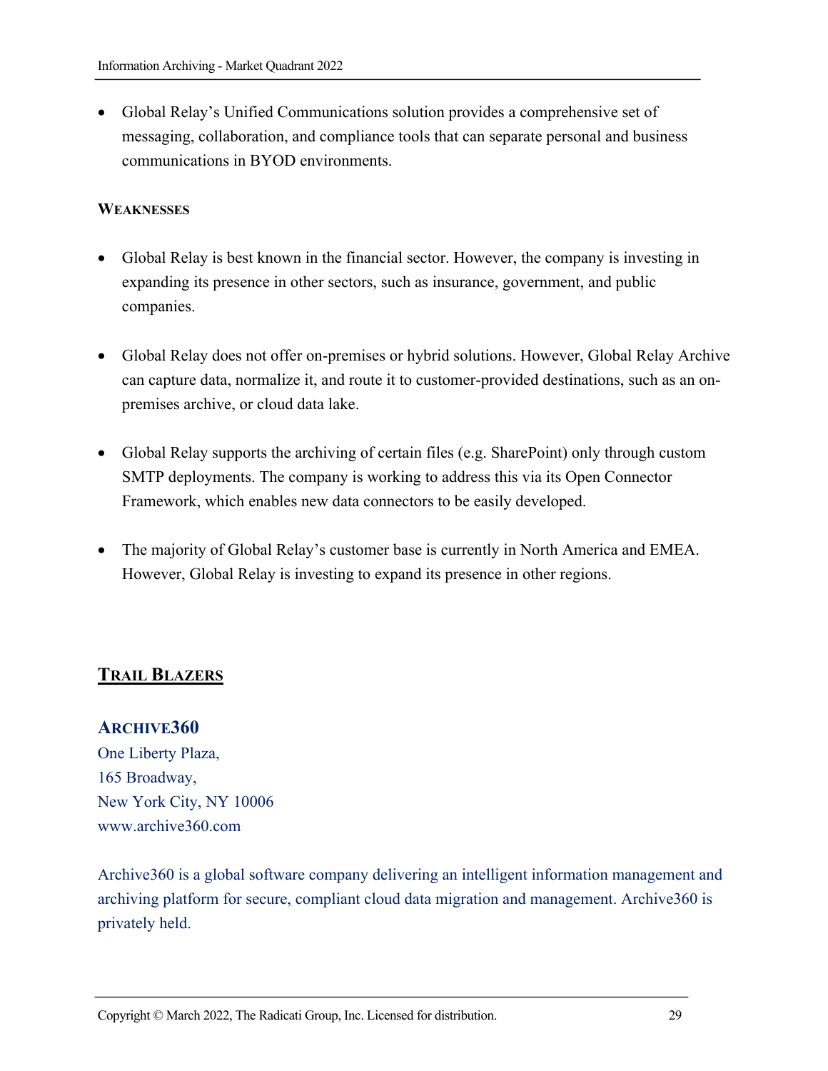- Global Relay's Unified Communications solution provides a comprehensive set of messaging, collaboration, and compliance tools that can separate personal and business communications in BYOD environments.

**WEAKNESSES**

- Global Relay is best known in the financial sector. However, the company is investing in expanding its presence in other sectors, such as insurance, government, and public companies.

- Global Relay does not offer on-premises or hybrid solutions. However, Global Relay Archive can capture data, normalize it, and route it to customer-provided destinations, such as an on-premises archive, or cloud data lake.

- Global Relay supports the archiving of certain files (e.g. SharePoint) only through custom SMTP deployments. The company is working to address this via its Open Connector Framework, which enables new data connectors to be easily developed.

- The majority of Global Relay's customer base is currently in North America and EMEA. However, Global Relay is investing to expand its presence in other regions.

## TRAIL BLAZERS

### ARCHIVE360

One Liberty Plaza,
165 Broadway,
New York City, NY 10006
www.archive360.com

Archive360 is a global software company delivering an intelligent information management and archiving platform for secure, compliant cloud data migration and management. Archive360 is privately held.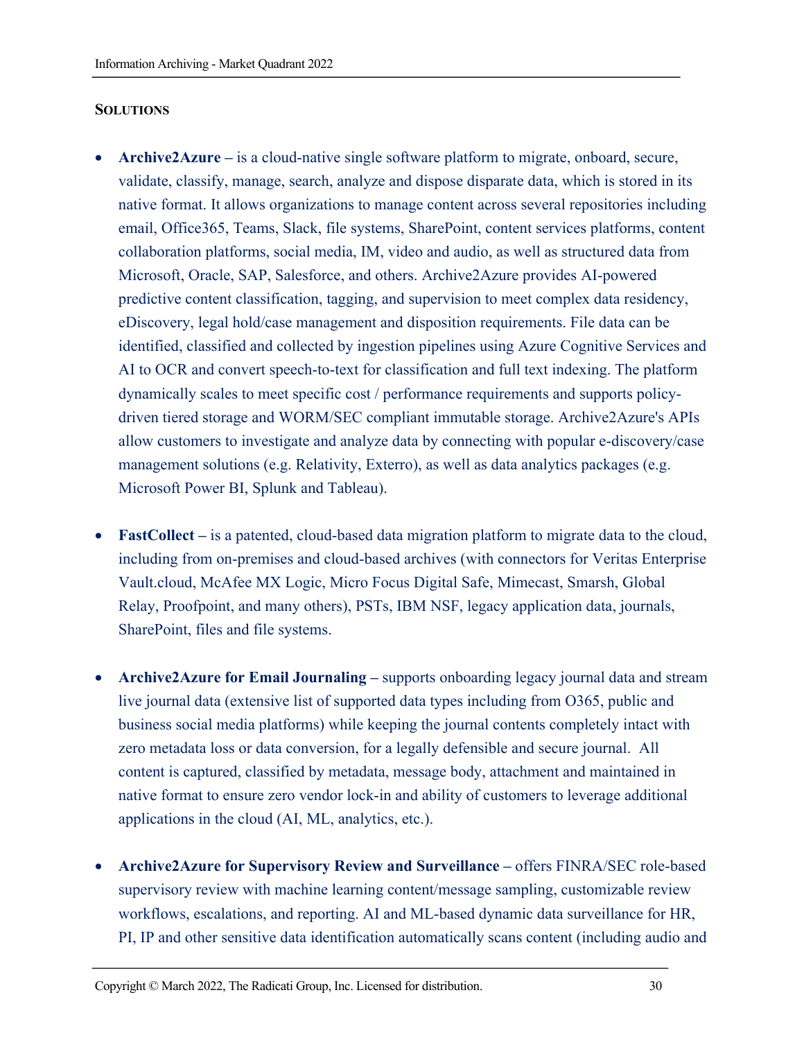**Solutions**

- **Archive2Azure –** is a cloud-native single software platform to migrate, onboard, secure, validate, classify, manage, search, analyze and dispose disparate data, which is stored in its native format. It allows organizations to manage content across several repositories including email, Office365, Teams, Slack, file systems, SharePoint, content services platforms, content collaboration platforms, social media, IM, video and audio, as well as structured data from Microsoft, Oracle, SAP, Salesforce, and others. Archive2Azure provides AI-powered predictive content classification, tagging, and supervision to meet complex data residency, eDiscovery, legal hold/case management and disposition requirements. File data can be identified, classified and collected by ingestion pipelines using Azure Cognitive Services and AI to OCR and convert speech-to-text for classification and full text indexing. The platform dynamically scales to meet specific cost / performance requirements and supports policy-driven tiered storage and WORM/SEC compliant immutable storage. Archive2Azure's APIs allow customers to investigate and analyze data by connecting with popular e-discovery/case management solutions (e.g. Relativity, Exterro), as well as data analytics packages (e.g. Microsoft Power BI, Splunk and Tableau).

- **FastCollect –** is a patented, cloud-based data migration platform to migrate data to the cloud, including from on-premises and cloud-based archives (with connectors for Veritas Enterprise Vault.cloud, McAfee MX Logic, Micro Focus Digital Safe, Mimecast, Smarsh, Global Relay, Proofpoint, and many others), PSTs, IBM NSF, legacy application data, journals, SharePoint, files and file systems.

- **Archive2Azure for Email Journaling –** supports onboarding legacy journal data and stream live journal data (extensive list of supported data types including from O365, public and business social media platforms) while keeping the journal contents completely intact with zero metadata loss or data conversion, for a legally defensible and secure journal. All content is captured, classified by metadata, message body, attachment and maintained in native format to ensure zero vendor lock-in and ability of customers to leverage additional applications in the cloud (AI, ML, analytics, etc.).

- **Archive2Azure for Supervisory Review and Surveillance –** offers FINRA/SEC role-based supervisory review with machine learning content/message sampling, customizable review workflows, escalations, and reporting. AI and ML-based dynamic data surveillance for HR, PI, IP and other sensitive data identification automatically scans content (including audio and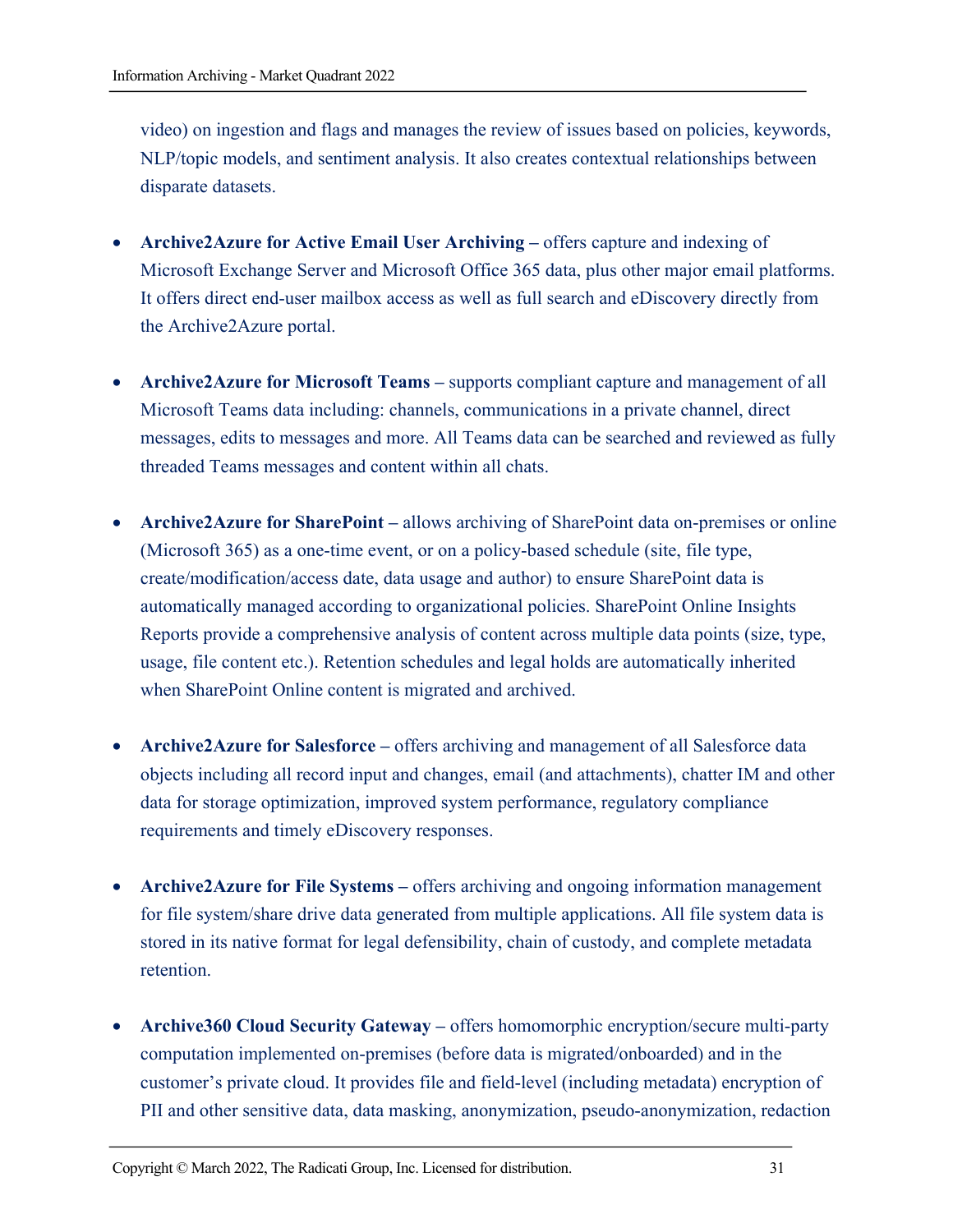video) on ingestion and flags and manages the review of issues based on policies, keywords, NLP/topic models, and sentiment analysis. It also creates contextual relationships between disparate datasets.

- **Archive2Azure for Active Email User Archiving –** offers capture and indexing of Microsoft Exchange Server and Microsoft Office 365 data, plus other major email platforms. It offers direct end-user mailbox access as well as full search and eDiscovery directly from the Archive2Azure portal.

- **Archive2Azure for Microsoft Teams –** supports compliant capture and management of all Microsoft Teams data including: channels, communications in a private channel, direct messages, edits to messages and more. All Teams data can be searched and reviewed as fully threaded Teams messages and content within all chats.

- **Archive2Azure for SharePoint –** allows archiving of SharePoint data on-premises or online (Microsoft 365) as a one-time event, or on a policy-based schedule (site, file type, create/modification/access date, data usage and author) to ensure SharePoint data is automatically managed according to organizational policies. SharePoint Online Insights Reports provide a comprehensive analysis of content across multiple data points (size, type, usage, file content etc.). Retention schedules and legal holds are automatically inherited when SharePoint Online content is migrated and archived.

- **Archive2Azure for Salesforce –** offers archiving and management of all Salesforce data objects including all record input and changes, email (and attachments), chatter IM and other data for storage optimization, improved system performance, regulatory compliance requirements and timely eDiscovery responses.

- **Archive2Azure for File Systems –** offers archiving and ongoing information management for file system/share drive data generated from multiple applications. All file system data is stored in its native format for legal defensibility, chain of custody, and complete metadata retention.

- **Archive360 Cloud Security Gateway –** offers homomorphic encryption/secure multi-party computation implemented on-premises (before data is migrated/onboarded) and in the customer's private cloud. It provides file and field-level (including metadata) encryption of PII and other sensitive data, data masking, anonymization, pseudo-anonymization, redaction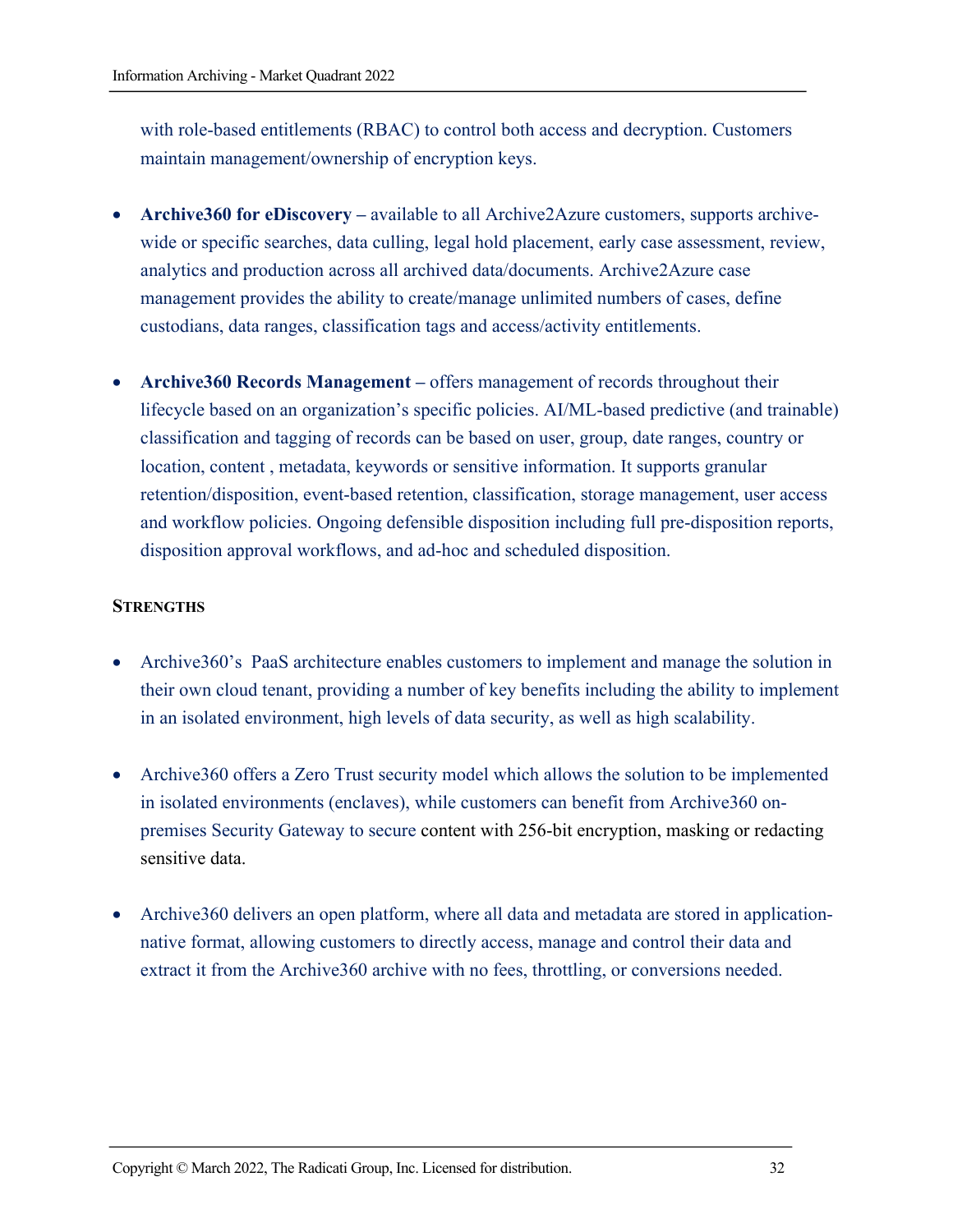with role-based entitlements (RBAC) to control both access and decryption. Customers maintain management/ownership of encryption keys.

- **Archive360 for eDiscovery –** available to all Archive2Azure customers, supports archive-wide or specific searches, data culling, legal hold placement, early case assessment, review, analytics and production across all archived data/documents. Archive2Azure case management provides the ability to create/manage unlimited numbers of cases, define custodians, data ranges, classification tags and access/activity entitlements.

- **Archive360 Records Management –** offers management of records throughout their lifecycle based on an organization's specific policies. AI/ML-based predictive (and trainable) classification and tagging of records can be based on user, group, date ranges, country or location, content , metadata, keywords or sensitive information. It supports granular retention/disposition, event-based retention, classification, storage management, user access and workflow policies. Ongoing defensible disposition including full pre-disposition reports, disposition approval workflows, and ad-hoc and scheduled disposition.

**STRENGTHS**

- Archive360's PaaS architecture enables customers to implement and manage the solution in their own cloud tenant, providing a number of key benefits including the ability to implement in an isolated environment, high levels of data security, as well as high scalability.

- Archive360 offers a Zero Trust security model which allows the solution to be implemented in isolated environments (enclaves), while customers can benefit from Archive360 on-premises Security Gateway to secure content with 256-bit encryption, masking or redacting sensitive data.

- Archive360 delivers an open platform, where all data and metadata are stored in application-native format, allowing customers to directly access, manage and control their data and extract it from the Archive360 archive with no fees, throttling, or conversions needed.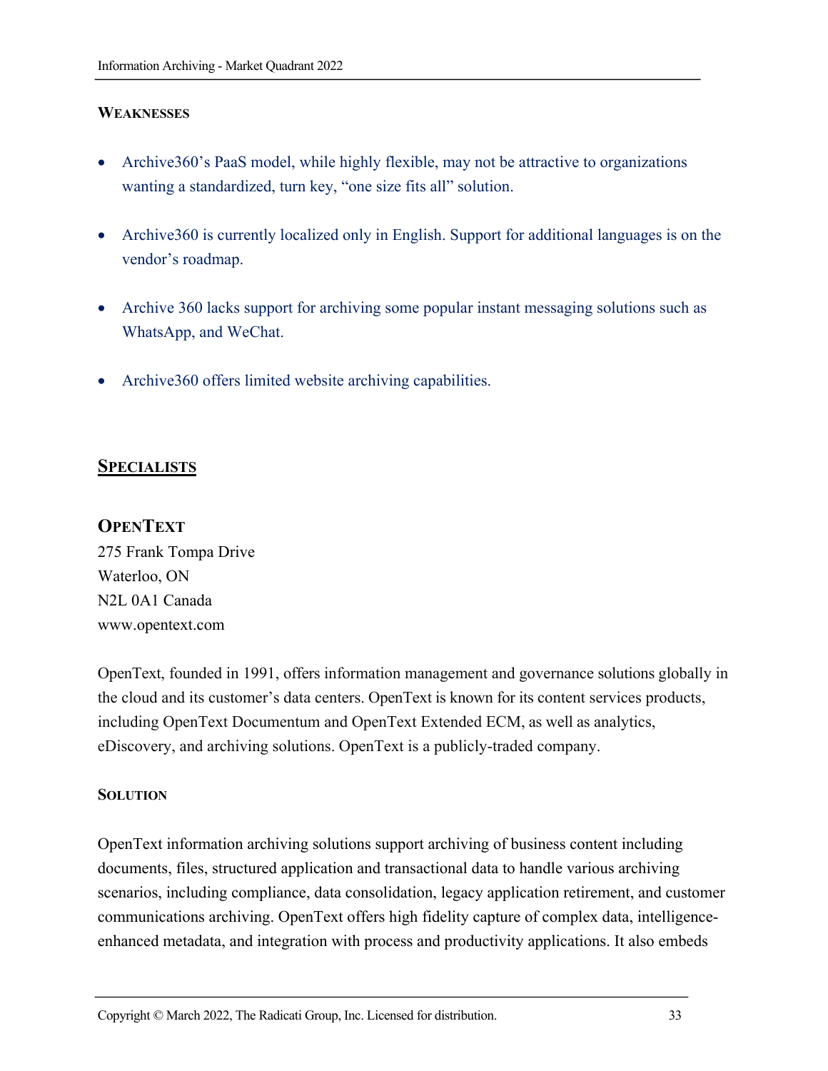#### WEAKNESSES

- Archive360's PaaS model, while highly flexible, may not be attractive to organizations wanting a standardized, turn key, "one size fits all" solution.
- Archive360 is currently localized only in English. Support for additional languages is on the vendor's roadmap.
- Archive 360 lacks support for archiving some popular instant messaging solutions such as WhatsApp, and WeChat.
- Archive360 offers limited website archiving capabilities.

## SPECIALISTS

### OPENTEXT

275 Frank Tompa Drive
Waterloo, ON
N2L 0A1 Canada
www.opentext.com

OpenText, founded in 1991, offers information management and governance solutions globally in the cloud and its customer's data centers. OpenText is known for its content services products, including OpenText Documentum and OpenText Extended ECM, as well as analytics, eDiscovery, and archiving solutions. OpenText is a publicly-traded company.

#### SOLUTION

OpenText information archiving solutions support archiving of business content including documents, files, structured application and transactional data to handle various archiving scenarios, including compliance, data consolidation, legacy application retirement, and customer communications archiving. OpenText offers high fidelity capture of complex data, intelligence-enhanced metadata, and integration with process and productivity applications. It also embeds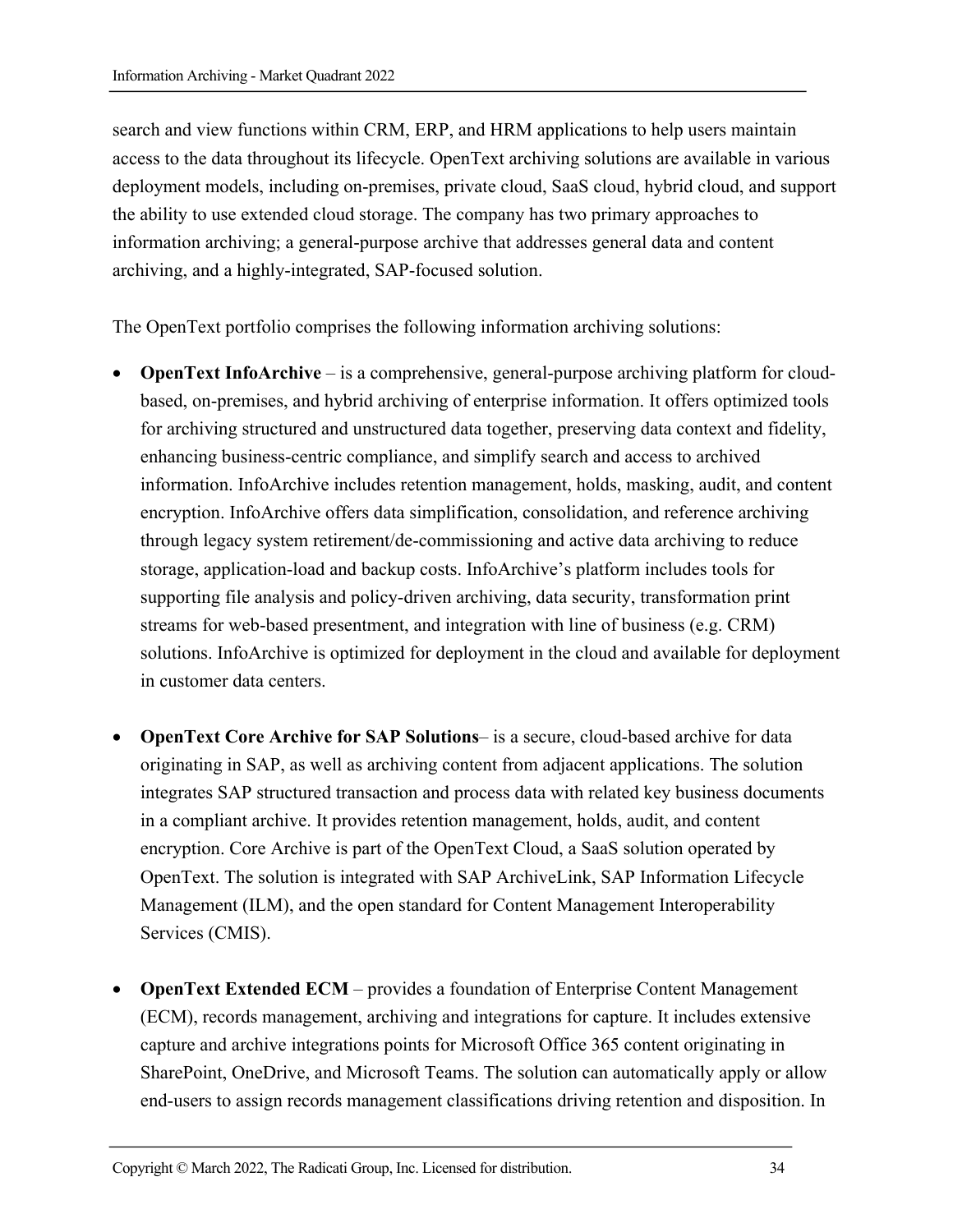search and view functions within CRM, ERP, and HRM applications to help users maintain access to the data throughout its lifecycle. OpenText archiving solutions are available in various deployment models, including on-premises, private cloud, SaaS cloud, hybrid cloud, and support the ability to use extended cloud storage. The company has two primary approaches to information archiving; a general-purpose archive that addresses general data and content archiving, and a highly-integrated, SAP-focused solution.

The OpenText portfolio comprises the following information archiving solutions:

- **OpenText InfoArchive** – is a comprehensive, general-purpose archiving platform for cloud-based, on-premises, and hybrid archiving of enterprise information. It offers optimized tools for archiving structured and unstructured data together, preserving data context and fidelity, enhancing business-centric compliance, and simplify search and access to archived information. InfoArchive includes retention management, holds, masking, audit, and content encryption. InfoArchive offers data simplification, consolidation, and reference archiving through legacy system retirement/de-commissioning and active data archiving to reduce storage, application-load and backup costs. InfoArchive's platform includes tools for supporting file analysis and policy-driven archiving, data security, transformation print streams for web-based presentment, and integration with line of business (e.g. CRM) solutions. InfoArchive is optimized for deployment in the cloud and available for deployment in customer data centers.

- **OpenText Core Archive for SAP Solutions**– is a secure, cloud-based archive for data originating in SAP, as well as archiving content from adjacent applications. The solution integrates SAP structured transaction and process data with related key business documents in a compliant archive. It provides retention management, holds, audit, and content encryption. Core Archive is part of the OpenText Cloud, a SaaS solution operated by OpenText. The solution is integrated with SAP ArchiveLink, SAP Information Lifecycle Management (ILM), and the open standard for Content Management Interoperability Services (CMIS).

- **OpenText Extended ECM** – provides a foundation of Enterprise Content Management (ECM), records management, archiving and integrations for capture. It includes extensive capture and archive integrations points for Microsoft Office 365 content originating in SharePoint, OneDrive, and Microsoft Teams. The solution can automatically apply or allow end-users to assign records management classifications driving retention and disposition. In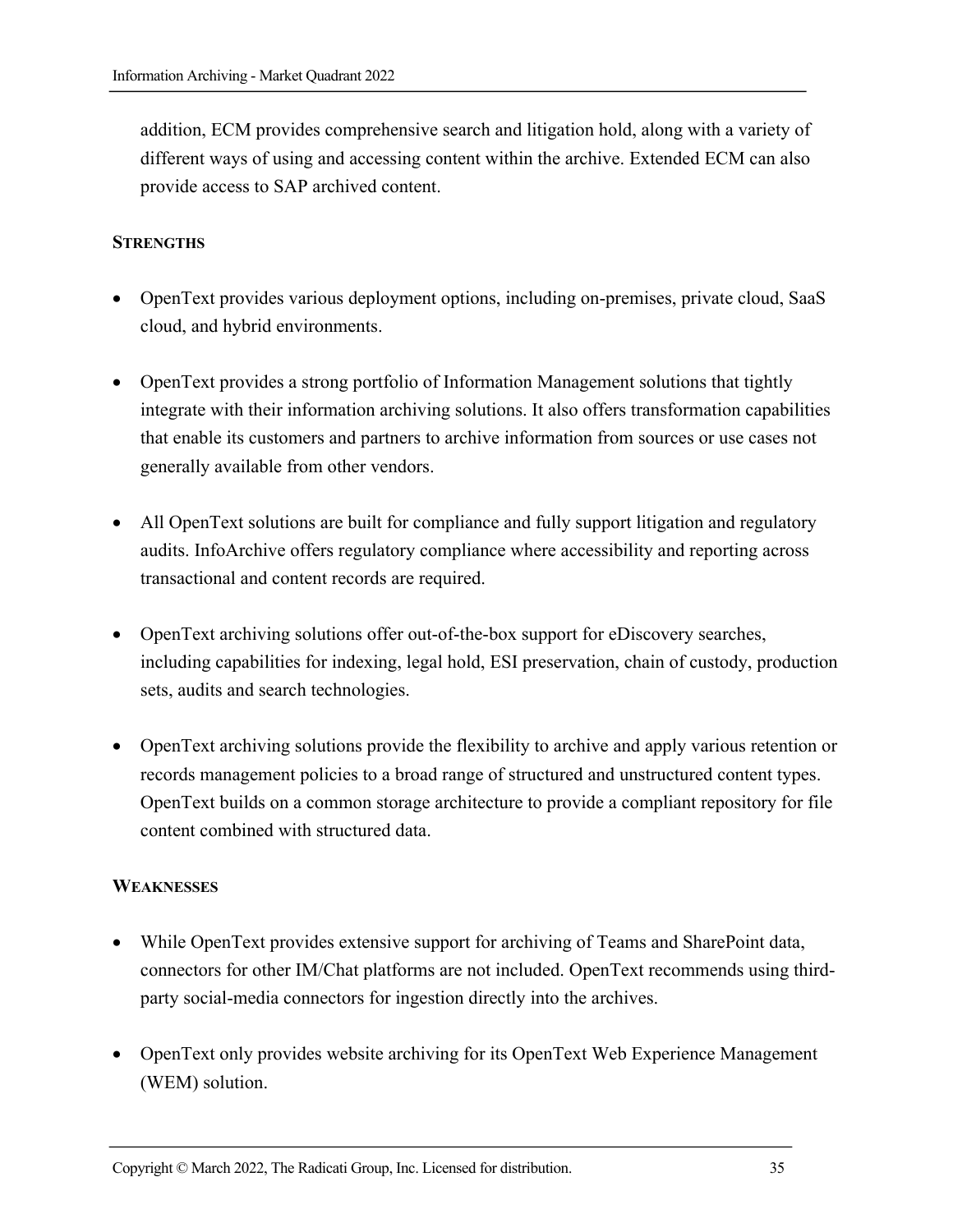addition, ECM provides comprehensive search and litigation hold, along with a variety of different ways of using and accessing content within the archive. Extended ECM can also provide access to SAP archived content.

**STRENGTHS**

- OpenText provides various deployment options, including on-premises, private cloud, SaaS cloud, and hybrid environments.

- OpenText provides a strong portfolio of Information Management solutions that tightly integrate with their information archiving solutions. It also offers transformation capabilities that enable its customers and partners to archive information from sources or use cases not generally available from other vendors.

- All OpenText solutions are built for compliance and fully support litigation and regulatory audits. InfoArchive offers regulatory compliance where accessibility and reporting across transactional and content records are required.

- OpenText archiving solutions offer out-of-the-box support for eDiscovery searches, including capabilities for indexing, legal hold, ESI preservation, chain of custody, production sets, audits and search technologies.

- OpenText archiving solutions provide the flexibility to archive and apply various retention or records management policies to a broad range of structured and unstructured content types. OpenText builds on a common storage architecture to provide a compliant repository for file content combined with structured data.

**WEAKNESSES**

- While OpenText provides extensive support for archiving of Teams and SharePoint data, connectors for other IM/Chat platforms are not included. OpenText recommends using third-party social-media connectors for ingestion directly into the archives.

- OpenText only provides website archiving for its OpenText Web Experience Management (WEM) solution.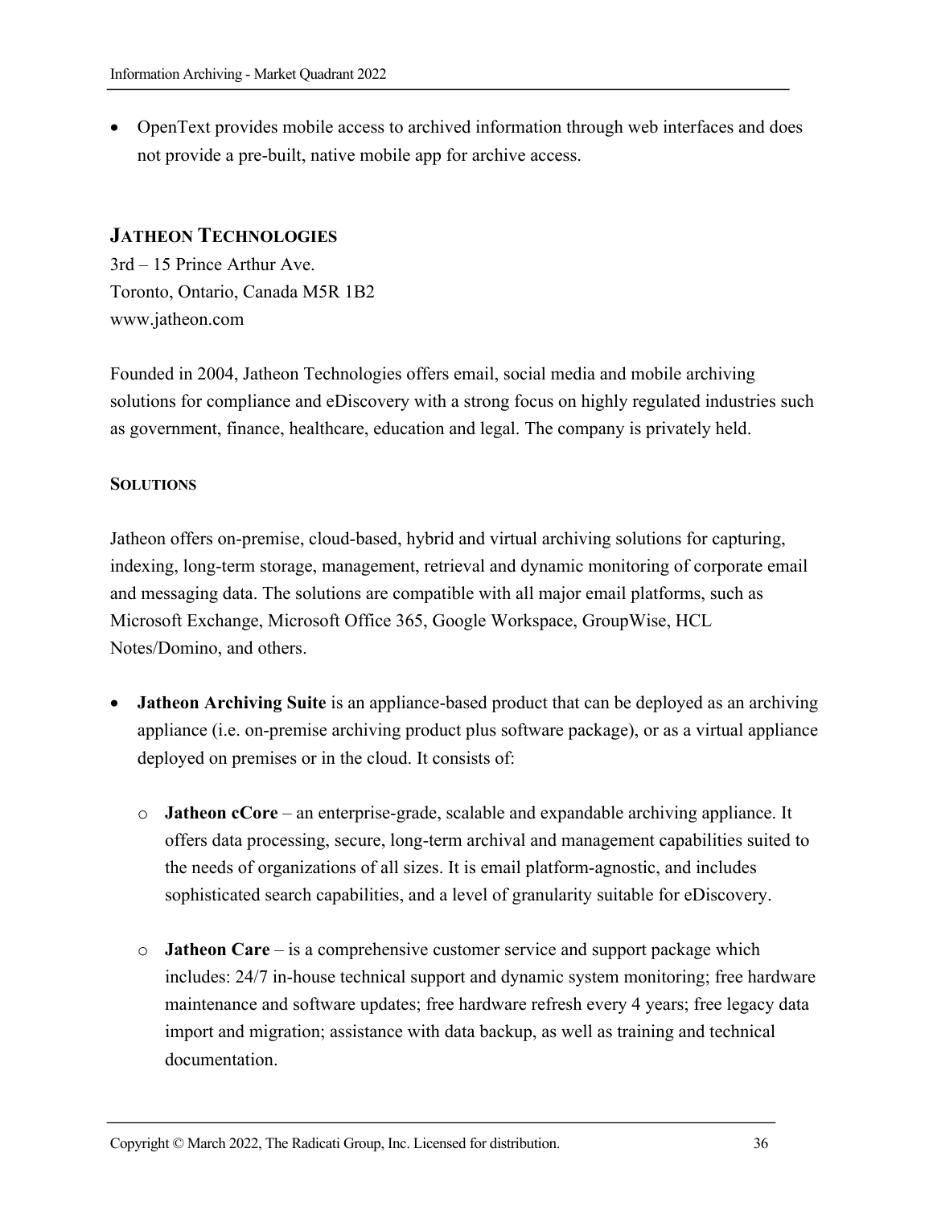- OpenText provides mobile access to archived information through web interfaces and does not provide a pre-built, native mobile app for archive access.

## JATHEON TECHNOLOGIES

3rd – 15 Prince Arthur Ave.
Toronto, Ontario, Canada M5R 1B2
www.jatheon.com

Founded in 2004, Jatheon Technologies offers email, social media and mobile archiving solutions for compliance and eDiscovery with a strong focus on highly regulated industries such as government, finance, healthcare, education and legal. The company is privately held.

### SOLUTIONS

Jatheon offers on-premise, cloud-based, hybrid and virtual archiving solutions for capturing, indexing, long-term storage, management, retrieval and dynamic monitoring of corporate email and messaging data. The solutions are compatible with all major email platforms, such as Microsoft Exchange, Microsoft Office 365, Google Workspace, GroupWise, HCL Notes/Domino, and others.

- **Jatheon Archiving Suite** is an appliance-based product that can be deployed as an archiving appliance (i.e. on-premise archiving product plus software package), or as a virtual appliance deployed on premises or in the cloud. It consists of:
  - **Jatheon cCore** – an enterprise-grade, scalable and expandable archiving appliance. It offers data processing, secure, long-term archival and management capabilities suited to the needs of organizations of all sizes. It is email platform-agnostic, and includes sophisticated search capabilities, and a level of granularity suitable for eDiscovery.
  - **Jatheon Care** – is a comprehensive customer service and support package which includes: 24/7 in-house technical support and dynamic system monitoring; free hardware maintenance and software updates; free hardware refresh every 4 years; free legacy data import and migration; assistance with data backup, as well as training and technical documentation.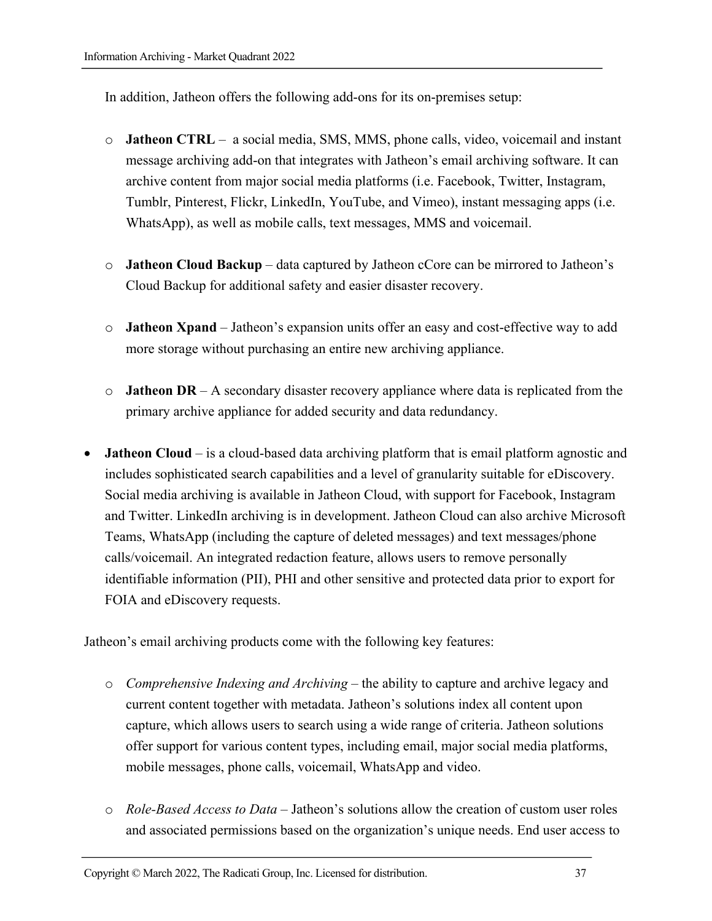In addition, Jatheon offers the following add-ons for its on-premises setup:

- **Jatheon CTRL** – a social media, SMS, MMS, phone calls, video, voicemail and instant message archiving add-on that integrates with Jatheon's email archiving software. It can archive content from major social media platforms (i.e. Facebook, Twitter, Instagram, Tumblr, Pinterest, Flickr, LinkedIn, YouTube, and Vimeo), instant messaging apps (i.e. WhatsApp), as well as mobile calls, text messages, MMS and voicemail.

- **Jatheon Cloud Backup** – data captured by Jatheon cCore can be mirrored to Jatheon's Cloud Backup for additional safety and easier disaster recovery.

- **Jatheon Xpand** – Jatheon's expansion units offer an easy and cost-effective way to add more storage without purchasing an entire new archiving appliance.

- **Jatheon DR** – A secondary disaster recovery appliance where data is replicated from the primary archive appliance for added security and data redundancy.

- **Jatheon Cloud** – is a cloud-based data archiving platform that is email platform agnostic and includes sophisticated search capabilities and a level of granularity suitable for eDiscovery. Social media archiving is available in Jatheon Cloud, with support for Facebook, Instagram and Twitter. LinkedIn archiving is in development. Jatheon Cloud can also archive Microsoft Teams, WhatsApp (including the capture of deleted messages) and text messages/phone calls/voicemail. An integrated redaction feature, allows users to remove personally identifiable information (PII), PHI and other sensitive and protected data prior to export for FOIA and eDiscovery requests.

Jatheon's email archiving products come with the following key features:

- *Comprehensive Indexing and Archiving* – the ability to capture and archive legacy and current content together with metadata. Jatheon's solutions index all content upon capture, which allows users to search using a wide range of criteria. Jatheon solutions offer support for various content types, including email, major social media platforms, mobile messages, phone calls, voicemail, WhatsApp and video.

- *Role-Based Access to Data* – Jatheon's solutions allow the creation of custom user roles and associated permissions based on the organization's unique needs. End user access to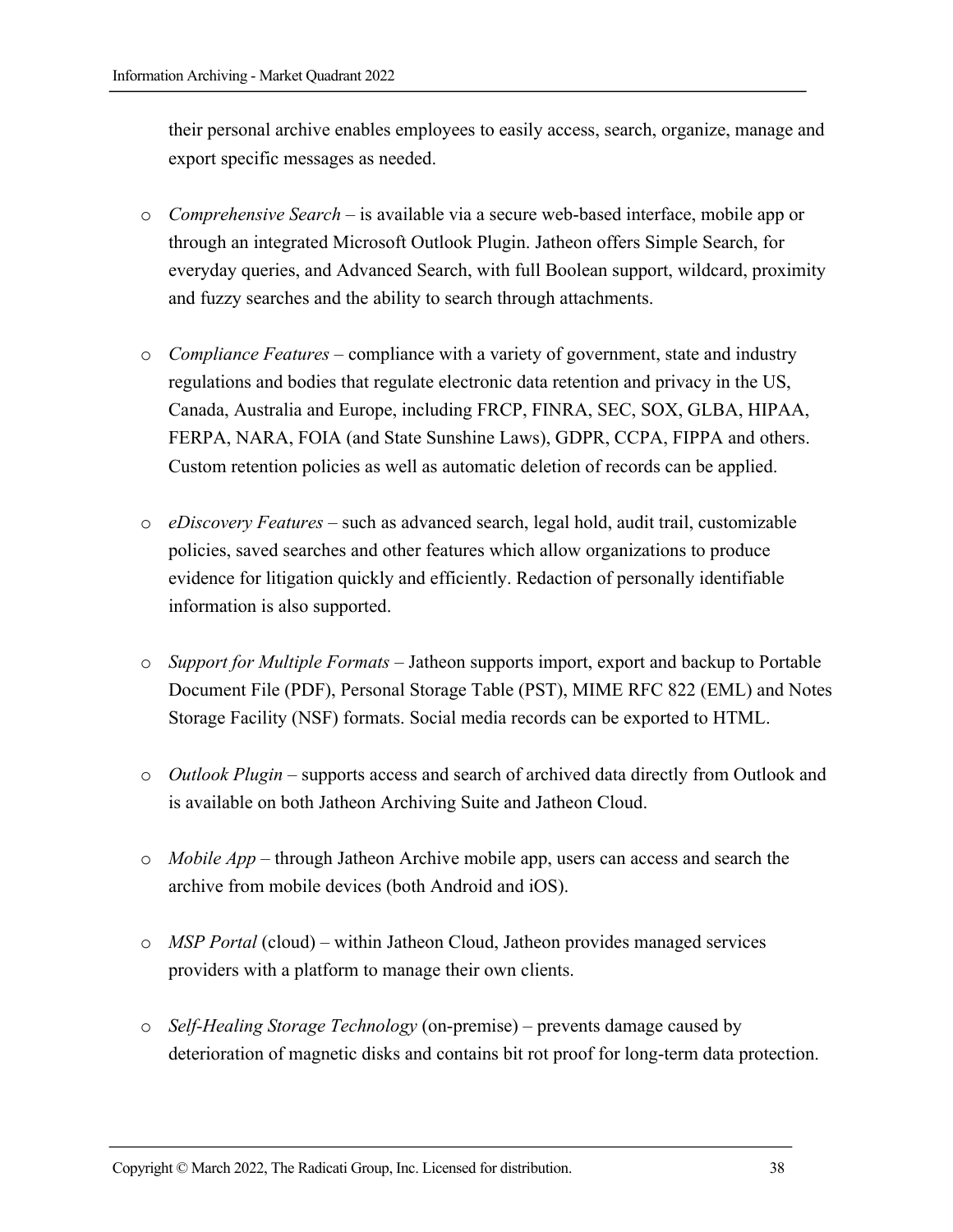their personal archive enables employees to easily access, search, organize, manage and export specific messages as needed.

- *Comprehensive Search* – is available via a secure web-based interface, mobile app or through an integrated Microsoft Outlook Plugin. Jatheon offers Simple Search, for everyday queries, and Advanced Search, with full Boolean support, wildcard, proximity and fuzzy searches and the ability to search through attachments.

- *Compliance Features* – compliance with a variety of government, state and industry regulations and bodies that regulate electronic data retention and privacy in the US, Canada, Australia and Europe, including FRCP, FINRA, SEC, SOX, GLBA, HIPAA, FERPA, NARA, FOIA (and State Sunshine Laws), GDPR, CCPA, FIPPA and others. Custom retention policies as well as automatic deletion of records can be applied.

- *eDiscovery Features* – such as advanced search, legal hold, audit trail, customizable policies, saved searches and other features which allow organizations to produce evidence for litigation quickly and efficiently. Redaction of personally identifiable information is also supported.

- *Support for Multiple Formats* – Jatheon supports import, export and backup to Portable Document File (PDF), Personal Storage Table (PST), MIME RFC 822 (EML) and Notes Storage Facility (NSF) formats. Social media records can be exported to HTML.

- *Outlook Plugin* – supports access and search of archived data directly from Outlook and is available on both Jatheon Archiving Suite and Jatheon Cloud.

- *Mobile App* – through Jatheon Archive mobile app, users can access and search the archive from mobile devices (both Android and iOS).

- *MSP Portal* (cloud) – within Jatheon Cloud, Jatheon provides managed services providers with a platform to manage their own clients.

- *Self-Healing Storage Technology* (on-premise) – prevents damage caused by deterioration of magnetic disks and contains bit rot proof for long-term data protection.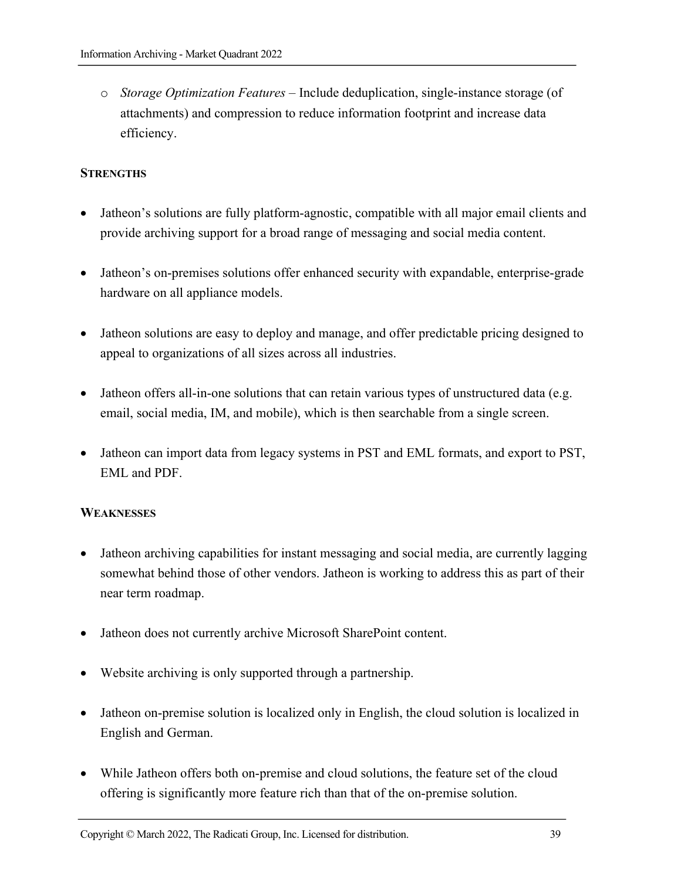- *Storage Optimization Features* – Include deduplication, single-instance storage (of attachments) and compression to reduce information footprint and increase data efficiency.

**STRENGTHS**

- Jatheon's solutions are fully platform-agnostic, compatible with all major email clients and provide archiving support for a broad range of messaging and social media content.
- Jatheon's on-premises solutions offer enhanced security with expandable, enterprise-grade hardware on all appliance models.
- Jatheon solutions are easy to deploy and manage, and offer predictable pricing designed to appeal to organizations of all sizes across all industries.
- Jatheon offers all-in-one solutions that can retain various types of unstructured data (e.g. email, social media, IM, and mobile), which is then searchable from a single screen.
- Jatheon can import data from legacy systems in PST and EML formats, and export to PST, EML and PDF.

**WEAKNESSES**

- Jatheon archiving capabilities for instant messaging and social media, are currently lagging somewhat behind those of other vendors. Jatheon is working to address this as part of their near term roadmap.
- Jatheon does not currently archive Microsoft SharePoint content.
- Website archiving is only supported through a partnership.
- Jatheon on-premise solution is localized only in English, the cloud solution is localized in English and German.
- While Jatheon offers both on-premise and cloud solutions, the feature set of the cloud offering is significantly more feature rich than that of the on-premise solution.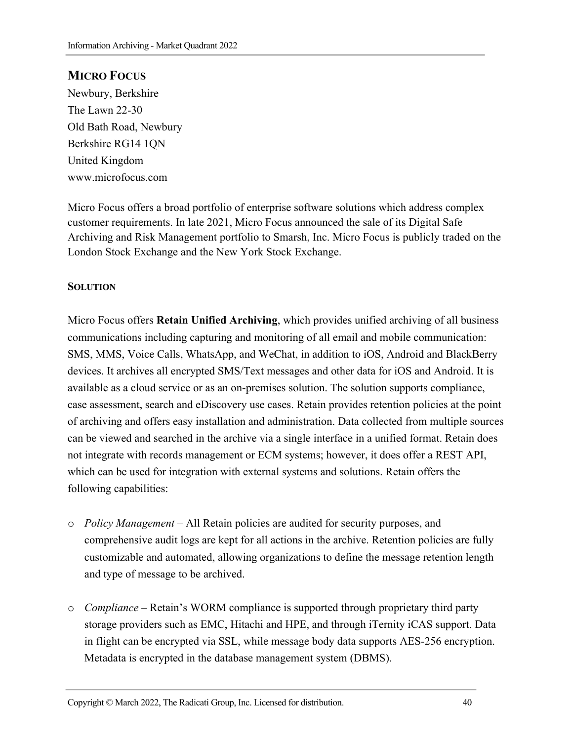## MICRO FOCUS

Newbury, Berkshire
The Lawn 22-30
Old Bath Road, Newbury
Berkshire RG14 1QN
United Kingdom
www.microfocus.com

Micro Focus offers a broad portfolio of enterprise software solutions which address complex customer requirements. In late 2021, Micro Focus announced the sale of its Digital Safe Archiving and Risk Management portfolio to Smarsh, Inc. Micro Focus is publicly traded on the London Stock Exchange and the New York Stock Exchange.

### SOLUTION

Micro Focus offers **Retain Unified Archiving**, which provides unified archiving of all business communications including capturing and monitoring of all email and mobile communication: SMS, MMS, Voice Calls, WhatsApp, and WeChat, in addition to iOS, Android and BlackBerry devices. It archives all encrypted SMS/Text messages and other data for iOS and Android. It is available as a cloud service or as an on-premises solution. The solution supports compliance, case assessment, search and eDiscovery use cases. Retain provides retention policies at the point of archiving and offers easy installation and administration. Data collected from multiple sources can be viewed and searched in the archive via a single interface in a unified format. Retain does not integrate with records management or ECM systems; however, it does offer a REST API, which can be used for integration with external systems and solutions. Retain offers the following capabilities:

- *Policy Management* – All Retain policies are audited for security purposes, and comprehensive audit logs are kept for all actions in the archive. Retention policies are fully customizable and automated, allowing organizations to define the message retention length and type of message to be archived.

- *Compliance* – Retain's WORM compliance is supported through proprietary third party storage providers such as EMC, Hitachi and HPE, and through iTernity iCAS support. Data in flight can be encrypted via SSL, while message body data supports AES-256 encryption. Metadata is encrypted in the database management system (DBMS).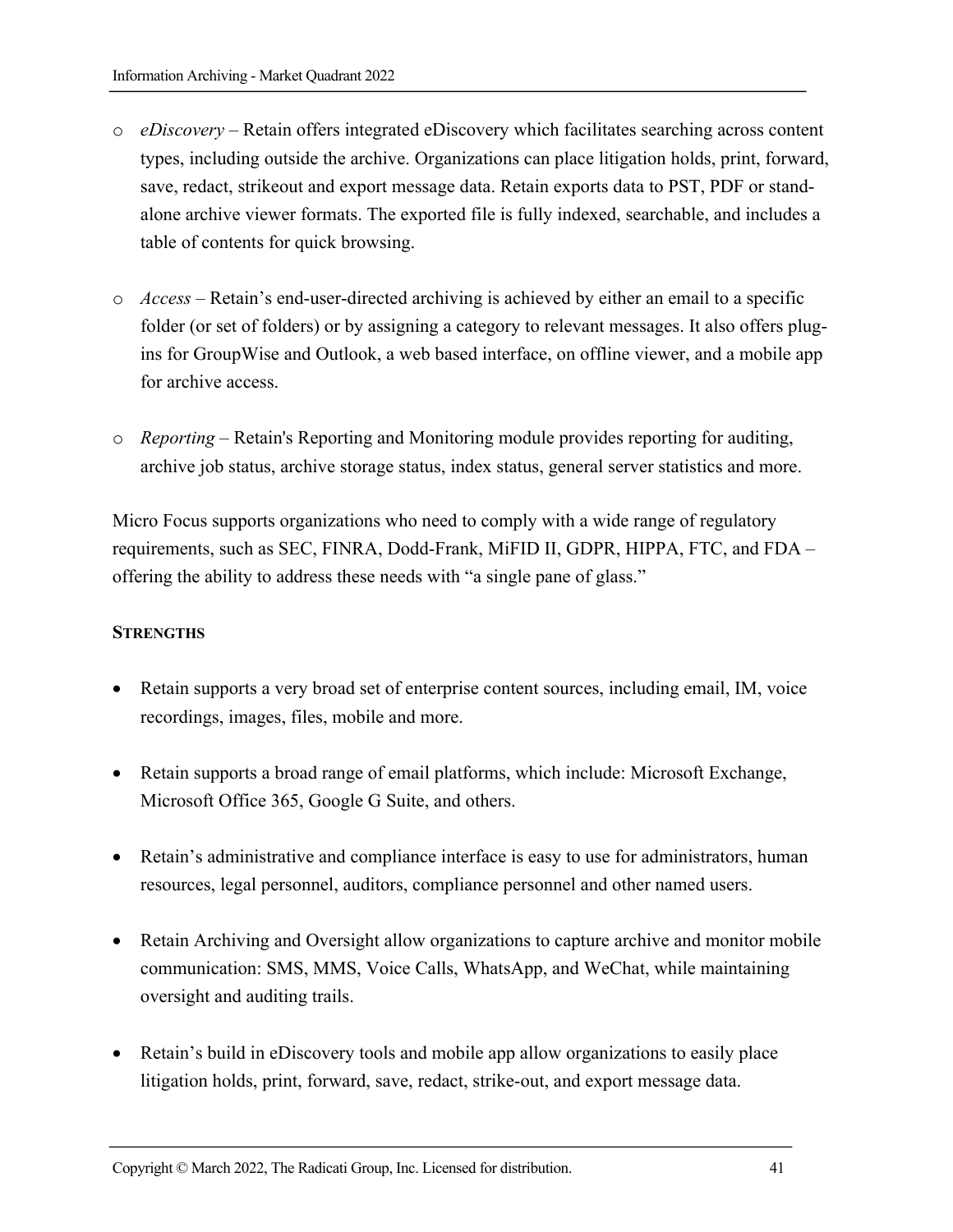- *eDiscovery* – Retain offers integrated eDiscovery which facilitates searching across content types, including outside the archive. Organizations can place litigation holds, print, forward, save, redact, strikeout and export message data. Retain exports data to PST, PDF or stand-alone archive viewer formats. The exported file is fully indexed, searchable, and includes a table of contents for quick browsing.

- *Access* – Retain's end-user-directed archiving is achieved by either an email to a specific folder (or set of folders) or by assigning a category to relevant messages. It also offers plug-ins for GroupWise and Outlook, a web based interface, on offline viewer, and a mobile app for archive access.

- *Reporting* – Retain's Reporting and Monitoring module provides reporting for auditing, archive job status, archive storage status, index status, general server statistics and more.

Micro Focus supports organizations who need to comply with a wide range of regulatory requirements, such as SEC, FINRA, Dodd-Frank, MiFID II, GDPR, HIPPA, FTC, and FDA – offering the ability to address these needs with "a single pane of glass."

**STRENGTHS**

- Retain supports a very broad set of enterprise content sources, including email, IM, voice recordings, images, files, mobile and more.

- Retain supports a broad range of email platforms, which include: Microsoft Exchange, Microsoft Office 365, Google G Suite, and others.

- Retain's administrative and compliance interface is easy to use for administrators, human resources, legal personnel, auditors, compliance personnel and other named users.

- Retain Archiving and Oversight allow organizations to capture archive and monitor mobile communication: SMS, MMS, Voice Calls, WhatsApp, and WeChat, while maintaining oversight and auditing trails.

- Retain's build in eDiscovery tools and mobile app allow organizations to easily place litigation holds, print, forward, save, redact, strike-out, and export message data.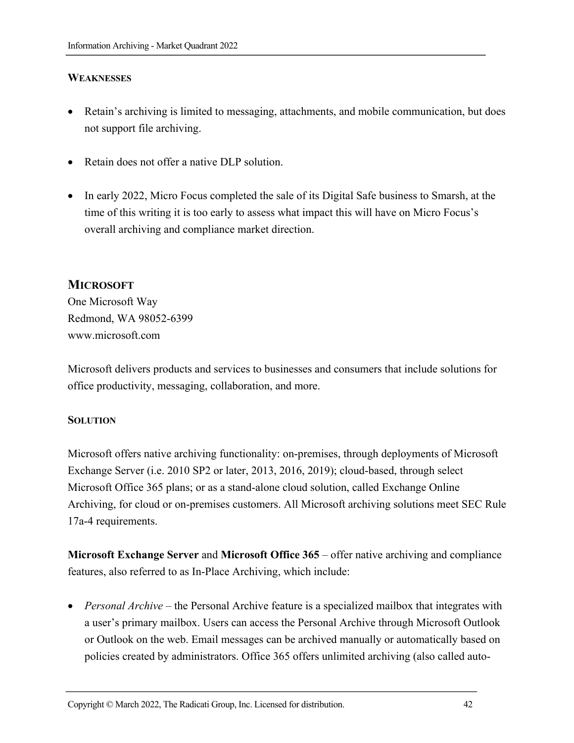#### WEAKNESSES

- Retain's archiving is limited to messaging, attachments, and mobile communication, but does not support file archiving.
- Retain does not offer a native DLP solution.
- In early 2022, Micro Focus completed the sale of its Digital Safe business to Smarsh, at the time of this writing it is too early to assess what impact this will have on Micro Focus's overall archiving and compliance market direction.

### MICROSOFT

One Microsoft Way
Redmond, WA 98052-6399
www.microsoft.com

Microsoft delivers products and services to businesses and consumers that include solutions for office productivity, messaging, collaboration, and more.

#### SOLUTION

Microsoft offers native archiving functionality: on-premises, through deployments of Microsoft Exchange Server (i.e. 2010 SP2 or later, 2013, 2016, 2019); cloud-based, through select Microsoft Office 365 plans; or as a stand-alone cloud solution, called Exchange Online Archiving, for cloud or on-premises customers. All Microsoft archiving solutions meet SEC Rule 17a-4 requirements.

**Microsoft Exchange Server** and **Microsoft Office 365** – offer native archiving and compliance features, also referred to as In-Place Archiving, which include:

- *Personal Archive* – the Personal Archive feature is a specialized mailbox that integrates with a user's primary mailbox. Users can access the Personal Archive through Microsoft Outlook or Outlook on the web. Email messages can be archived manually or automatically based on policies created by administrators. Office 365 offers unlimited archiving (also called auto-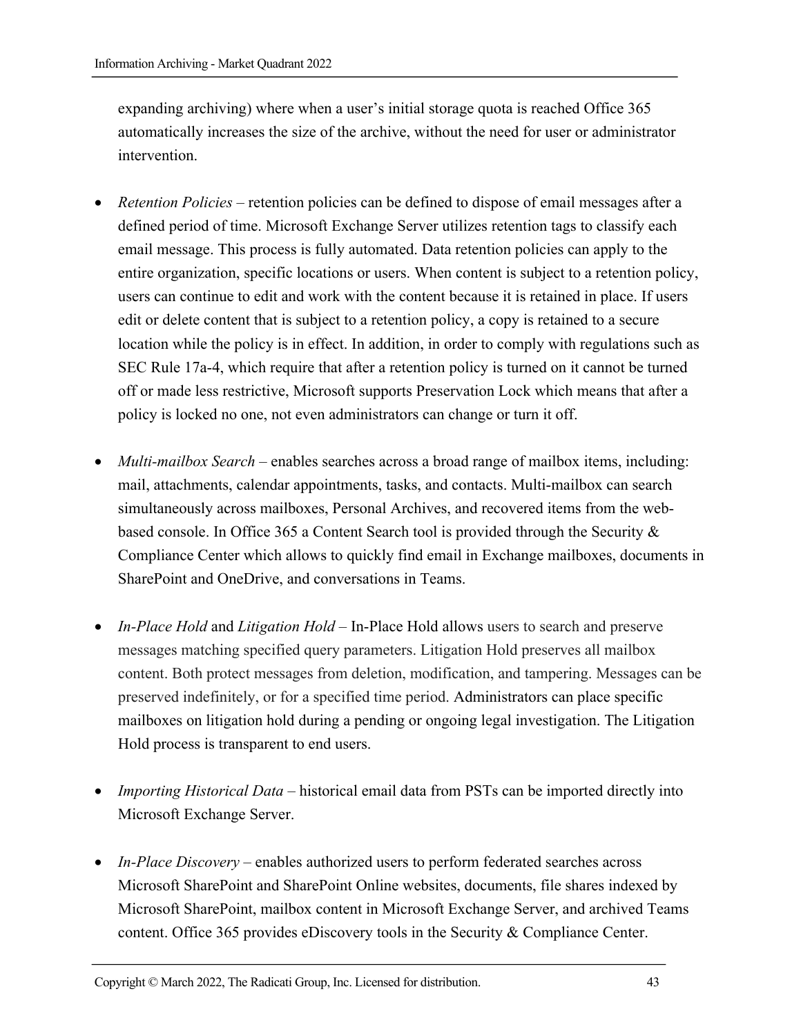expanding archiving) where when a user's initial storage quota is reached Office 365 automatically increases the size of the archive, without the need for user or administrator intervention.

- *Retention Policies* – retention policies can be defined to dispose of email messages after a defined period of time. Microsoft Exchange Server utilizes retention tags to classify each email message. This process is fully automated. Data retention policies can apply to the entire organization, specific locations or users. When content is subject to a retention policy, users can continue to edit and work with the content because it is retained in place. If users edit or delete content that is subject to a retention policy, a copy is retained to a secure location while the policy is in effect. In addition, in order to comply with regulations such as SEC Rule 17a-4, which require that after a retention policy is turned on it cannot be turned off or made less restrictive, Microsoft supports Preservation Lock which means that after a policy is locked no one, not even administrators can change or turn it off.

- *Multi-mailbox Search* – enables searches across a broad range of mailbox items, including: mail, attachments, calendar appointments, tasks, and contacts. Multi-mailbox can search simultaneously across mailboxes, Personal Archives, and recovered items from the web-based console. In Office 365 a Content Search tool is provided through the Security & Compliance Center which allows to quickly find email in Exchange mailboxes, documents in SharePoint and OneDrive, and conversations in Teams.

- *In-Place Hold* and *Litigation Hold* – In-Place Hold allows users to search and preserve messages matching specified query parameters. Litigation Hold preserves all mailbox content. Both protect messages from deletion, modification, and tampering. Messages can be preserved indefinitely, or for a specified time period. Administrators can place specific mailboxes on litigation hold during a pending or ongoing legal investigation. The Litigation Hold process is transparent to end users.

- *Importing Historical Data* – historical email data from PSTs can be imported directly into Microsoft Exchange Server.

- *In-Place Discovery* – enables authorized users to perform federated searches across Microsoft SharePoint and SharePoint Online websites, documents, file shares indexed by Microsoft SharePoint, mailbox content in Microsoft Exchange Server, and archived Teams content. Office 365 provides eDiscovery tools in the Security & Compliance Center.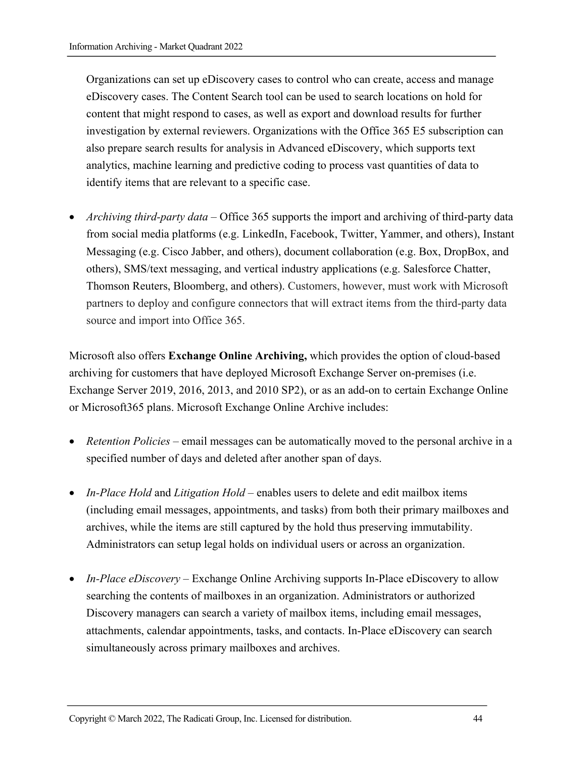Organizations can set up eDiscovery cases to control who can create, access and manage eDiscovery cases. The Content Search tool can be used to search locations on hold for content that might respond to cases, as well as export and download results for further investigation by external reviewers. Organizations with the Office 365 E5 subscription can also prepare search results for analysis in Advanced eDiscovery, which supports text analytics, machine learning and predictive coding to process vast quantities of data to identify items that are relevant to a specific case.

- *Archiving third-party data* – Office 365 supports the import and archiving of third-party data from social media platforms (e.g. LinkedIn, Facebook, Twitter, Yammer, and others), Instant Messaging (e.g. Cisco Jabber, and others), document collaboration (e.g. Box, DropBox, and others), SMS/text messaging, and vertical industry applications (e.g. Salesforce Chatter, Thomson Reuters, Bloomberg, and others). Customers, however, must work with Microsoft partners to deploy and configure connectors that will extract items from the third-party data source and import into Office 365.

Microsoft also offers **Exchange Online Archiving,** which provides the option of cloud-based archiving for customers that have deployed Microsoft Exchange Server on-premises (i.e. Exchange Server 2019, 2016, 2013, and 2010 SP2), or as an add-on to certain Exchange Online or Microsoft365 plans. Microsoft Exchange Online Archive includes:

- *Retention Policies* – email messages can be automatically moved to the personal archive in a specified number of days and deleted after another span of days.

- *In-Place Hold* and *Litigation Hold* – enables users to delete and edit mailbox items (including email messages, appointments, and tasks) from both their primary mailboxes and archives, while the items are still captured by the hold thus preserving immutability. Administrators can setup legal holds on individual users or across an organization.

- *In-Place eDiscovery* – Exchange Online Archiving supports In-Place eDiscovery to allow searching the contents of mailboxes in an organization. Administrators or authorized Discovery managers can search a variety of mailbox items, including email messages, attachments, calendar appointments, tasks, and contacts. In-Place eDiscovery can search simultaneously across primary mailboxes and archives.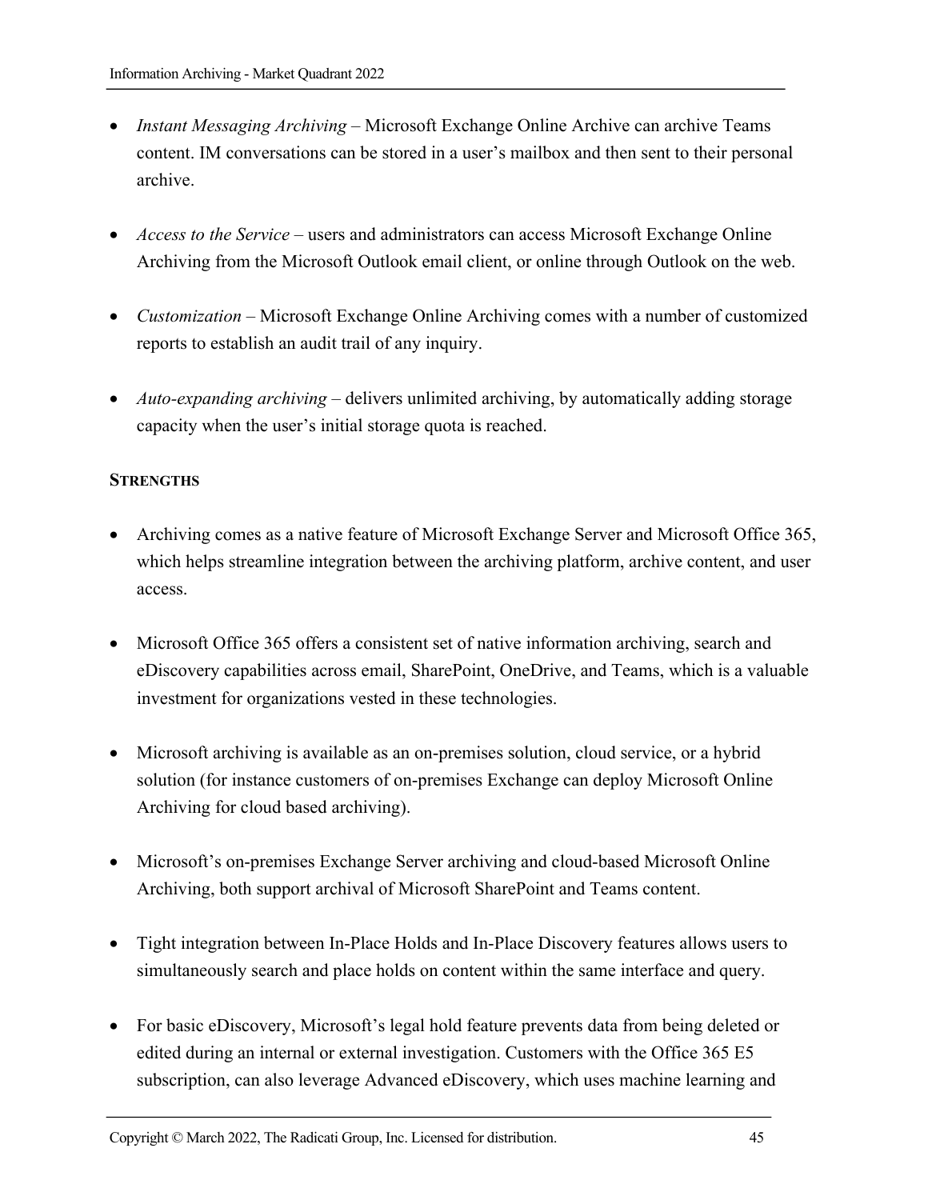- *Instant Messaging Archiving* – Microsoft Exchange Online Archive can archive Teams content. IM conversations can be stored in a user's mailbox and then sent to their personal archive.

- *Access to the Service* – users and administrators can access Microsoft Exchange Online Archiving from the Microsoft Outlook email client, or online through Outlook on the web.

- *Customization* – Microsoft Exchange Online Archiving comes with a number of customized reports to establish an audit trail of any inquiry.

- *Auto-expanding archiving* – delivers unlimited archiving, by automatically adding storage capacity when the user's initial storage quota is reached.

**STRENGTHS**

- Archiving comes as a native feature of Microsoft Exchange Server and Microsoft Office 365, which helps streamline integration between the archiving platform, archive content, and user access.

- Microsoft Office 365 offers a consistent set of native information archiving, search and eDiscovery capabilities across email, SharePoint, OneDrive, and Teams, which is a valuable investment for organizations vested in these technologies.

- Microsoft archiving is available as an on-premises solution, cloud service, or a hybrid solution (for instance customers of on-premises Exchange can deploy Microsoft Online Archiving for cloud based archiving).

- Microsoft's on-premises Exchange Server archiving and cloud-based Microsoft Online Archiving, both support archival of Microsoft SharePoint and Teams content.

- Tight integration between In-Place Holds and In-Place Discovery features allows users to simultaneously search and place holds on content within the same interface and query.

- For basic eDiscovery, Microsoft's legal hold feature prevents data from being deleted or edited during an internal or external investigation. Customers with the Office 365 E5 subscription, can also leverage Advanced eDiscovery, which uses machine learning and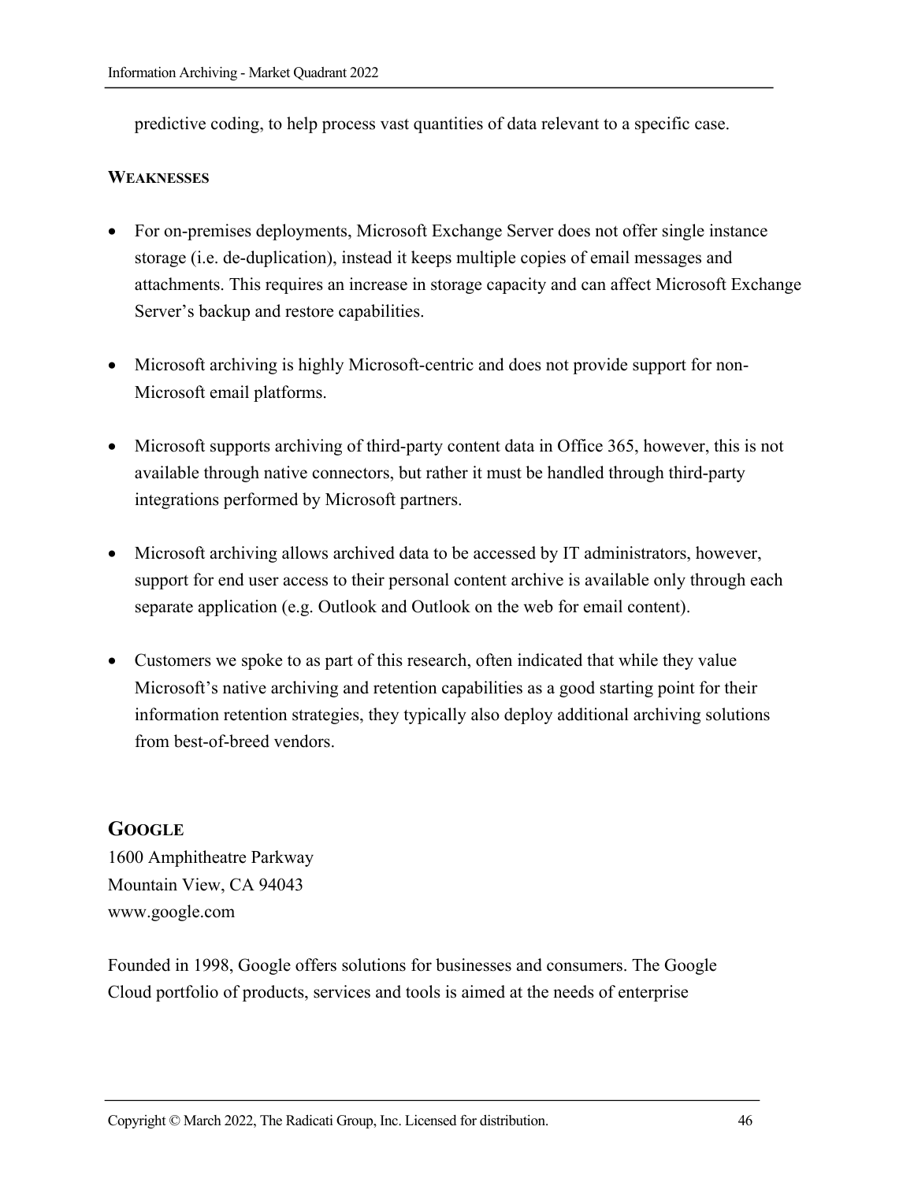predictive coding, to help process vast quantities of data relevant to a specific case.

**WEAKNESSES**

- For on-premises deployments, Microsoft Exchange Server does not offer single instance storage (i.e. de-duplication), instead it keeps multiple copies of email messages and attachments. This requires an increase in storage capacity and can affect Microsoft Exchange Server's backup and restore capabilities.

- Microsoft archiving is highly Microsoft-centric and does not provide support for non-Microsoft email platforms.

- Microsoft supports archiving of third-party content data in Office 365, however, this is not available through native connectors, but rather it must be handled through third-party integrations performed by Microsoft partners.

- Microsoft archiving allows archived data to be accessed by IT administrators, however, support for end user access to their personal content archive is available only through each separate application (e.g. Outlook and Outlook on the web for email content).

- Customers we spoke to as part of this research, often indicated that while they value Microsoft's native archiving and retention capabilities as a good starting point for their information retention strategies, they typically also deploy additional archiving solutions from best-of-breed vendors.

## GOOGLE

1600 Amphitheatre Parkway
Mountain View, CA 94043
www.google.com

Founded in 1998, Google offers solutions for businesses and consumers. The Google Cloud portfolio of products, services and tools is aimed at the needs of enterprise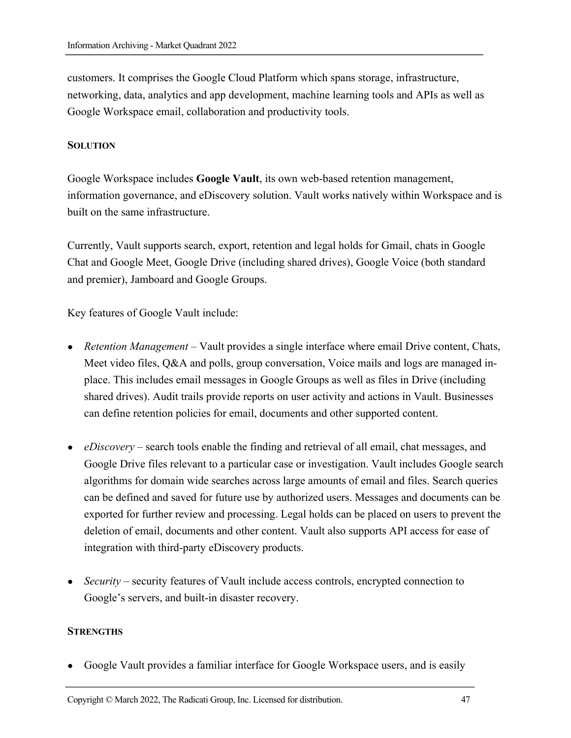customers. It comprises the Google Cloud Platform which spans storage, infrastructure, networking, data, analytics and app development, machine learning tools and APIs as well as Google Workspace email, collaboration and productivity tools.

### SOLUTION

Google Workspace includes **Google Vault**, its own web-based retention management, information governance, and eDiscovery solution. Vault works natively within Workspace and is built on the same infrastructure.

Currently, Vault supports search, export, retention and legal holds for Gmail, chats in Google Chat and Google Meet, Google Drive (including shared drives), Google Voice (both standard and premier), Jamboard and Google Groups.

Key features of Google Vault include:

- *Retention Management* – Vault provides a single interface where email Drive content, Chats, Meet video files, Q&A and polls, group conversation, Voice mails and logs are managed in-place. This includes email messages in Google Groups as well as files in Drive (including shared drives). Audit trails provide reports on user activity and actions in Vault. Businesses can define retention policies for email, documents and other supported content.

- *eDiscovery* – search tools enable the finding and retrieval of all email, chat messages, and Google Drive files relevant to a particular case or investigation. Vault includes Google search algorithms for domain wide searches across large amounts of email and files. Search queries can be defined and saved for future use by authorized users. Messages and documents can be exported for further review and processing. Legal holds can be placed on users to prevent the deletion of email, documents and other content. Vault also supports API access for ease of integration with third-party eDiscovery products.

- *Security* – security features of Vault include access controls, encrypted connection to Google's servers, and built-in disaster recovery.

### STRENGTHS

- Google Vault provides a familiar interface for Google Workspace users, and is easily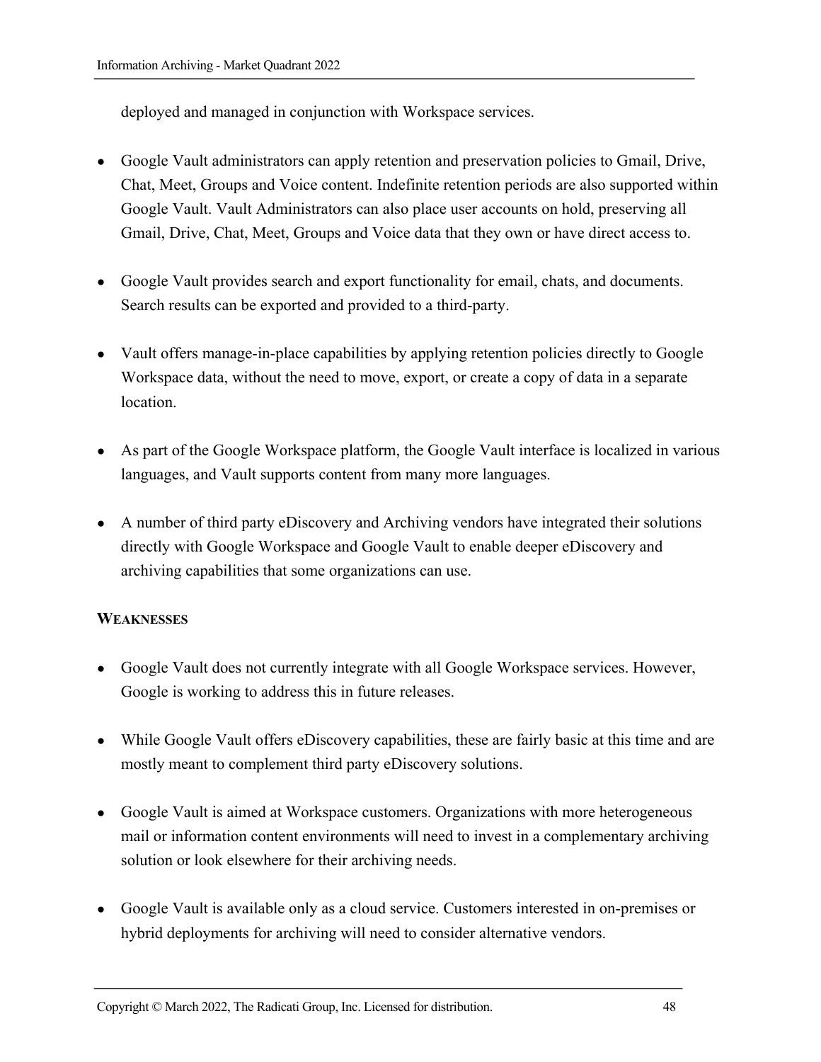deployed and managed in conjunction with Workspace services.

- Google Vault administrators can apply retention and preservation policies to Gmail, Drive, Chat, Meet, Groups and Voice content. Indefinite retention periods are also supported within Google Vault. Vault Administrators can also place user accounts on hold, preserving all Gmail, Drive, Chat, Meet, Groups and Voice data that they own or have direct access to.

- Google Vault provides search and export functionality for email, chats, and documents. Search results can be exported and provided to a third-party.

- Vault offers manage-in-place capabilities by applying retention policies directly to Google Workspace data, without the need to move, export, or create a copy of data in a separate location.

- As part of the Google Workspace platform, the Google Vault interface is localized in various languages, and Vault supports content from many more languages.

- A number of third party eDiscovery and Archiving vendors have integrated their solutions directly with Google Workspace and Google Vault to enable deeper eDiscovery and archiving capabilities that some organizations can use.

**WEAKNESSES**

- Google Vault does not currently integrate with all Google Workspace services. However, Google is working to address this in future releases.

- While Google Vault offers eDiscovery capabilities, these are fairly basic at this time and are mostly meant to complement third party eDiscovery solutions.

- Google Vault is aimed at Workspace customers. Organizations with more heterogeneous mail or information content environments will need to invest in a complementary archiving solution or look elsewhere for their archiving needs.

- Google Vault is available only as a cloud service. Customers interested in on-premises or hybrid deployments for archiving will need to consider alternative vendors.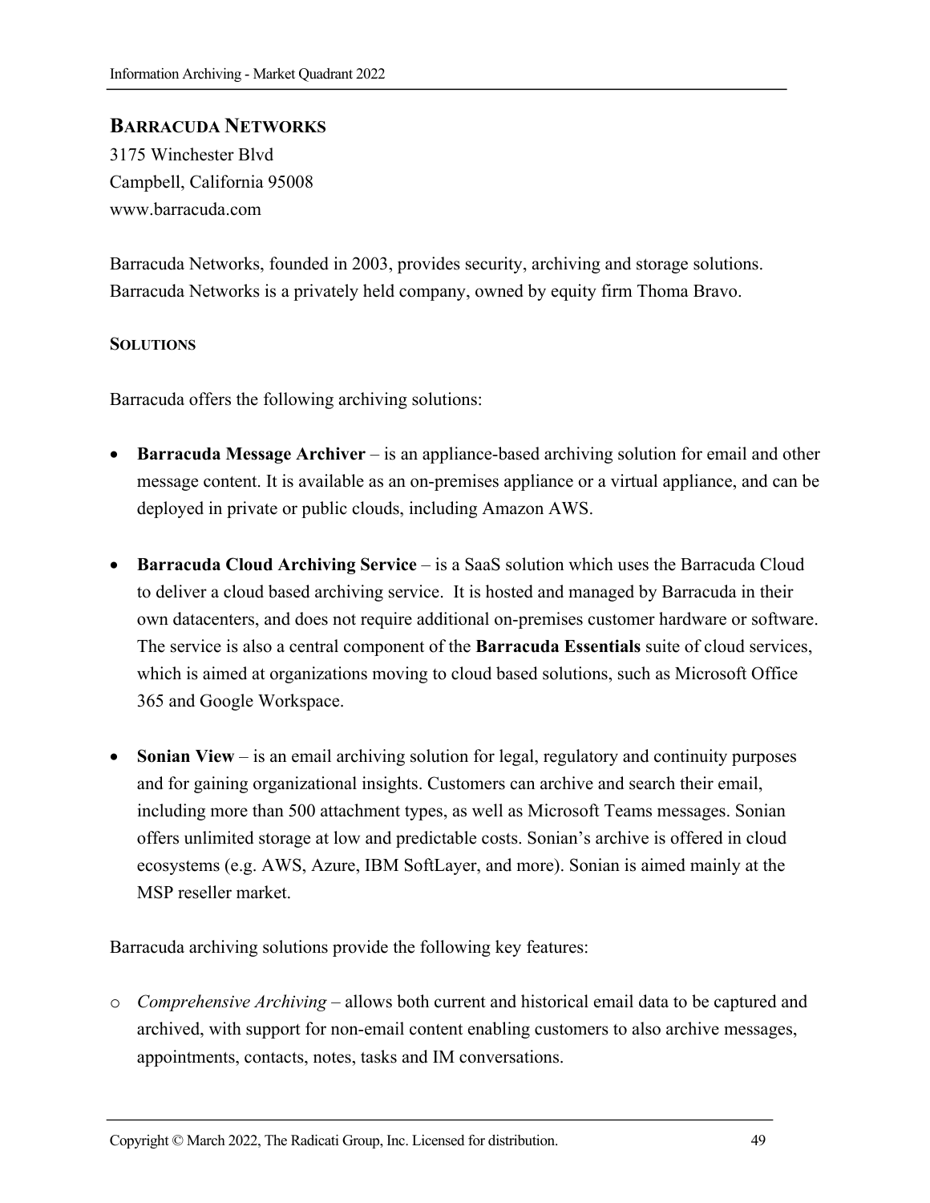## Barracuda Networks

3175 Winchester Blvd
Campbell, California 95008
www.barracuda.com

Barracuda Networks, founded in 2003, provides security, archiving and storage solutions. Barracuda Networks is a privately held company, owned by equity firm Thoma Bravo.

### Solutions

Barracuda offers the following archiving solutions:

- **Barracuda Message Archiver** – is an appliance-based archiving solution for email and other message content. It is available as an on-premises appliance or a virtual appliance, and can be deployed in private or public clouds, including Amazon AWS.

- **Barracuda Cloud Archiving Service** – is a SaaS solution which uses the Barracuda Cloud to deliver a cloud based archiving service. It is hosted and managed by Barracuda in their own datacenters, and does not require additional on-premises customer hardware or software. The service is also a central component of the **Barracuda Essentials** suite of cloud services, which is aimed at organizations moving to cloud based solutions, such as Microsoft Office 365 and Google Workspace.

- **Sonian View** – is an email archiving solution for legal, regulatory and continuity purposes and for gaining organizational insights. Customers can archive and search their email, including more than 500 attachment types, as well as Microsoft Teams messages. Sonian offers unlimited storage at low and predictable costs. Sonian's archive is offered in cloud ecosystems (e.g. AWS, Azure, IBM SoftLayer, and more). Sonian is aimed mainly at the MSP reseller market.

Barracuda archiving solutions provide the following key features:

- *Comprehensive Archiving* – allows both current and historical email data to be captured and archived, with support for non-email content enabling customers to also archive messages, appointments, contacts, notes, tasks and IM conversations.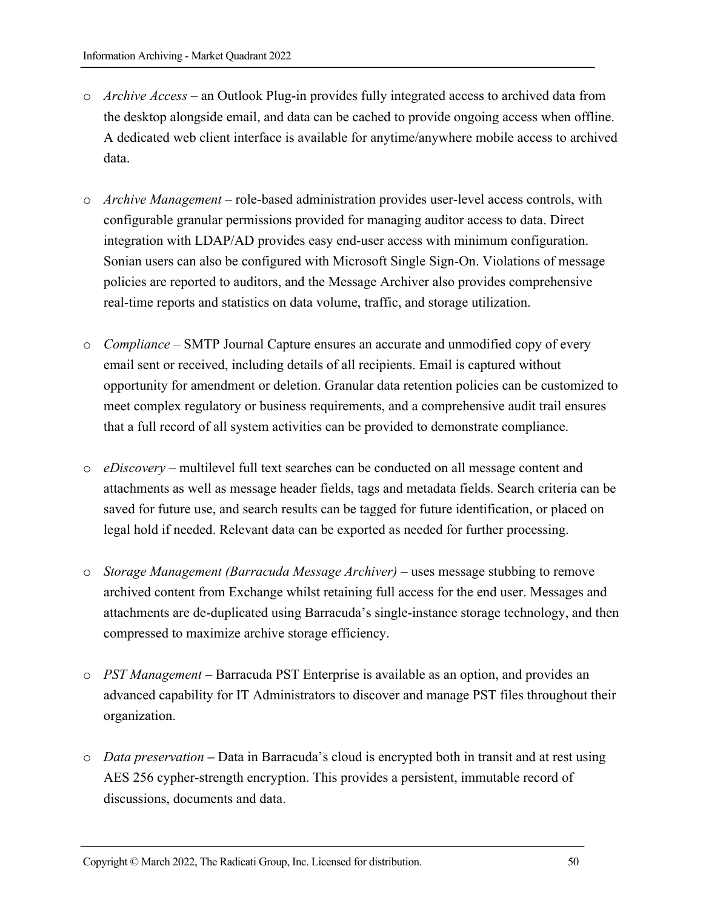- *Archive Access* – an Outlook Plug-in provides fully integrated access to archived data from the desktop alongside email, and data can be cached to provide ongoing access when offline. A dedicated web client interface is available for anytime/anywhere mobile access to archived data.

- *Archive Management* – role-based administration provides user-level access controls, with configurable granular permissions provided for managing auditor access to data. Direct integration with LDAP/AD provides easy end-user access with minimum configuration. Sonian users can also be configured with Microsoft Single Sign-On. Violations of message policies are reported to auditors, and the Message Archiver also provides comprehensive real-time reports and statistics on data volume, traffic, and storage utilization.

- *Compliance* – SMTP Journal Capture ensures an accurate and unmodified copy of every email sent or received, including details of all recipients. Email is captured without opportunity for amendment or deletion. Granular data retention policies can be customized to meet complex regulatory or business requirements, and a comprehensive audit trail ensures that a full record of all system activities can be provided to demonstrate compliance.

- *eDiscovery* – multilevel full text searches can be conducted on all message content and attachments as well as message header fields, tags and metadata fields. Search criteria can be saved for future use, and search results can be tagged for future identification, or placed on legal hold if needed. Relevant data can be exported as needed for further processing.

- *Storage Management (Barracuda Message Archiver)* – uses message stubbing to remove archived content from Exchange whilst retaining full access for the end user. Messages and attachments are de-duplicated using Barracuda's single-instance storage technology, and then compressed to maximize archive storage efficiency.

- *PST Management* – Barracuda PST Enterprise is available as an option, and provides an advanced capability for IT Administrators to discover and manage PST files throughout their organization.

- *Data preservation* **–** Data in Barracuda's cloud is encrypted both in transit and at rest using AES 256 cypher-strength encryption. This provides a persistent, immutable record of discussions, documents and data.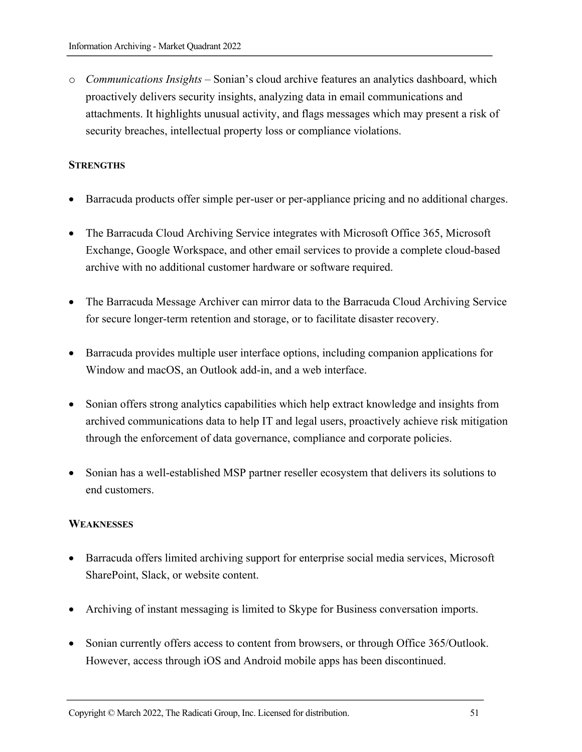- *Communications Insights* – Sonian's cloud archive features an analytics dashboard, which proactively delivers security insights, analyzing data in email communications and attachments. It highlights unusual activity, and flags messages which may present a risk of security breaches, intellectual property loss or compliance violations.

**STRENGTHS**

- Barracuda products offer simple per-user or per-appliance pricing and no additional charges.
- The Barracuda Cloud Archiving Service integrates with Microsoft Office 365, Microsoft Exchange, Google Workspace, and other email services to provide a complete cloud-based archive with no additional customer hardware or software required.
- The Barracuda Message Archiver can mirror data to the Barracuda Cloud Archiving Service for secure longer-term retention and storage, or to facilitate disaster recovery.
- Barracuda provides multiple user interface options, including companion applications for Window and macOS, an Outlook add-in, and a web interface.
- Sonian offers strong analytics capabilities which help extract knowledge and insights from archived communications data to help IT and legal users, proactively achieve risk mitigation through the enforcement of data governance, compliance and corporate policies.
- Sonian has a well-established MSP partner reseller ecosystem that delivers its solutions to end customers.

**WEAKNESSES**

- Barracuda offers limited archiving support for enterprise social media services, Microsoft SharePoint, Slack, or website content.
- Archiving of instant messaging is limited to Skype for Business conversation imports.
- Sonian currently offers access to content from browsers, or through Office 365/Outlook. However, access through iOS and Android mobile apps has been discontinued.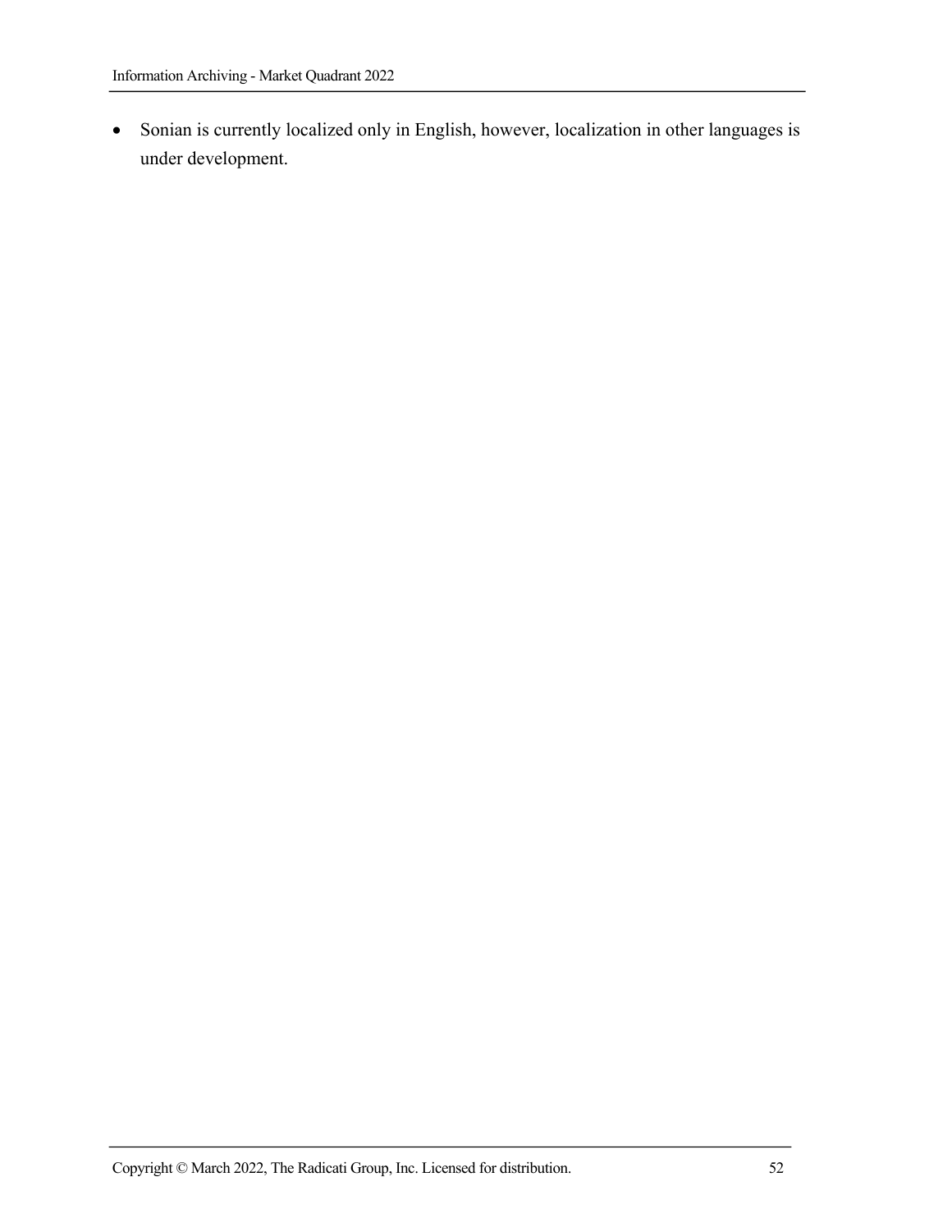- Sonian is currently localized only in English, however, localization in other languages is under development.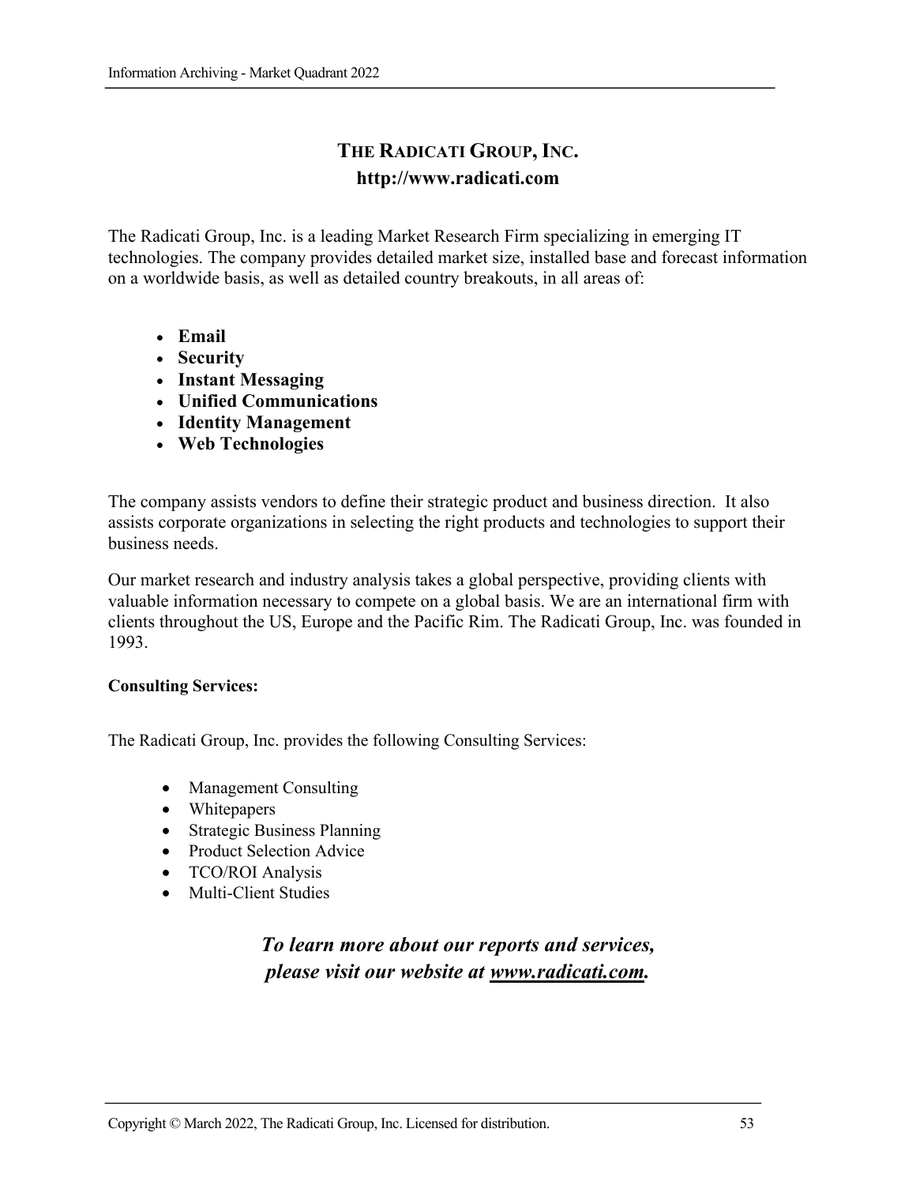# The Radicati Group, Inc.

**http://www.radicati.com**

The Radicati Group, Inc. is a leading Market Research Firm specializing in emerging IT technologies. The company provides detailed market size, installed base and forecast information on a worldwide basis, as well as detailed country breakouts, in all areas of:

- **Email**
- **Security**
- **Instant Messaging**
- **Unified Communications**
- **Identity Management**
- **Web Technologies**

The company assists vendors to define their strategic product and business direction. It also assists corporate organizations in selecting the right products and technologies to support their business needs.

Our market research and industry analysis takes a global perspective, providing clients with valuable information necessary to compete on a global basis. We are an international firm with clients throughout the US, Europe and the Pacific Rim. The Radicati Group, Inc. was founded in 1993.

**Consulting Services:**

The Radicati Group, Inc. provides the following Consulting Services:

- Management Consulting
- Whitepapers
- Strategic Business Planning
- Product Selection Advice
- TCO/ROI Analysis
- Multi-Client Studies

***To learn more about our reports and services, please visit our website at [www.radicati.com](http://www.radicati.com).***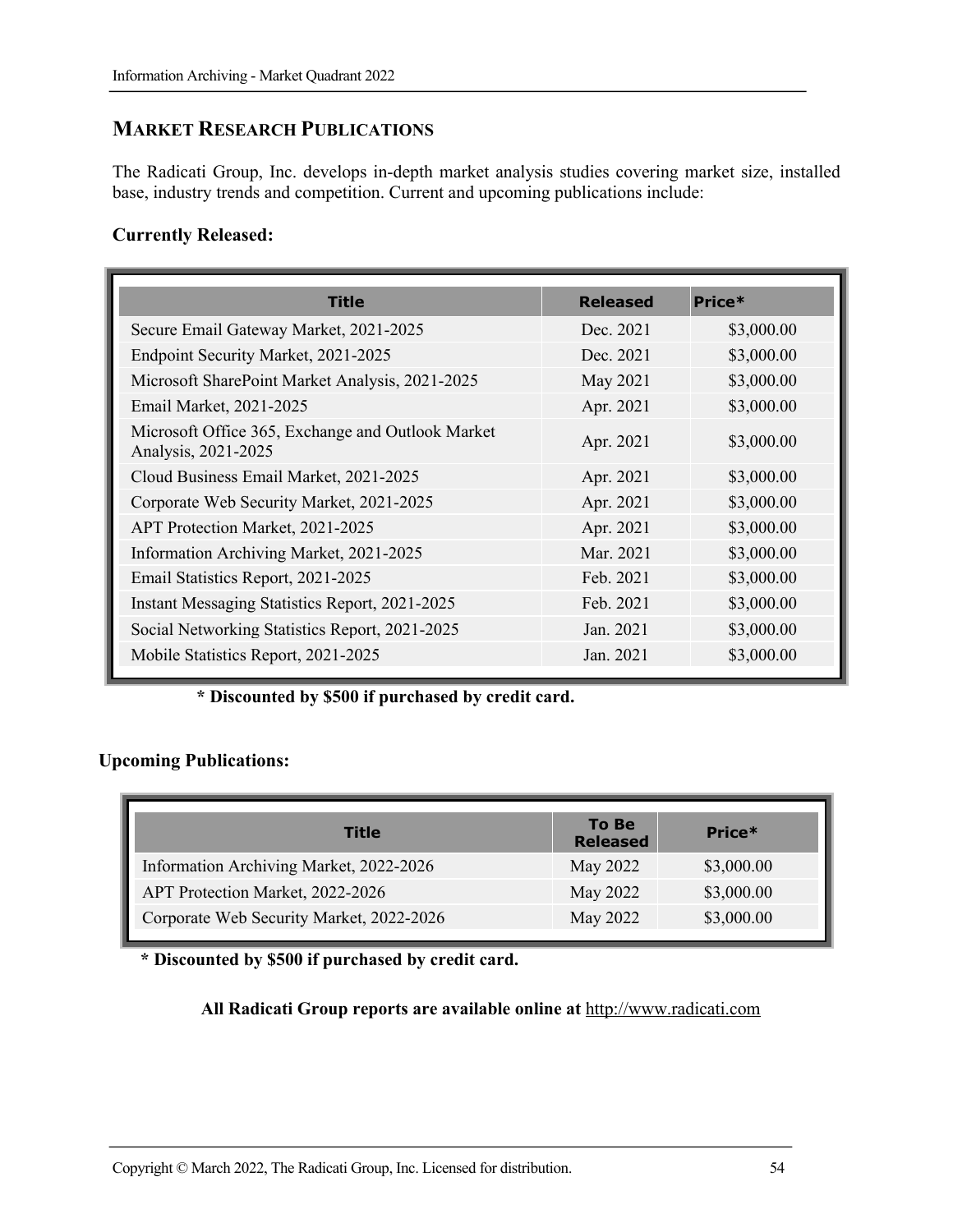## Market Research Publications

The Radicati Group, Inc. develops in-depth market analysis studies covering market size, installed base, industry trends and competition. Current and upcoming publications include:

**Currently Released:**

| Title | Released | Price* |
|---|---|---|
| Secure Email Gateway Market, 2021-2025 | Dec. 2021 | $3,000.00 |
| Endpoint Security Market, 2021-2025 | Dec. 2021 | $3,000.00 |
| Microsoft SharePoint Market Analysis, 2021-2025 | May 2021 | $3,000.00 |
| Email Market, 2021-2025 | Apr. 2021 | $3,000.00 |
| Microsoft Office 365, Exchange and Outlook Market Analysis, 2021-2025 | Apr. 2021 | $3,000.00 |
| Cloud Business Email Market, 2021-2025 | Apr. 2021 | $3,000.00 |
| Corporate Web Security Market, 2021-2025 | Apr. 2021 | $3,000.00 |
| APT Protection Market, 2021-2025 | Apr. 2021 | $3,000.00 |
| Information Archiving Market, 2021-2025 | Mar. 2021 | $3,000.00 |
| Email Statistics Report, 2021-2025 | Feb. 2021 | $3,000.00 |
| Instant Messaging Statistics Report, 2021-2025 | Feb. 2021 | $3,000.00 |
| Social Networking Statistics Report, 2021-2025 | Jan. 2021 | $3,000.00 |
| Mobile Statistics Report, 2021-2025 | Jan. 2021 | $3,000.00 |

**\* Discounted by $500 if purchased by credit card.**

**Upcoming Publications:**

| Title | To Be Released | Price* |
|---|---|---|
| Information Archiving Market, 2022-2026 | May 2022 | $3,000.00 |
| APT Protection Market, 2022-2026 | May 2022 | $3,000.00 |
| Corporate Web Security Market, 2022-2026 | May 2022 | $3,000.00 |

**\* Discounted by $500 if purchased by credit card.**

**All Radicati Group reports are available online at** http://www.radicati.com